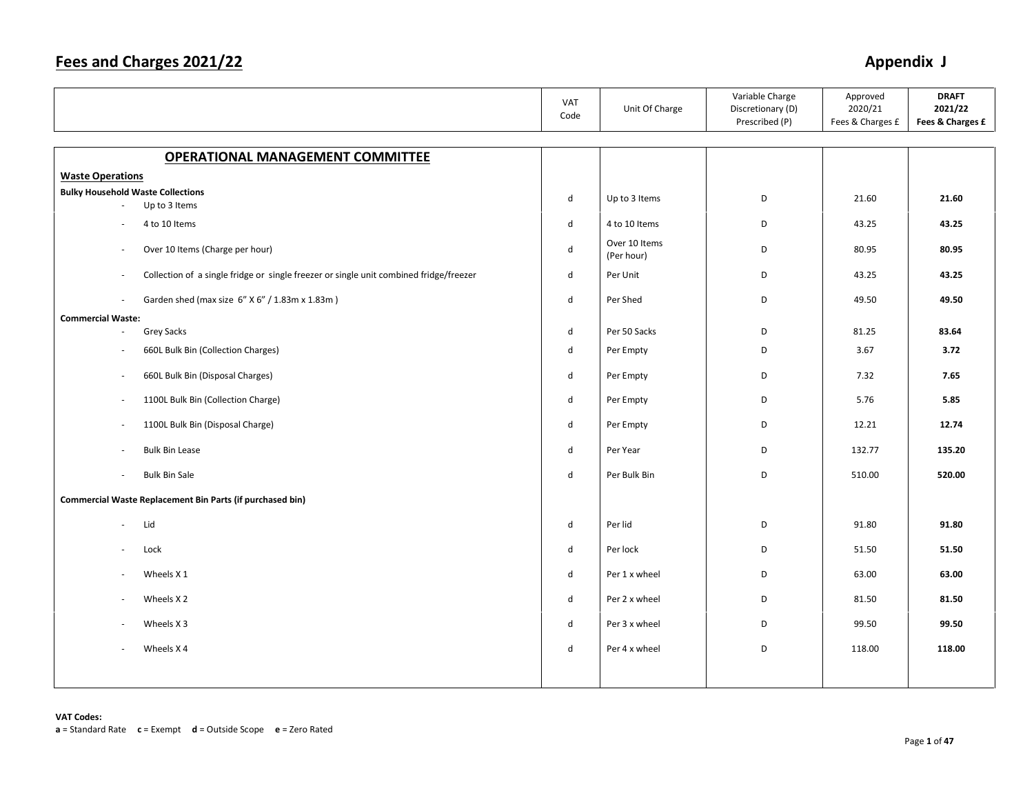# Fees and Charges 2021/22

## Appendix J

| | VAT Code | Unit Of Charge | Variable Charge Discretionary (D) Prescribed (P) | Approved 2020/21 Fees & Charges £ | **DRAFT 2021/22 Fees & Charges £** |
|---|---|---|---|---|---|
| **OPERATIONAL MANAGEMENT COMMITTEE** | | | | | |
| **Waste Operations** | | | | | |
| **Bulky Household Waste Collections** | | | | | |
| - Up to 3 Items | d | Up to 3 Items | D | 21.60 | **21.60** |
| - 4 to 10 Items | d | 4 to 10 Items | D | 43.25 | **43.25** |
| - Over 10 Items (Charge per hour) | d | Over 10 Items (Per hour) | D | 80.95 | **80.95** |
| - Collection of a single fridge or single freezer or single unit combined fridge/freezer | d | Per Unit | D | 43.25 | **43.25** |
| - Garden shed (max size 6" X 6" / 1.83m x 1.83m ) | d | Per Shed | D | 49.50 | **49.50** |
| **Commercial Waste:** | | | | | |
| - Grey Sacks | d | Per 50 Sacks | D | 81.25 | **83.64** |
| - 660L Bulk Bin (Collection Charges) | d | Per Empty | D | 3.67 | **3.72** |
| - 660L Bulk Bin (Disposal Charges) | d | Per Empty | D | 7.32 | **7.65** |
| - 1100L Bulk Bin (Collection Charge) | d | Per Empty | D | 5.76 | **5.85** |
| - 1100L Bulk Bin (Disposal Charge) | d | Per Empty | D | 12.21 | **12.74** |
| - Bulk Bin Lease | d | Per Year | D | 132.77 | **135.20** |
| - Bulk Bin Sale | d | Per Bulk Bin | D | 510.00 | **520.00** |
| **Commercial Waste Replacement Bin Parts (if purchased bin)** | | | | | |
| - Lid | d | Per lid | D | 91.80 | **91.80** |
| - Lock | d | Per lock | D | 51.50 | **51.50** |
| - Wheels X 1 | d | Per 1 x wheel | D | 63.00 | **63.00** |
| - Wheels X 2 | d | Per 2 x wheel | D | 81.50 | **81.50** |
| - Wheels X 3 | d | Per 3 x wheel | D | 99.50 | **99.50** |
| - Wheels X 4 | d | Per 4 x wheel | D | 118.00 | **118.00** |

**VAT Codes:**
**a** = Standard Rate **c** = Exempt **d** = Outside Scope **e** = Zero Rated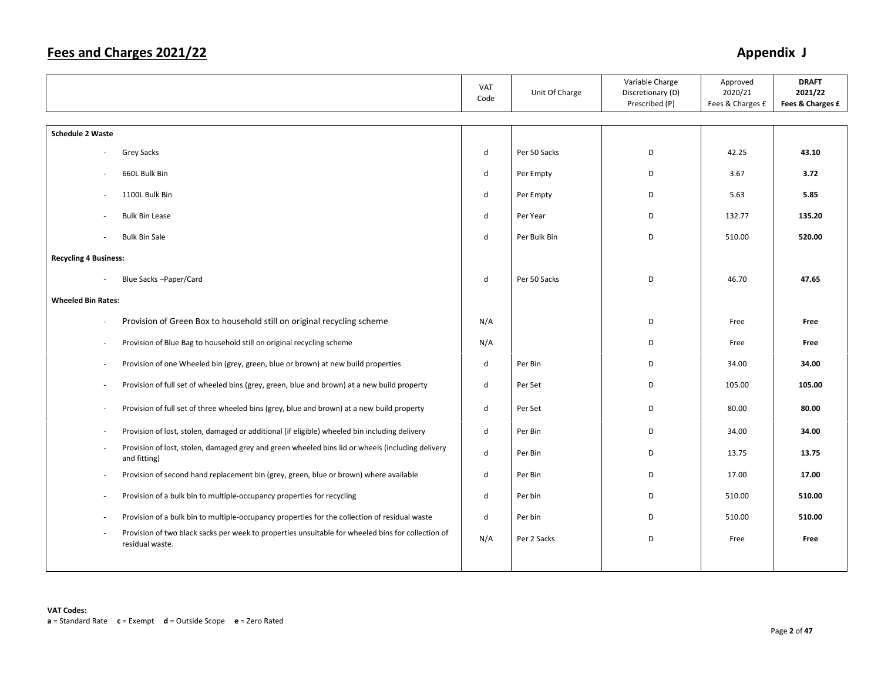## Fees and Charges 2021/22

## Appendix J

| | VAT Code | Unit Of Charge | Variable Charge Discretionary (D) Prescribed (P) | Approved 2020/21 Fees & Charges £ | **DRAFT 2021/22 Fees & Charges £** |
|---|---|---|---|---|---|
| **Schedule 2 Waste** | | | | | |
| - Grey Sacks | d | Per 50 Sacks | D | 42.25 | **43.10** |
| - 660L Bulk Bin | d | Per Empty | D | 3.67 | **3.72** |
| - 1100L Bulk Bin | d | Per Empty | D | 5.63 | **5.85** |
| - Bulk Bin Lease | d | Per Year | D | 132.77 | **135.20** |
| - Bulk Bin Sale | d | Per Bulk Bin | D | 510.00 | **520.00** |
| **Recycling 4 Business:** | | | | | |
| - Blue Sacks –Paper/Card | d | Per 50 Sacks | D | 46.70 | **47.65** |
| **Wheeled Bin Rates:** | | | | | |
| - Provision of Green Box to household still on original recycling scheme | N/A | | D | Free | **Free** |
| - Provision of Blue Bag to household still on original recycling scheme | N/A | | D | Free | **Free** |
| - Provision of one Wheeled bin (grey, green, blue or brown) at new build properties | d | Per Bin | D | 34.00 | **34.00** |
| - Provision of full set of wheeled bins (grey, green, blue and brown) at a new build property | d | Per Set | D | 105.00 | **105.00** |
| - Provision of full set of three wheeled bins (grey, blue and brown) at a new build property | d | Per Set | D | 80.00 | **80.00** |
| - Provision of lost, stolen, damaged or additional (if eligible) wheeled bin including delivery | d | Per Bin | D | 34.00 | **34.00** |
| - Provision of lost, stolen, damaged grey and green wheeled bins lid or wheels (including delivery and fitting) | d | Per Bin | D | 13.75 | **13.75** |
| - Provision of second hand replacement bin (grey, green, blue or brown) where available | d | Per Bin | D | 17.00 | **17.00** |
| - Provision of a bulk bin to multiple-occupancy properties for recycling | d | Per bin | D | 510.00 | **510.00** |
| - Provision of a bulk bin to multiple-occupancy properties for the collection of residual waste | d | Per bin | D | 510.00 | **510.00** |
| - Provision of two black sacks per week to properties unsuitable for wheeled bins for collection of residual waste. | N/A | Per 2 Sacks | D | Free | **Free** |

**VAT Codes:**
**a** = Standard Rate **c** = Exempt **d** = Outside Scope **e** = Zero Rated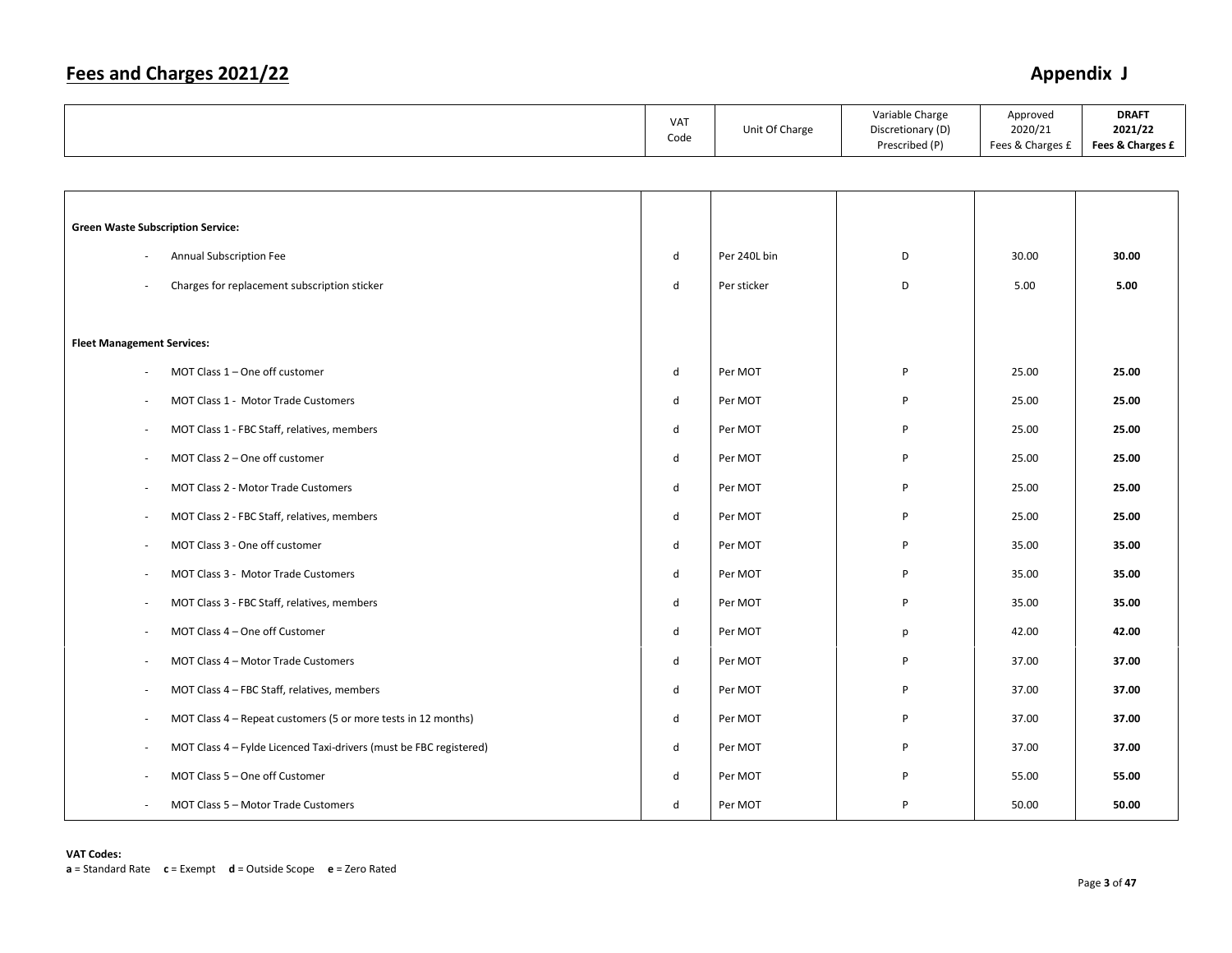# Fees and Charges 2021/22

## Appendix J

| | VAT Code | Unit Of Charge | Variable Charge Discretionary (D) Prescribed (P) | Approved 2020/21 Fees & Charges £ | **DRAFT 2021/22 Fees & Charges £** |
|---|---|---|---|---|---|
| **Green Waste Subscription Service:** | | | | | |
| - Annual Subscription Fee | d | Per 240L bin | D | 30.00 | **30.00** |
| - Charges for replacement subscription sticker | d | Per sticker | D | 5.00 | **5.00** |
| **Fleet Management Services:** | | | | | |
| - MOT Class 1 – One off customer | d | Per MOT | P | 25.00 | **25.00** |
| - MOT Class 1 - Motor Trade Customers | d | Per MOT | P | 25.00 | **25.00** |
| - MOT Class 1 - FBC Staff, relatives, members | d | Per MOT | P | 25.00 | **25.00** |
| - MOT Class 2 – One off customer | d | Per MOT | P | 25.00 | **25.00** |
| - MOT Class 2 - Motor Trade Customers | d | Per MOT | P | 25.00 | **25.00** |
| - MOT Class 2 - FBC Staff, relatives, members | d | Per MOT | P | 25.00 | **25.00** |
| - MOT Class 3 - One off customer | d | Per MOT | P | 35.00 | **35.00** |
| - MOT Class 3 - Motor Trade Customers | d | Per MOT | P | 35.00 | **35.00** |
| - MOT Class 3 - FBC Staff, relatives, members | d | Per MOT | P | 35.00 | **35.00** |
| - MOT Class 4 – One off Customer | d | Per MOT | p | 42.00 | **42.00** |
| - MOT Class 4 – Motor Trade Customers | d | Per MOT | P | 37.00 | **37.00** |
| - MOT Class 4 – FBC Staff, relatives, members | d | Per MOT | P | 37.00 | **37.00** |
| - MOT Class 4 – Repeat customers (5 or more tests in 12 months) | d | Per MOT | P | 37.00 | **37.00** |
| - MOT Class 4 – Fylde Licenced Taxi-drivers (must be FBC registered) | d | Per MOT | P | 37.00 | **37.00** |
| - MOT Class 5 – One off Customer | d | Per MOT | P | 55.00 | **55.00** |
| - MOT Class 5 – Motor Trade Customers | d | Per MOT | P | 50.00 | **50.00** |

**VAT Codes:**
**a** = Standard Rate **c** = Exempt **d** = Outside Scope **e** = Zero Rated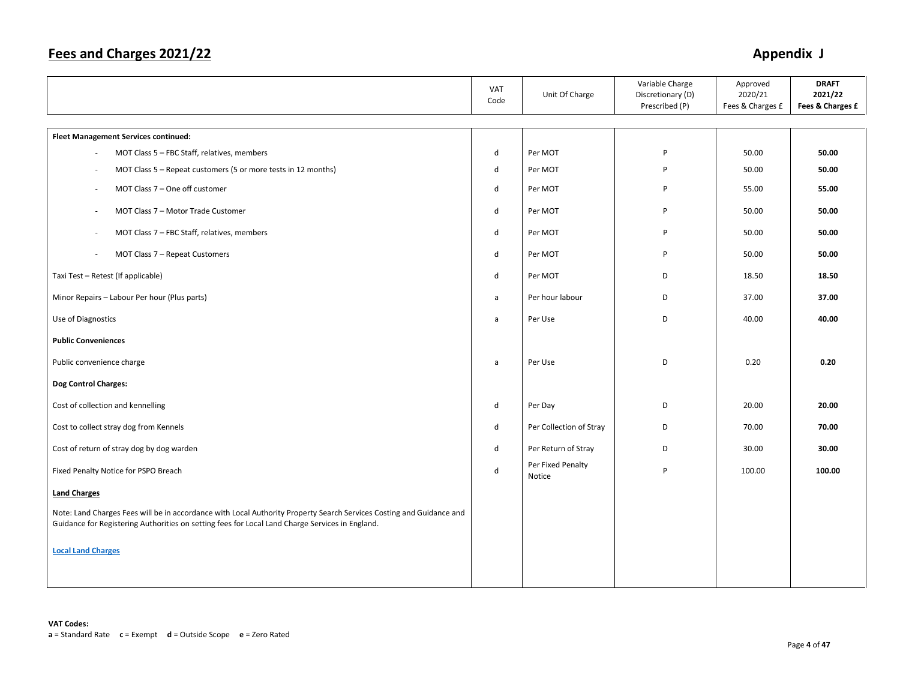## Fees and Charges 2021/22

## Appendix J

| | VAT Code | Unit Of Charge | Variable Charge Discretionary (D) Prescribed (P) | Approved 2020/21 Fees & Charges £ | **DRAFT 2021/22 Fees & Charges £** |
|---|---|---|---|---|---|
| **Fleet Management Services continued:** | | | | | |
| - MOT Class 5 – FBC Staff, relatives, members | d | Per MOT | P | 50.00 | **50.00** |
| - MOT Class 5 – Repeat customers (5 or more tests in 12 months) | d | Per MOT | P | 50.00 | **50.00** |
| - MOT Class 7 – One off customer | d | Per MOT | P | 55.00 | **55.00** |
| - MOT Class 7 – Motor Trade Customer | d | Per MOT | P | 50.00 | **50.00** |
| - MOT Class 7 – FBC Staff, relatives, members | d | Per MOT | P | 50.00 | **50.00** |
| - MOT Class 7 – Repeat Customers | d | Per MOT | P | 50.00 | **50.00** |
| Taxi Test – Retest (If applicable) | d | Per MOT | D | 18.50 | **18.50** |
| Minor Repairs – Labour Per hour (Plus parts) | a | Per hour labour | D | 37.00 | **37.00** |
| Use of Diagnostics | a | Per Use | D | 40.00 | **40.00** |
| **Public Conveniences** | | | | | |
| Public convenience charge | a | Per Use | D | 0.20 | **0.20** |
| **Dog Control Charges:** | | | | | |
| Cost of collection and kennelling | d | Per Day | D | 20.00 | **20.00** |
| Cost to collect stray dog from Kennels | d | Per Collection of Stray | D | 70.00 | **70.00** |
| Cost of return of stray dog by dog warden | d | Per Return of Stray | D | 30.00 | **30.00** |
| Fixed Penalty Notice for PSPO Breach | d | Per Fixed Penalty Notice | P | 100.00 | **100.00** |
| **Land Charges** | | | | | |
| Note: Land Charges Fees will be in accordance with Local Authority Property Search Services Costing and Guidance and Guidance for Registering Authorities on setting fees for Local Land Charge Services in England. | | | | | |
| **Local Land Charges** | | | | | |

**VAT Codes:**
**a** = Standard Rate **c** = Exempt **d** = Outside Scope **e** = Zero Rated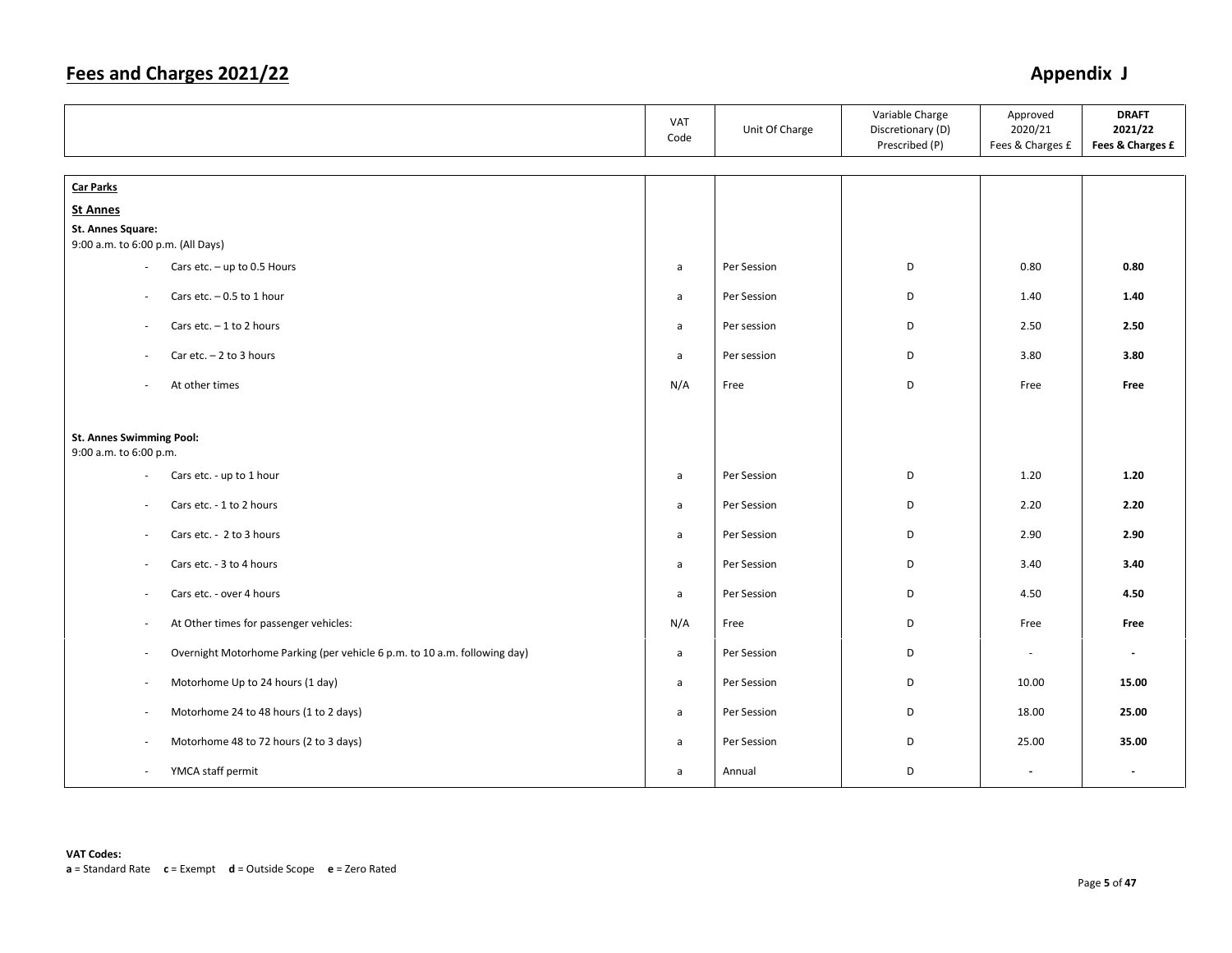# Fees and Charges 2021/22

## Appendix J

| | VAT Code | Unit Of Charge | Variable Charge Discretionary (D) Prescribed (P) | Approved 2020/21 Fees & Charges £ | **DRAFT 2021/22 Fees & Charges £** |
|---|---|---|---|---|---|
| **Car Parks** | | | | | |
| **St Annes** | | | | | |
| **St. Annes Square:** 9:00 a.m. to 6:00 p.m. (All Days) | | | | | |
| - Cars etc. – up to 0.5 Hours | a | Per Session | D | 0.80 | **0.80** |
| - Cars etc. – 0.5 to 1 hour | a | Per Session | D | 1.40 | **1.40** |
| - Cars etc. – 1 to 2 hours | a | Per session | D | 2.50 | **2.50** |
| - Car etc. – 2 to 3 hours | a | Per session | D | 3.80 | **3.80** |
| - At other times | N/A | Free | D | Free | **Free** |
| **St. Annes Swimming Pool:** 9:00 a.m. to 6:00 p.m. | | | | | |
| - Cars etc. - up to 1 hour | a | Per Session | D | 1.20 | **1.20** |
| - Cars etc. - 1 to 2 hours | a | Per Session | D | 2.20 | **2.20** |
| - Cars etc. - 2 to 3 hours | a | Per Session | D | 2.90 | **2.90** |
| - Cars etc. - 3 to 4 hours | a | Per Session | D | 3.40 | **3.40** |
| - Cars etc. - over 4 hours | a | Per Session | D | 4.50 | **4.50** |
| - At Other times for passenger vehicles: | N/A | Free | D | Free | **Free** |
| - Overnight Motorhome Parking (per vehicle 6 p.m. to 10 a.m. following day) | a | Per Session | D | - | **-** |
| - Motorhome Up to 24 hours (1 day) | a | Per Session | D | 10.00 | **15.00** |
| - Motorhome 24 to 48 hours (1 to 2 days) | a | Per Session | D | 18.00 | **25.00** |
| - Motorhome 48 to 72 hours (2 to 3 days) | a | Per Session | D | 25.00 | **35.00** |
| - YMCA staff permit | a | Annual | D | - | **-** |

**VAT Codes:**
**a** = Standard Rate **c** = Exempt **d** = Outside Scope **e** = Zero Rated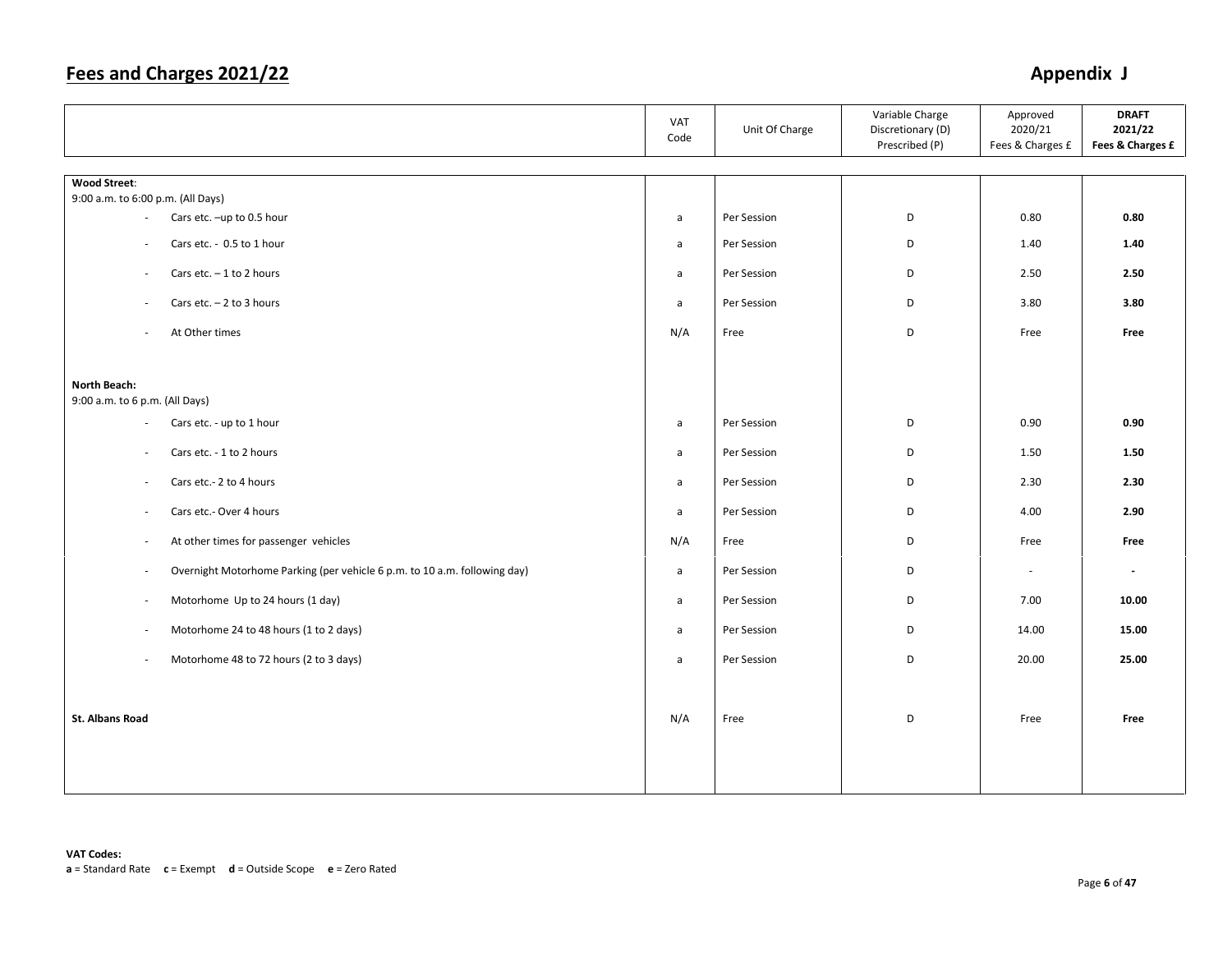# Fees and Charges 2021/22

## Appendix J

| | VAT Code | Unit Of Charge | Variable Charge Discretionary (D) Prescribed (P) | Approved 2020/21 Fees & Charges £ | **DRAFT 2021/22 Fees & Charges £** |
|---|---|---|---|---|---|
| **Wood Street**: | | | | | |
| 9:00 a.m. to 6:00 p.m. (All Days) | | | | | |
| - Cars etc. –up to 0.5 hour | a | Per Session | D | 0.80 | **0.80** |
| - Cars etc. - 0.5 to 1 hour | a | Per Session | D | 1.40 | **1.40** |
| - Cars etc. – 1 to 2 hours | a | Per Session | D | 2.50 | **2.50** |
| - Cars etc. – 2 to 3 hours | a | Per Session | D | 3.80 | **3.80** |
| - At Other times | N/A | Free | D | Free | **Free** |
| **North Beach:** | | | | | |
| 9:00 a.m. to 6 p.m. (All Days) | | | | | |
| - Cars etc. - up to 1 hour | a | Per Session | D | 0.90 | **0.90** |
| - Cars etc. - 1 to 2 hours | a | Per Session | D | 1.50 | **1.50** |
| - Cars etc.- 2 to 4 hours | a | Per Session | D | 2.30 | **2.30** |
| - Cars etc.- Over 4 hours | a | Per Session | D | 4.00 | **2.90** |
| - At other times for passenger vehicles | N/A | Free | D | Free | **Free** |
| - Overnight Motorhome Parking (per vehicle 6 p.m. to 10 a.m. following day) | a | Per Session | D | - | **-** |
| - Motorhome Up to 24 hours (1 day) | a | Per Session | D | 7.00 | **10.00** |
| - Motorhome 24 to 48 hours (1 to 2 days) | a | Per Session | D | 14.00 | **15.00** |
| - Motorhome 48 to 72 hours (2 to 3 days) | a | Per Session | D | 20.00 | **25.00** |
| **St. Albans Road** | N/A | Free | D | Free | **Free** |

**VAT Codes:**
**a** = Standard Rate **c** = Exempt **d** = Outside Scope **e** = Zero Rated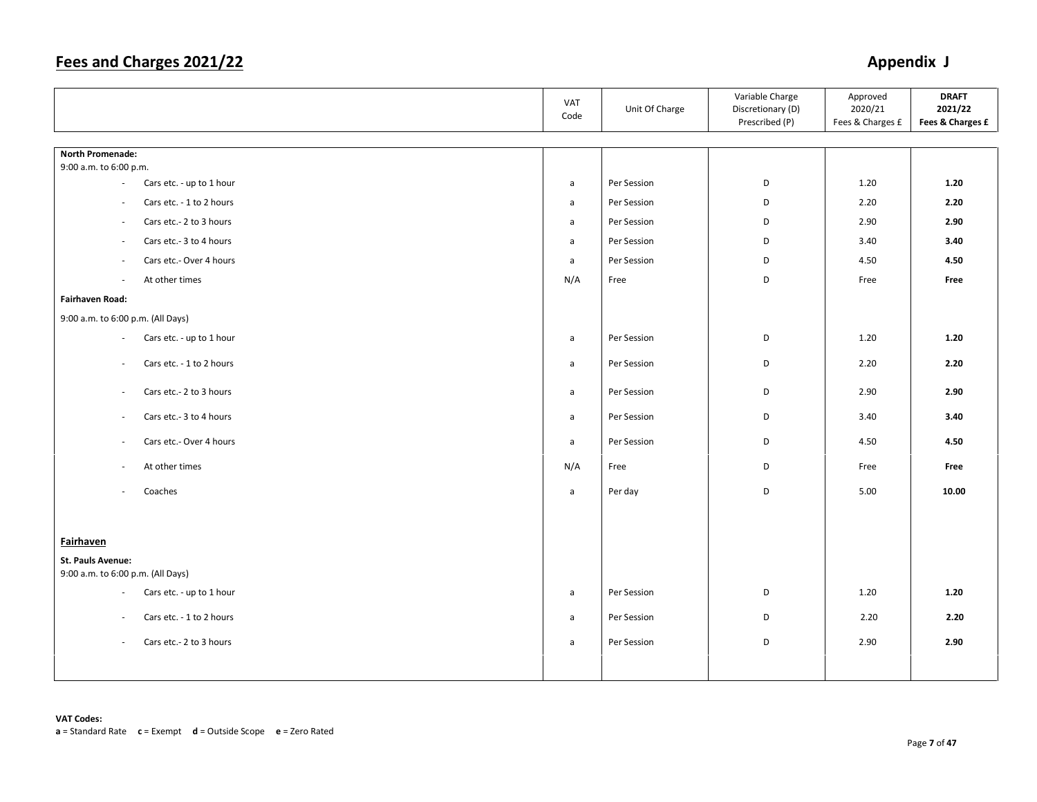## Fees and Charges 2021/22

## Appendix J

| | VAT Code | Unit Of Charge | Variable Charge Discretionary (D) Prescribed (P) | Approved 2020/21 Fees & Charges £ | **DRAFT 2021/22 Fees & Charges £** |
|---|---|---|---|---|---|
| **North Promenade:** | | | | | |
| 9:00 a.m. to 6:00 p.m. | | | | | |
| - Cars etc. - up to 1 hour | a | Per Session | D | 1.20 | **1.20** |
| - Cars etc. - 1 to 2 hours | a | Per Session | D | 2.20 | **2.20** |
| - Cars etc.- 2 to 3 hours | a | Per Session | D | 2.90 | **2.90** |
| - Cars etc.- 3 to 4 hours | a | Per Session | D | 3.40 | **3.40** |
| - Cars etc.- Over 4 hours | a | Per Session | D | 4.50 | **4.50** |
| - At other times | N/A | Free | D | Free | **Free** |
| **Fairhaven Road:** | | | | | |
| 9:00 a.m. to 6:00 p.m. (All Days) | | | | | |
| - Cars etc. - up to 1 hour | a | Per Session | D | 1.20 | **1.20** |
| - Cars etc. - 1 to 2 hours | a | Per Session | D | 2.20 | **2.20** |
| - Cars etc.- 2 to 3 hours | a | Per Session | D | 2.90 | **2.90** |
| - Cars etc.- 3 to 4 hours | a | Per Session | D | 3.40 | **3.40** |
| - Cars etc.- Over 4 hours | a | Per Session | D | 4.50 | **4.50** |
| - At other times | N/A | Free | D | Free | **Free** |
| - Coaches | a | Per day | D | 5.00 | **10.00** |
| **Fairhaven** | | | | | |
| **St. Pauls Avenue:** | | | | | |
| 9:00 a.m. to 6:00 p.m. (All Days) | | | | | |
| - Cars etc. - up to 1 hour | a | Per Session | D | 1.20 | **1.20** |
| - Cars etc. - 1 to 2 hours | a | Per Session | D | 2.20 | **2.20** |
| - Cars etc.- 2 to 3 hours | a | Per Session | D | 2.90 | **2.90** |

**VAT Codes:**
**a** = Standard Rate **c** = Exempt **d** = Outside Scope **e** = Zero Rated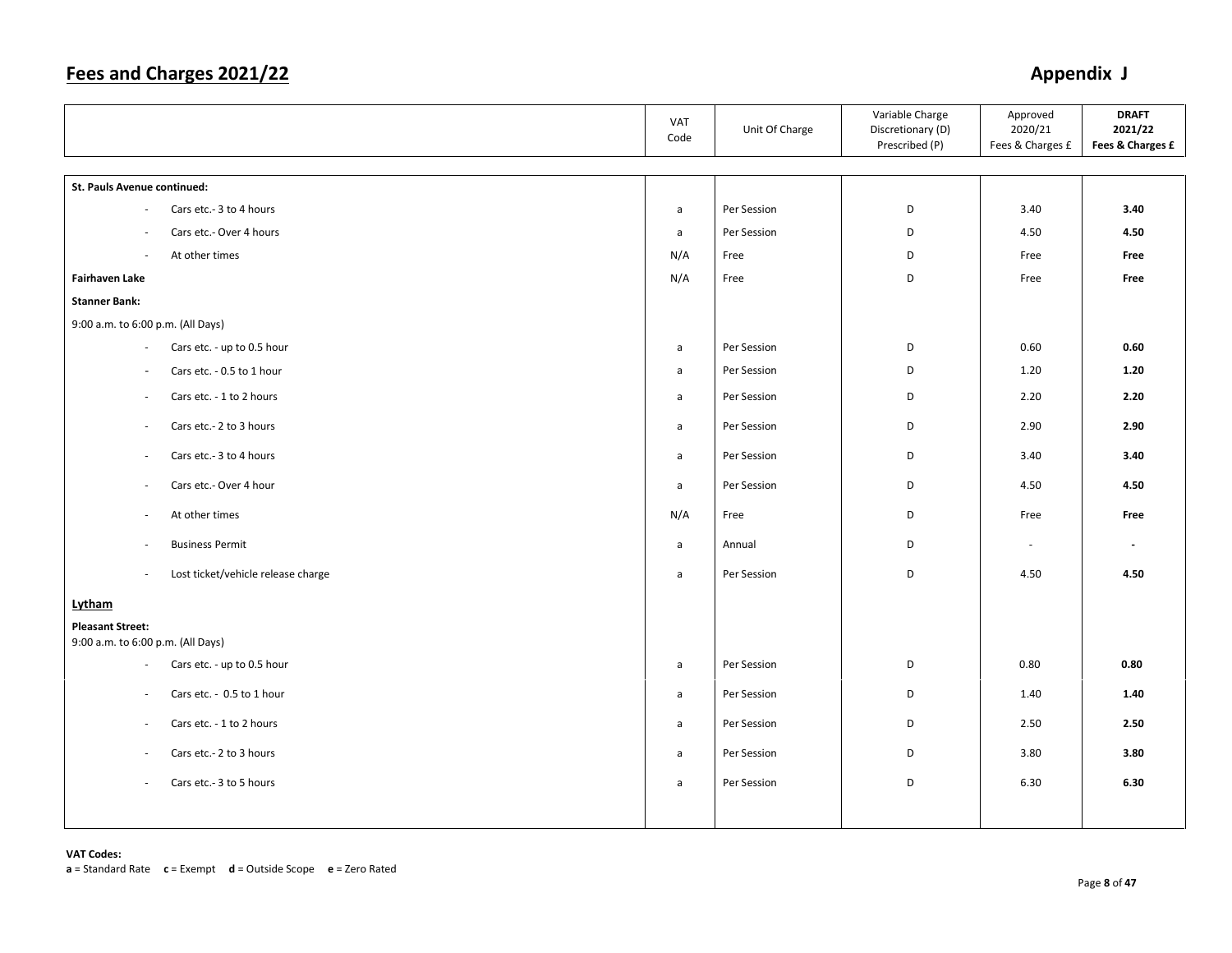# Fees and Charges 2021/22

## Appendix J

| | VAT Code | Unit Of Charge | Variable Charge Discretionary (D) Prescribed (P) | Approved 2020/21 Fees & Charges £ | **DRAFT 2021/22 Fees & Charges £** |
|---|---|---|---|---|---|
| **St. Pauls Avenue continued:** | | | | | |
| - Cars etc.- 3 to 4 hours | a | Per Session | D | 3.40 | **3.40** |
| - Cars etc.- Over 4 hours | a | Per Session | D | 4.50 | **4.50** |
| - At other times | N/A | Free | D | Free | **Free** |
| **Fairhaven Lake** | N/A | Free | D | Free | **Free** |
| **Stanner Bank:** | | | | | |
| 9:00 a.m. to 6:00 p.m. (All Days) | | | | | |
| - Cars etc. - up to 0.5 hour | a | Per Session | D | 0.60 | **0.60** |
| - Cars etc. - 0.5 to 1 hour | a | Per Session | D | 1.20 | **1.20** |
| - Cars etc. - 1 to 2 hours | a | Per Session | D | 2.20 | **2.20** |
| - Cars etc.- 2 to 3 hours | a | Per Session | D | 2.90 | **2.90** |
| - Cars etc.- 3 to 4 hours | a | Per Session | D | 3.40 | **3.40** |
| - Cars etc.- Over 4 hour | a | Per Session | D | 4.50 | **4.50** |
| - At other times | N/A | Free | D | Free | **Free** |
| - Business Permit | a | Annual | D | - | **-** |
| - Lost ticket/vehicle release charge | a | Per Session | D | 4.50 | **4.50** |
| **Lytham** | | | | | |
| **Pleasant Street:** 9:00 a.m. to 6:00 p.m. (All Days) | | | | | |
| - Cars etc. - up to 0.5 hour | a | Per Session | D | 0.80 | **0.80** |
| - Cars etc. - 0.5 to 1 hour | a | Per Session | D | 1.40 | **1.40** |
| - Cars etc. - 1 to 2 hours | a | Per Session | D | 2.50 | **2.50** |
| - Cars etc.- 2 to 3 hours | a | Per Session | D | 3.80 | **3.80** |
| - Cars etc.- 3 to 5 hours | a | Per Session | D | 6.30 | **6.30** |

**VAT Codes:**
**a** = Standard Rate **c** = Exempt **d** = Outside Scope **e** = Zero Rated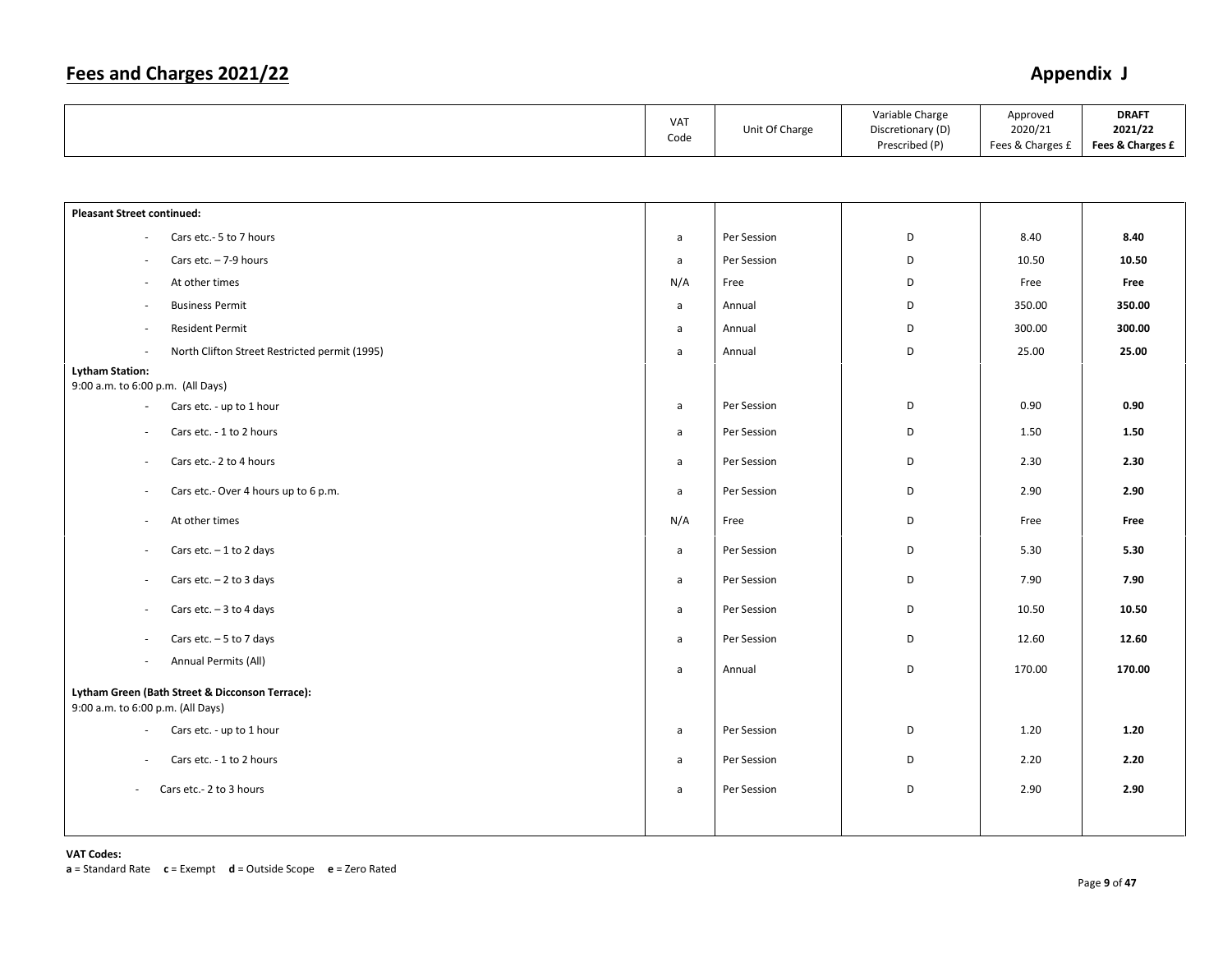| | VAT Code | Unit Of Charge | Variable Charge Discretionary (D) Prescribed (P) | Approved 2020/21 Fees & Charges £ | **DRAFT 2021/22 Fees & Charges £** |
|---|---|---|---|---|---|
| **Pleasant Street continued:** | | | | | |
| - Cars etc.- 5 to 7 hours | a | Per Session | D | 8.40 | **8.40** |
| - Cars etc. – 7-9 hours | a | Per Session | D | 10.50 | **10.50** |
| - At other times | N/A | Free | D | Free | **Free** |
| - Business Permit | a | Annual | D | 350.00 | **350.00** |
| - Resident Permit | a | Annual | D | 300.00 | **300.00** |
| - North Clifton Street Restricted permit (1995) | a | Annual | D | 25.00 | **25.00** |
| **Lytham Station:** 9:00 a.m. to 6:00 p.m. (All Days) | | | | | |
| - Cars etc. - up to 1 hour | a | Per Session | D | 0.90 | **0.90** |
| - Cars etc. - 1 to 2 hours | a | Per Session | D | 1.50 | **1.50** |
| - Cars etc.- 2 to 4 hours | a | Per Session | D | 2.30 | **2.30** |
| - Cars etc.- Over 4 hours up to 6 p.m. | a | Per Session | D | 2.90 | **2.90** |
| - At other times | N/A | Free | D | Free | **Free** |
| - Cars etc. – 1 to 2 days | a | Per Session | D | 5.30 | **5.30** |
| - Cars etc. – 2 to 3 days | a | Per Session | D | 7.90 | **7.90** |
| - Cars etc. – 3 to 4 days | a | Per Session | D | 10.50 | **10.50** |
| - Cars etc. – 5 to 7 days | a | Per Session | D | 12.60 | **12.60** |
| - Annual Permits (All) | a | Annual | D | 170.00 | **170.00** |
| **Lytham Green (Bath Street & Dicconson Terrace):** 9:00 a.m. to 6:00 p.m. (All Days) | | | | | |
| - Cars etc. - up to 1 hour | a | Per Session | D | 1.20 | **1.20** |
| - Cars etc. - 1 to 2 hours | a | Per Session | D | 2.20 | **2.20** |
| - Cars etc.- 2 to 3 hours | a | Per Session | D | 2.90 | **2.90** |

**VAT Codes:**
**a** = Standard Rate **c** = Exempt **d** = Outside Scope **e** = Zero Rated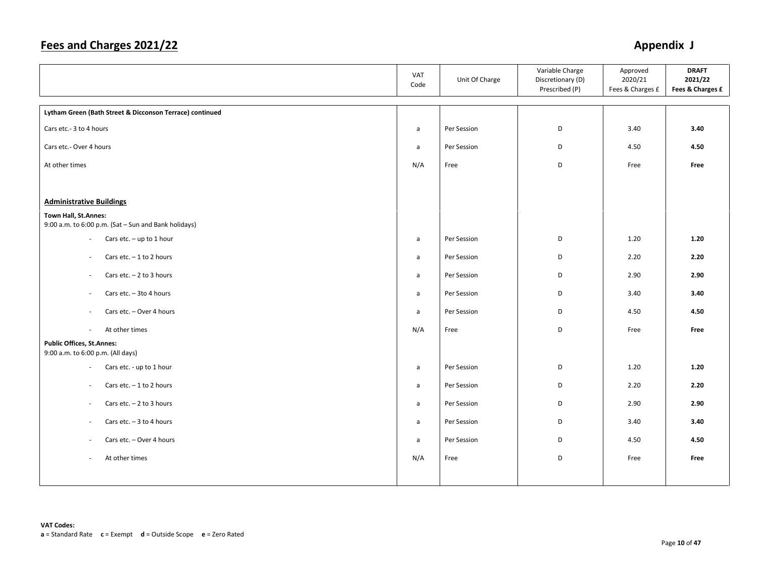# Fees and Charges 2021/22

## Appendix J

| | VAT Code | Unit Of Charge | Variable Charge Discretionary (D) Prescribed (P) | Approved 2020/21 Fees & Charges £ | **DRAFT 2021/22 Fees & Charges £** |
|---|---|---|---|---|---|
| **Lytham Green (Bath Street & Dicconson Terrace) continued** | | | | | |
| Cars etc.- 3 to 4 hours | a | Per Session | D | 3.40 | **3.40** |
| Cars etc.- Over 4 hours | a | Per Session | D | 4.50 | **4.50** |
| At other times | N/A | Free | D | Free | **Free** |
| **Administrative Buildings** | | | | | |
| **Town Hall, St.Annes:** 9:00 a.m. to 6:00 p.m. (Sat – Sun and Bank holidays) | | | | | |
| - Cars etc. – up to 1 hour | a | Per Session | D | 1.20 | **1.20** |
| - Cars etc. – 1 to 2 hours | a | Per Session | D | 2.20 | **2.20** |
| - Cars etc. – 2 to 3 hours | a | Per Session | D | 2.90 | **2.90** |
| - Cars etc. – 3to 4 hours | a | Per Session | D | 3.40 | **3.40** |
| - Cars etc. – Over 4 hours | a | Per Session | D | 4.50 | **4.50** |
| - At other times | N/A | Free | D | Free | **Free** |
| **Public Offices, St.Annes:** 9:00 a.m. to 6:00 p.m. (All days) | | | | | |
| - Cars etc. - up to 1 hour | a | Per Session | D | 1.20 | **1.20** |
| - Cars etc. – 1 to 2 hours | a | Per Session | D | 2.20 | **2.20** |
| - Cars etc. – 2 to 3 hours | a | Per Session | D | 2.90 | **2.90** |
| - Cars etc. – 3 to 4 hours | a | Per Session | D | 3.40 | **3.40** |
| - Cars etc. – Over 4 hours | a | Per Session | D | 4.50 | **4.50** |
| - At other times | N/A | Free | D | Free | **Free** |

**VAT Codes:**
**a** = Standard Rate **c** = Exempt **d** = Outside Scope **e** = Zero Rated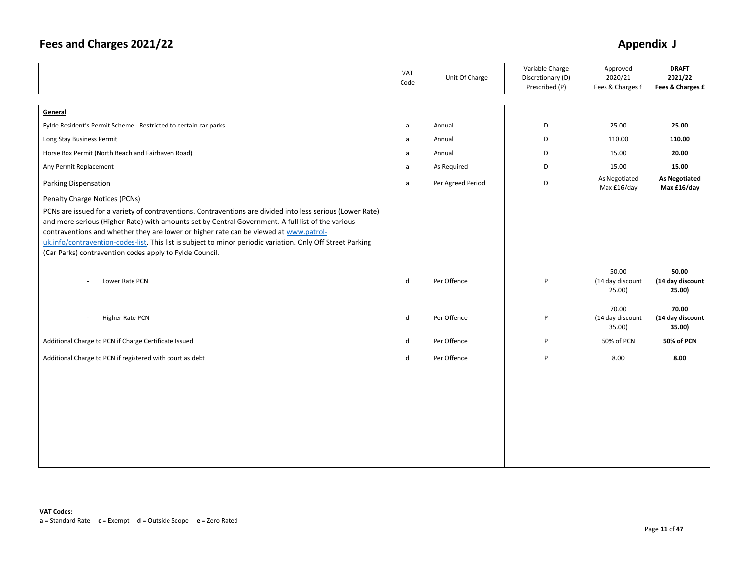## Fees and Charges 2021/22

## Appendix J

| | VAT Code | Unit Of Charge | Variable Charge Discretionary (D) Prescribed (P) | Approved 2020/21 Fees & Charges £ | **DRAFT 2021/22 Fees & Charges £** |
|---|---|---|---|---|---|
| **General** | | | | | |
| Fylde Resident's Permit Scheme - Restricted to certain car parks | a | Annual | D | 25.00 | **25.00** |
| Long Stay Business Permit | a | Annual | D | 110.00 | **110.00** |
| Horse Box Permit (North Beach and Fairhaven Road) | a | Annual | D | 15.00 | **20.00** |
| Any Permit Replacement | a | As Required | D | 15.00 | **15.00** |
| Parking Dispensation | a | Per Agreed Period | D | As Negotiated Max £16/day | **As Negotiated Max £16/day** |
| Penalty Charge Notices (PCNs)<br>PCNs are issued for a variety of contraventions. Contraventions are divided into less serious (Lower Rate) and more serious (Higher Rate) with amounts set by Central Government. A full list of the various contraventions and whether they are lower or higher rate can be viewed at [www.patrol-uk.info/contravention-codes-list](www.patrol-uk.info/contravention-codes-list). This list is subject to minor periodic variation. Only Off Street Parking (Car Parks) contravention codes apply to Fylde Council. | | | | | |
| - Lower Rate PCN | d | Per Offence | P | 50.00 (14 day discount 25.00) | **50.00 (14 day discount 25.00)** |
| - Higher Rate PCN | d | Per Offence | P | 70.00 (14 day discount 35.00) | **70.00 (14 day discount 35.00)** |
| Additional Charge to PCN if Charge Certificate Issued | d | Per Offence | P | 50% of PCN | **50% of PCN** |
| Additional Charge to PCN if registered with court as debt | d | Per Offence | P | 8.00 | **8.00** |

**VAT Codes:**
**a** = Standard Rate  **c** = Exempt  **d** = Outside Scope  **e** = Zero Rated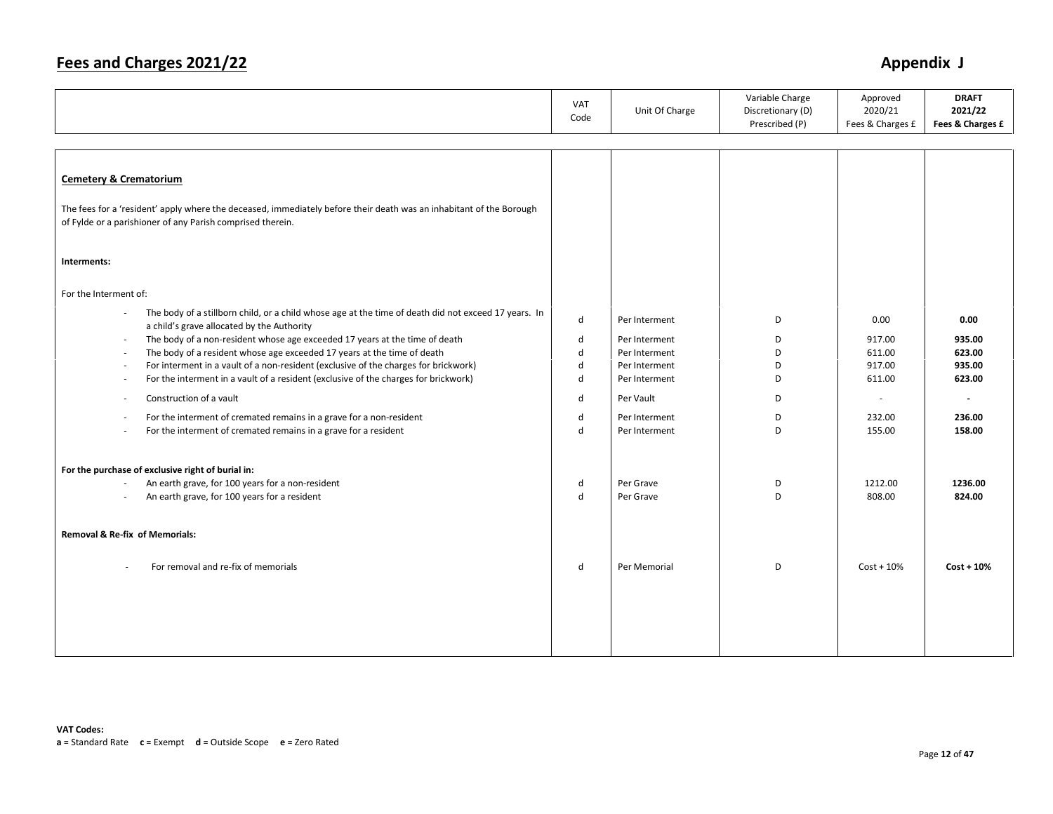# Fees and Charges 2021/22

## Appendix J

| | VAT Code | Unit Of Charge | Variable Charge Discretionary (D) Prescribed (P) | Approved 2020/21 Fees & Charges £ | **DRAFT 2021/22 Fees & Charges £** |
|---|---|---|---|---|---|
| **Cemetery & Crematorium** | | | | | |
| The fees for a 'resident' apply where the deceased, immediately before their death was an inhabitant of the Borough of Fylde or a parishioner of any Parish comprised therein. | | | | | |
| **Interments:** | | | | | |
| For the Interment of: | | | | | |
| - The body of a stillborn child, or a child whose age at the time of death did not exceed 17 years. In a child's grave allocated by the Authority | d | Per Interment | D | 0.00 | **0.00** |
| - The body of a non-resident whose age exceeded 17 years at the time of death | d | Per Interment | D | 917.00 | **935.00** |
| - The body of a resident whose age exceeded 17 years at the time of death | d | Per Interment | D | 611.00 | **623.00** |
| - For interment in a vault of a non-resident (exclusive of the charges for brickwork) | d | Per Interment | D | 917.00 | **935.00** |
| - For the interment in a vault of a resident (exclusive of the charges for brickwork) | d | Per Interment | D | 611.00 | **623.00** |
| - Construction of a vault | d | Per Vault | D | - | **-** |
| - For the interment of cremated remains in a grave for a non-resident | d | Per Interment | D | 232.00 | **236.00** |
| - For the interment of cremated remains in a grave for a resident | d | Per Interment | D | 155.00 | **158.00** |
| **For the purchase of exclusive right of burial in:** | | | | | |
| - An earth grave, for 100 years for a non-resident | d | Per Grave | D | 1212.00 | **1236.00** |
| - An earth grave, for 100 years for a resident | d | Per Grave | D | 808.00 | **824.00** |
| **Removal & Re-fix of Memorials:** | | | | | |
| - For removal and re-fix of memorials | d | Per Memorial | D | Cost + 10% | **Cost + 10%** |

**VAT Codes:**
**a** = Standard Rate **c** = Exempt **d** = Outside Scope **e** = Zero Rated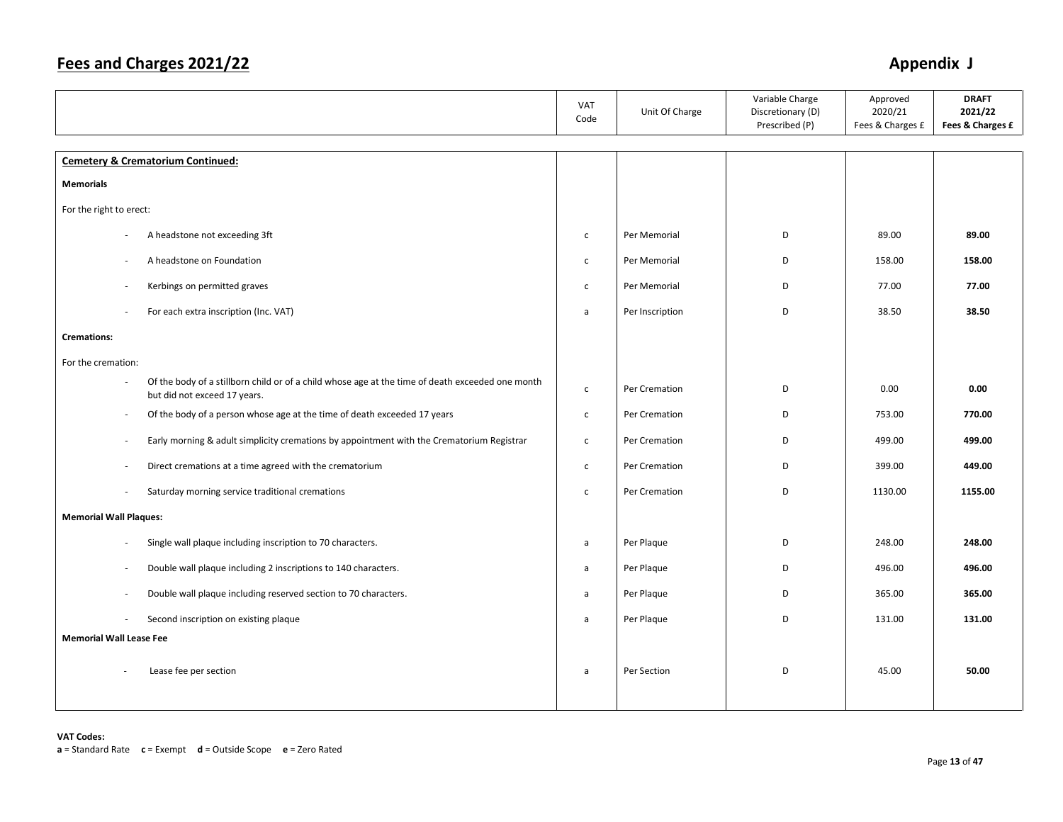# Fees and Charges 2021/22

## Appendix J

| | VAT Code | Unit Of Charge | Variable Charge Discretionary (D) Prescribed (P) | Approved 2020/21 Fees & Charges £ | **DRAFT 2021/22 Fees & Charges £** |
|---|---|---|---|---|---|
| **Cemetery & Crematorium Continued:** | | | | | |
| **Memorials** | | | | | |
| For the right to erect: | | | | | |
| - A headstone not exceeding 3ft | c | Per Memorial | D | 89.00 | **89.00** |
| - A headstone on Foundation | c | Per Memorial | D | 158.00 | **158.00** |
| - Kerbings on permitted graves | c | Per Memorial | D | 77.00 | **77.00** |
| - For each extra inscription (Inc. VAT) | a | Per Inscription | D | 38.50 | **38.50** |
| **Cremations:** | | | | | |
| For the cremation: | | | | | |
| - Of the body of a stillborn child or of a child whose age at the time of death exceeded one month but did not exceed 17 years. | c | Per Cremation | D | 0.00 | **0.00** |
| - Of the body of a person whose age at the time of death exceeded 17 years | c | Per Cremation | D | 753.00 | **770.00** |
| - Early morning & adult simplicity cremations by appointment with the Crematorium Registrar | c | Per Cremation | D | 499.00 | **499.00** |
| - Direct cremations at a time agreed with the crematorium | c | Per Cremation | D | 399.00 | **449.00** |
| - Saturday morning service traditional cremations | c | Per Cremation | D | 1130.00 | **1155.00** |
| **Memorial Wall Plaques:** | | | | | |
| - Single wall plaque including inscription to 70 characters. | a | Per Plaque | D | 248.00 | **248.00** |
| - Double wall plaque including 2 inscriptions to 140 characters. | a | Per Plaque | D | 496.00 | **496.00** |
| - Double wall plaque including reserved section to 70 characters. | a | Per Plaque | D | 365.00 | **365.00** |
| - Second inscription on existing plaque | a | Per Plaque | D | 131.00 | **131.00** |
| **Memorial Wall Lease Fee** | | | | | |
| - Lease fee per section | a | Per Section | D | 45.00 | **50.00** |

**VAT Codes:**
**a** = Standard Rate **c** = Exempt **d** = Outside Scope **e** = Zero Rated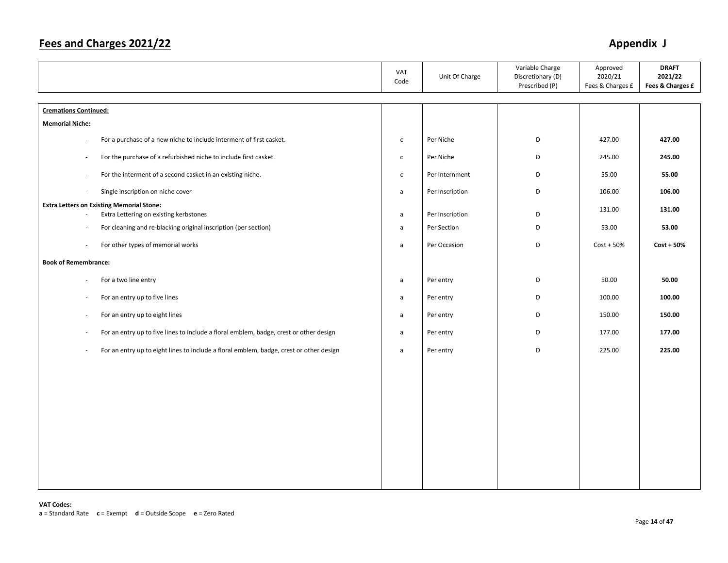# Fees and Charges 2021/22

## Appendix J

| | VAT Code | Unit Of Charge | Variable Charge Discretionary (D) Prescribed (P) | Approved 2020/21 Fees & Charges £ | **DRAFT 2021/22 Fees & Charges £** |
|---|---|---|---|---|---|
| **Cremations Continued:** | | | | | |
| **Memorial Niche:** | | | | | |
| - For a purchase of a new niche to include interment of first casket. | c | Per Niche | D | 427.00 | **427.00** |
| - For the purchase of a refurbished niche to include first casket. | c | Per Niche | D | 245.00 | **245.00** |
| - For the interment of a second casket in an existing niche. | c | Per Internment | D | 55.00 | **55.00** |
| - Single inscription on niche cover | a | Per Inscription | D | 106.00 | **106.00** |
| **Extra Letters on Existing Memorial Stone:** | | | | | |
| - Extra Lettering on existing kerbstones | a | Per Inscription | D | 131.00 | **131.00** |
| - For cleaning and re-blacking original inscription (per section) | a | Per Section | D | 53.00 | **53.00** |
| - For other types of memorial works | a | Per Occasion | D | Cost + 50% | **Cost + 50%** |
| **Book of Remembrance:** | | | | | |
| - For a two line entry | a | Per entry | D | 50.00 | **50.00** |
| - For an entry up to five lines | a | Per entry | D | 100.00 | **100.00** |
| - For an entry up to eight lines | a | Per entry | D | 150.00 | **150.00** |
| - For an entry up to five lines to include a floral emblem, badge, crest or other design | a | Per entry | D | 177.00 | **177.00** |
| - For an entry up to eight lines to include a floral emblem, badge, crest or other design | a | Per entry | D | 225.00 | **225.00** |

**VAT Codes:**
**a** = Standard Rate **c** = Exempt **d** = Outside Scope **e** = Zero Rated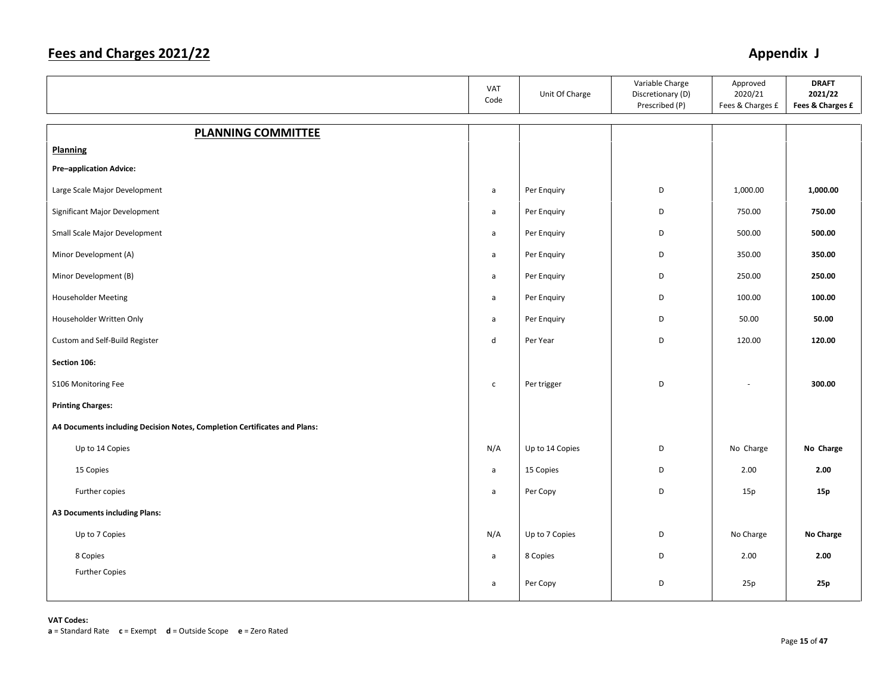# Fees and Charges 2021/22

## Appendix J

| | VAT Code | Unit Of Charge | Variable Charge Discretionary (D) Prescribed (P) | Approved 2020/21 Fees & Charges £ | **DRAFT 2021/22 Fees & Charges £** |
|---|---|---|---|---|---|
| **PLANNING COMMITTEE** | | | | | |
| **Planning** | | | | | |
| **Pre–application Advice:** | | | | | |
| Large Scale Major Development | a | Per Enquiry | D | 1,000.00 | **1,000.00** |
| Significant Major Development | a | Per Enquiry | D | 750.00 | **750.00** |
| Small Scale Major Development | a | Per Enquiry | D | 500.00 | **500.00** |
| Minor Development (A) | a | Per Enquiry | D | 350.00 | **350.00** |
| Minor Development (B) | a | Per Enquiry | D | 250.00 | **250.00** |
| Householder Meeting | a | Per Enquiry | D | 100.00 | **100.00** |
| Householder Written Only | a | Per Enquiry | D | 50.00 | **50.00** |
| Custom and Self-Build Register | d | Per Year | D | 120.00 | **120.00** |
| **Section 106:** | | | | | |
| S106 Monitoring Fee | c | Per trigger | D | - | **300.00** |
| **Printing Charges:** | | | | | |
| **A4 Documents including Decision Notes, Completion Certificates and Plans:** | | | | | |
| Up to 14 Copies | N/A | Up to 14 Copies | D | No Charge | **No Charge** |
| 15 Copies | a | 15 Copies | D | 2.00 | **2.00** |
| Further copies | a | Per Copy | D | 15p | **15p** |
| **A3 Documents including Plans:** | | | | | |
| Up to 7 Copies | N/A | Up to 7 Copies | D | No Charge | **No Charge** |
| 8 Copies | a | 8 Copies | D | 2.00 | **2.00** |
| Further Copies | a | Per Copy | D | 25p | **25p** |

**VAT Codes:**
**a** = Standard Rate **c** = Exempt **d** = Outside Scope **e** = Zero Rated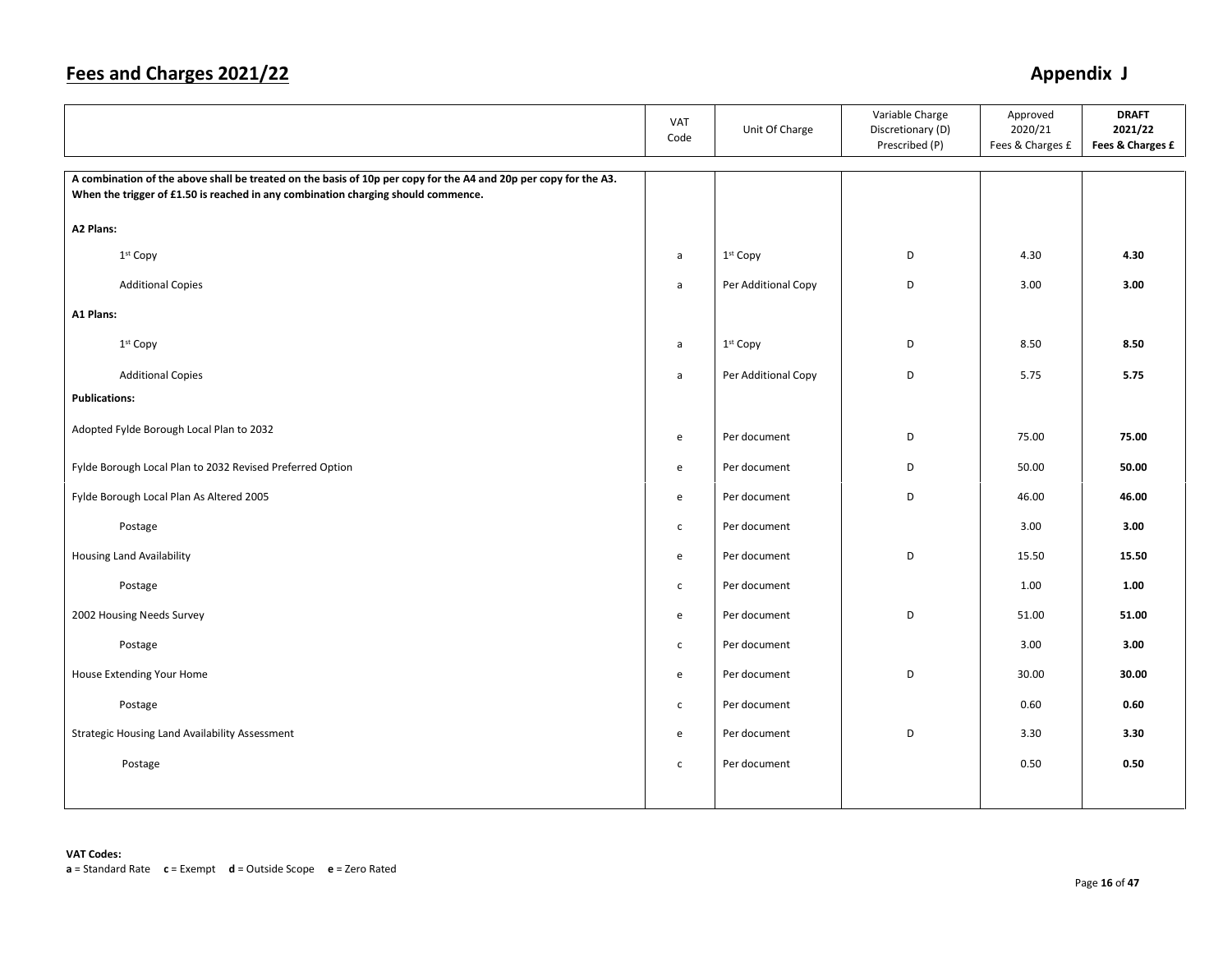# Fees and Charges 2021/22

## Appendix J

| | VAT Code | Unit Of Charge | Variable Charge Discretionary (D) Prescribed (P) | Approved 2020/21 Fees & Charges £ | **DRAFT 2021/22 Fees & Charges £** |
|---|---|---|---|---|---|
| **A combination of the above shall be treated on the basis of 10p per copy for the A4 and 20p per copy for the A3. When the trigger of £1.50 is reached in any combination charging should commence.** | | | | | |
| **A2 Plans:** | | | | | |
| 1st Copy | a | 1st Copy | D | 4.30 | **4.30** |
| Additional Copies | a | Per Additional Copy | D | 3.00 | **3.00** |
| **A1 Plans:** | | | | | |
| 1st Copy | a | 1st Copy | D | 8.50 | **8.50** |
| Additional Copies | a | Per Additional Copy | D | 5.75 | **5.75** |
| **Publications:** | | | | | |
| Adopted Fylde Borough Local Plan to 2032 | e | Per document | D | 75.00 | **75.00** |
| Fylde Borough Local Plan to 2032 Revised Preferred Option | e | Per document | D | 50.00 | **50.00** |
| Fylde Borough Local Plan As Altered 2005 | e | Per document | D | 46.00 | **46.00** |
| Postage | c | Per document | | 3.00 | **3.00** |
| Housing Land Availability | e | Per document | D | 15.50 | **15.50** |
| Postage | c | Per document | | 1.00 | **1.00** |
| 2002 Housing Needs Survey | e | Per document | D | 51.00 | **51.00** |
| Postage | c | Per document | | 3.00 | **3.00** |
| House Extending Your Home | e | Per document | D | 30.00 | **30.00** |
| Postage | c | Per document | | 0.60 | **0.60** |
| Strategic Housing Land Availability Assessment | e | Per document | D | 3.30 | **3.30** |
| Postage | c | Per document | | 0.50 | **0.50** |

**VAT Codes:**
**a** = Standard Rate **c** = Exempt **d** = Outside Scope **e** = Zero Rated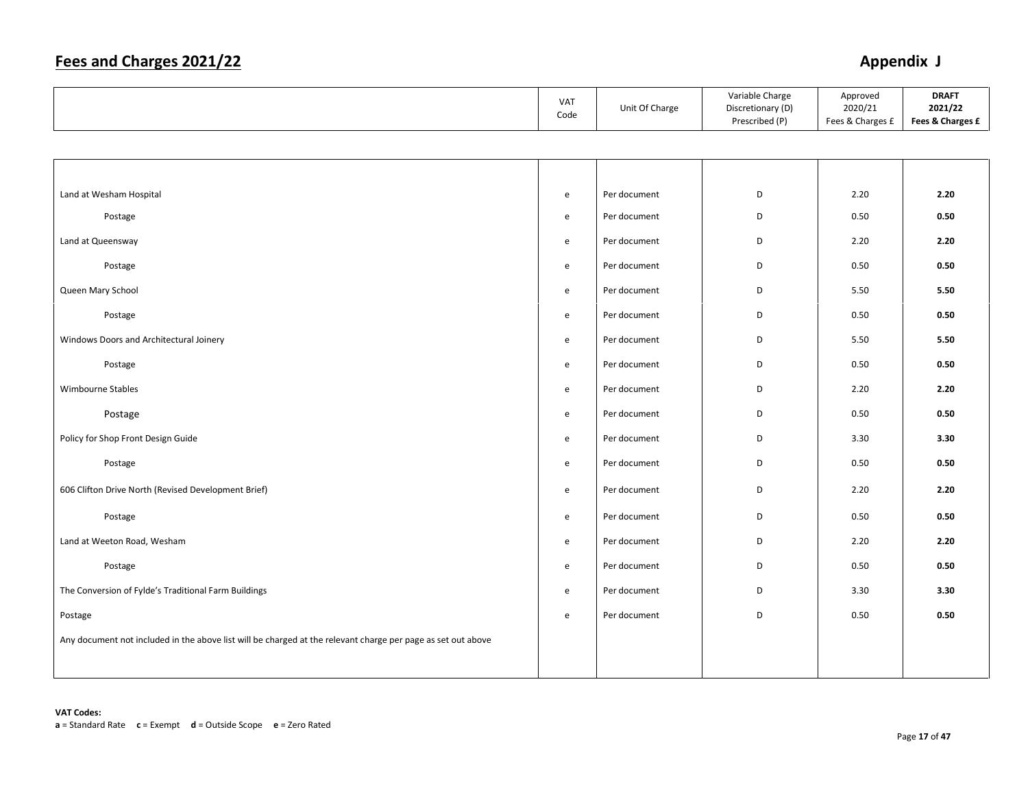# Fees and Charges 2021/22

## Appendix J

| | VAT Code | Unit Of Charge | Variable Charge Discretionary (D) Prescribed (P) | Approved 2020/21 Fees & Charges £ | **DRAFT 2021/22 Fees & Charges £** |
|---|---|---|---|---|---|
| Land at Wesham Hospital | e | Per document | D | 2.20 | **2.20** |
| Postage | e | Per document | D | 0.50 | **0.50** |
| Land at Queensway | e | Per document | D | 2.20 | **2.20** |
| Postage | e | Per document | D | 0.50 | **0.50** |
| Queen Mary School | e | Per document | D | 5.50 | **5.50** |
| Postage | e | Per document | D | 0.50 | **0.50** |
| Windows Doors and Architectural Joinery | e | Per document | D | 5.50 | **5.50** |
| Postage | e | Per document | D | 0.50 | **0.50** |
| Wimbourne Stables | e | Per document | D | 2.20 | **2.20** |
| Postage | e | Per document | D | 0.50 | **0.50** |
| Policy for Shop Front Design Guide | e | Per document | D | 3.30 | **3.30** |
| Postage | e | Per document | D | 0.50 | **0.50** |
| 606 Clifton Drive North (Revised Development Brief) | e | Per document | D | 2.20 | **2.20** |
| Postage | e | Per document | D | 0.50 | **0.50** |
| Land at Weeton Road, Wesham | e | Per document | D | 2.20 | **2.20** |
| Postage | e | Per document | D | 0.50 | **0.50** |
| The Conversion of Fylde's Traditional Farm Buildings | e | Per document | D | 3.30 | **3.30** |
| Postage | e | Per document | D | 0.50 | **0.50** |
| Any document not included in the above list will be charged at the relevant charge per page as set out above | | | | | |

**VAT Codes:**
**a** = Standard Rate **c** = Exempt **d** = Outside Scope **e** = Zero Rated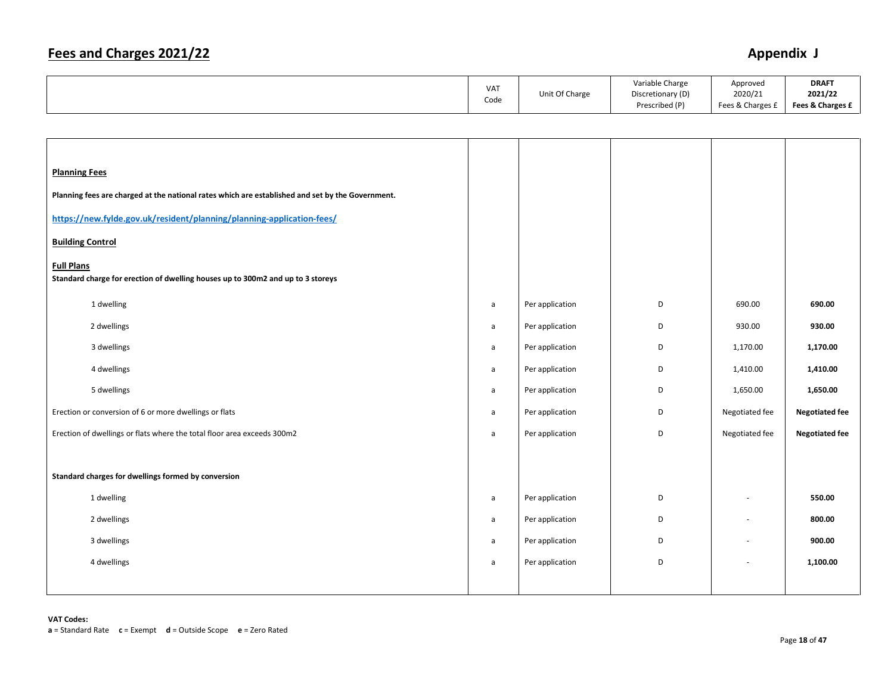# Fees and Charges 2021/22

## Appendix J

| | VAT Code | Unit Of Charge | Variable Charge Discretionary (D) Prescribed (P) | Approved 2020/21 Fees & Charges £ | **DRAFT 2021/22 Fees & Charges £** |
|---|---|---|---|---|---|
| **Planning Fees** | | | | | |
| **Planning fees are charged at the national rates which are established and set by the Government.** | | | | | |
| **https://new.fylde.gov.uk/resident/planning/planning-application-fees/** | | | | | |
| **Building Control** | | | | | |
| **Full Plans** | | | | | |
| **Standard charge for erection of dwelling houses up to 300m2 and up to 3 storeys** | | | | | |
| 1 dwelling | a | Per application | D | 690.00 | **690.00** |
| 2 dwellings | a | Per application | D | 930.00 | **930.00** |
| 3 dwellings | a | Per application | D | 1,170.00 | **1,170.00** |
| 4 dwellings | a | Per application | D | 1,410.00 | **1,410.00** |
| 5 dwellings | a | Per application | D | 1,650.00 | **1,650.00** |
| Erection or conversion of 6 or more dwellings or flats | a | Per application | D | Negotiated fee | **Negotiated fee** |
| Erection of dwellings or flats where the total floor area exceeds 300m2 | a | Per application | D | Negotiated fee | **Negotiated fee** |
| **Standard charges for dwellings formed by conversion** | | | | | |
| 1 dwelling | a | Per application | D | - | **550.00** |
| 2 dwellings | a | Per application | D | - | **800.00** |
| 3 dwellings | a | Per application | D | - | **900.00** |
| 4 dwellings | a | Per application | D | - | **1,100.00** |

**VAT Codes:**
**a** = Standard Rate **c** = Exempt **d** = Outside Scope **e** = Zero Rated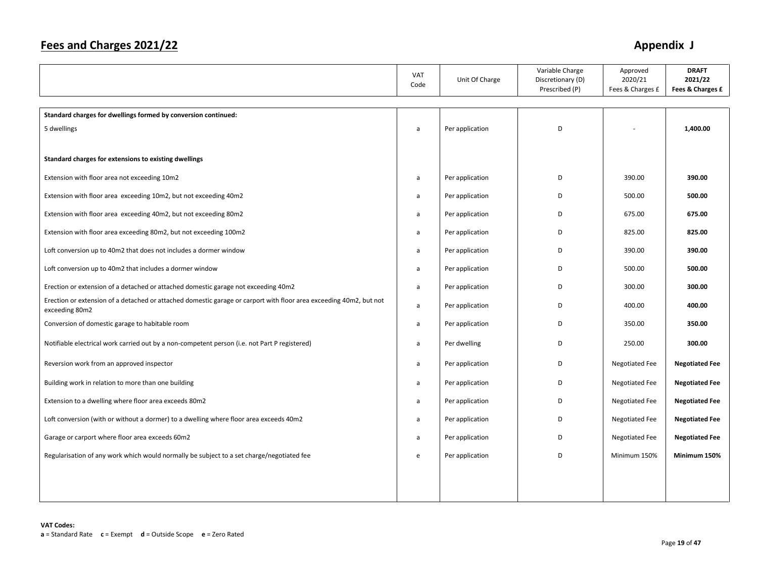## Fees and Charges 2021/22

## Appendix J

| | VAT Code | Unit Of Charge | Variable Charge Discretionary (D) Prescribed (P) | Approved 2020/21 Fees & Charges £ | **DRAFT 2021/22 Fees & Charges £** |
|---|---|---|---|---|---|
| **Standard charges for dwellings formed by conversion continued:** | | | | | |
| 5 dwellings | a | Per application | D | - | **1,400.00** |
| **Standard charges for extensions to existing dwellings** | | | | | |
| Extension with floor area not exceeding 10m2 | a | Per application | D | 390.00 | **390.00** |
| Extension with floor area exceeding 10m2, but not exceeding 40m2 | a | Per application | D | 500.00 | **500.00** |
| Extension with floor area exceeding 40m2, but not exceeding 80m2 | a | Per application | D | 675.00 | **675.00** |
| Extension with floor area exceeding 80m2, but not exceeding 100m2 | a | Per application | D | 825.00 | **825.00** |
| Loft conversion up to 40m2 that does not includes a dormer window | a | Per application | D | 390.00 | **390.00** |
| Loft conversion up to 40m2 that includes a dormer window | a | Per application | D | 500.00 | **500.00** |
| Erection or extension of a detached or attached domestic garage not exceeding 40m2 | a | Per application | D | 300.00 | **300.00** |
| Erection or extension of a detached or attached domestic garage or carport with floor area exceeding 40m2, but not exceeding 80m2 | a | Per application | D | 400.00 | **400.00** |
| Conversion of domestic garage to habitable room | a | Per application | D | 350.00 | **350.00** |
| Notifiable electrical work carried out by a non-competent person (i.e. not Part P registered) | a | Per dwelling | D | 250.00 | **300.00** |
| Reversion work from an approved inspector | a | Per application | D | Negotiated Fee | **Negotiated Fee** |
| Building work in relation to more than one building | a | Per application | D | Negotiated Fee | **Negotiated Fee** |
| Extension to a dwelling where floor area exceeds 80m2 | a | Per application | D | Negotiated Fee | **Negotiated Fee** |
| Loft conversion (with or without a dormer) to a dwelling where floor area exceeds 40m2 | a | Per application | D | Negotiated Fee | **Negotiated Fee** |
| Garage or carport where floor area exceeds 60m2 | a | Per application | D | Negotiated Fee | **Negotiated Fee** |
| Regularisation of any work which would normally be subject to a set charge/negotiated fee | e | Per application | D | Minimum 150% | **Minimum 150%** |

**VAT Codes:**
**a** = Standard Rate **c** = Exempt **d** = Outside Scope **e** = Zero Rated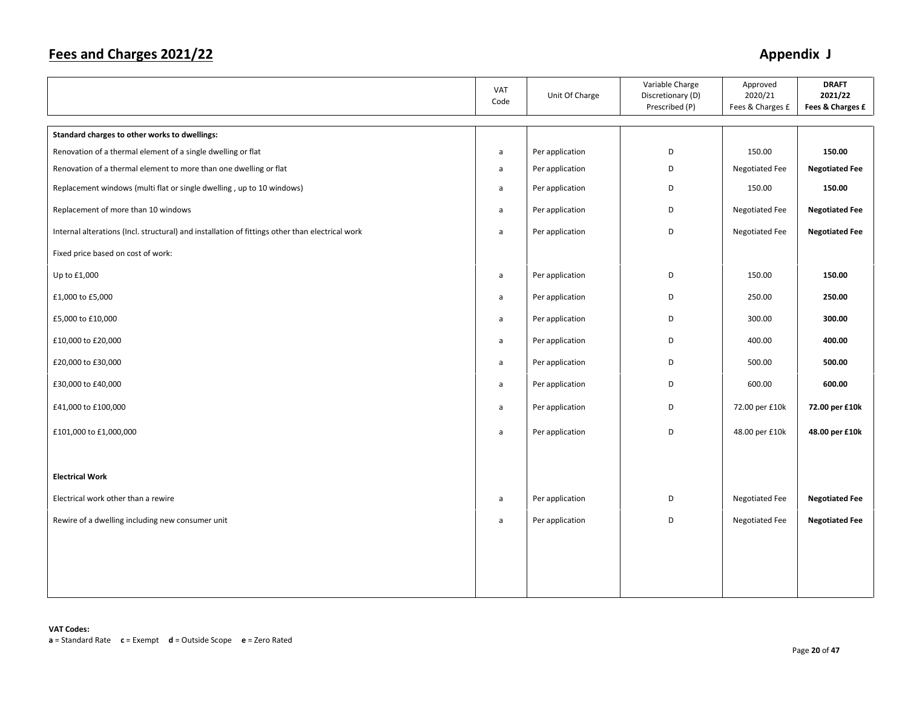## Fees and Charges 2021/22

## Appendix J

| | VAT Code | Unit Of Charge | Variable Charge Discretionary (D) Prescribed (P) | Approved 2020/21 Fees & Charges £ | **DRAFT 2021/22 Fees & Charges £** |
|---|---|---|---|---|---|
| **Standard charges to other works to dwellings:** | | | | | |
| Renovation of a thermal element of a single dwelling or flat | a | Per application | D | 150.00 | **150.00** |
| Renovation of a thermal element to more than one dwelling or flat | a | Per application | D | Negotiated Fee | **Negotiated Fee** |
| Replacement windows (multi flat or single dwelling , up to 10 windows) | a | Per application | D | 150.00 | **150.00** |
| Replacement of more than 10 windows | a | Per application | D | Negotiated Fee | **Negotiated Fee** |
| Internal alterations (Incl. structural) and installation of fittings other than electrical work | a | Per application | D | Negotiated Fee | **Negotiated Fee** |
| Fixed price based on cost of work: | | | | | |
| Up to £1,000 | a | Per application | D | 150.00 | **150.00** |
| £1,000 to £5,000 | a | Per application | D | 250.00 | **250.00** |
| £5,000 to £10,000 | a | Per application | D | 300.00 | **300.00** |
| £10,000 to £20,000 | a | Per application | D | 400.00 | **400.00** |
| £20,000 to £30,000 | a | Per application | D | 500.00 | **500.00** |
| £30,000 to £40,000 | a | Per application | D | 600.00 | **600.00** |
| £41,000 to £100,000 | a | Per application | D | 72.00 per £10k | **72.00 per £10k** |
| £101,000 to £1,000,000 | a | Per application | D | 48.00 per £10k | **48.00 per £10k** |
| **Electrical Work** | | | | | |
| Electrical work other than a rewire | a | Per application | D | Negotiated Fee | **Negotiated Fee** |
| Rewire of a dwelling including new consumer unit | a | Per application | D | Negotiated Fee | **Negotiated Fee** |

**VAT Codes:**
**a** = Standard Rate **c** = Exempt **d** = Outside Scope **e** = Zero Rated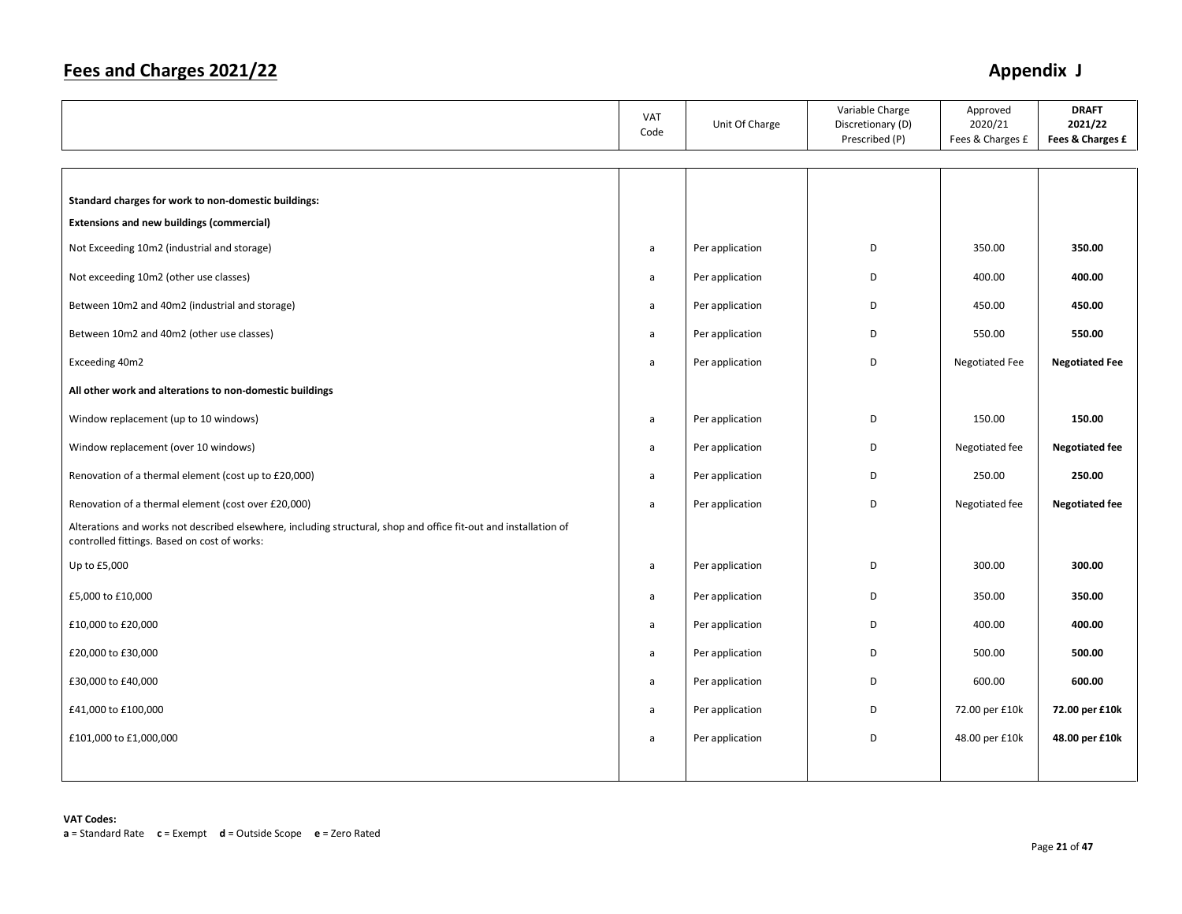# Fees and Charges 2021/22

## Appendix J

| | VAT Code | Unit Of Charge | Variable Charge Discretionary (D) Prescribed (P) | Approved 2020/21 Fees & Charges £ | **DRAFT 2021/22 Fees & Charges £** |
|---|---|---|---|---|---|
| **Standard charges for work to non-domestic buildings:** | | | | | |
| **Extensions and new buildings (commercial)** | | | | | |
| Not Exceeding 10m2 (industrial and storage) | a | Per application | D | 350.00 | **350.00** |
| Not exceeding 10m2 (other use classes) | a | Per application | D | 400.00 | **400.00** |
| Between 10m2 and 40m2 (industrial and storage) | a | Per application | D | 450.00 | **450.00** |
| Between 10m2 and 40m2 (other use classes) | a | Per application | D | 550.00 | **550.00** |
| Exceeding 40m2 | a | Per application | D | Negotiated Fee | **Negotiated Fee** |
| **All other work and alterations to non-domestic buildings** | | | | | |
| Window replacement (up to 10 windows) | a | Per application | D | 150.00 | **150.00** |
| Window replacement (over 10 windows) | a | Per application | D | Negotiated fee | **Negotiated fee** |
| Renovation of a thermal element (cost up to £20,000) | a | Per application | D | 250.00 | **250.00** |
| Renovation of a thermal element (cost over £20,000) | a | Per application | D | Negotiated fee | **Negotiated fee** |
| Alterations and works not described elsewhere, including structural, shop and office fit-out and installation of controlled fittings. Based on cost of works: | | | | | |
| Up to £5,000 | a | Per application | D | 300.00 | **300.00** |
| £5,000 to £10,000 | a | Per application | D | 350.00 | **350.00** |
| £10,000 to £20,000 | a | Per application | D | 400.00 | **400.00** |
| £20,000 to £30,000 | a | Per application | D | 500.00 | **500.00** |
| £30,000 to £40,000 | a | Per application | D | 600.00 | **600.00** |
| £41,000 to £100,000 | a | Per application | D | 72.00 per £10k | **72.00 per £10k** |
| £101,000 to £1,000,000 | a | Per application | D | 48.00 per £10k | **48.00 per £10k** |

**VAT Codes:**
**a** = Standard Rate **c** = Exempt **d** = Outside Scope **e** = Zero Rated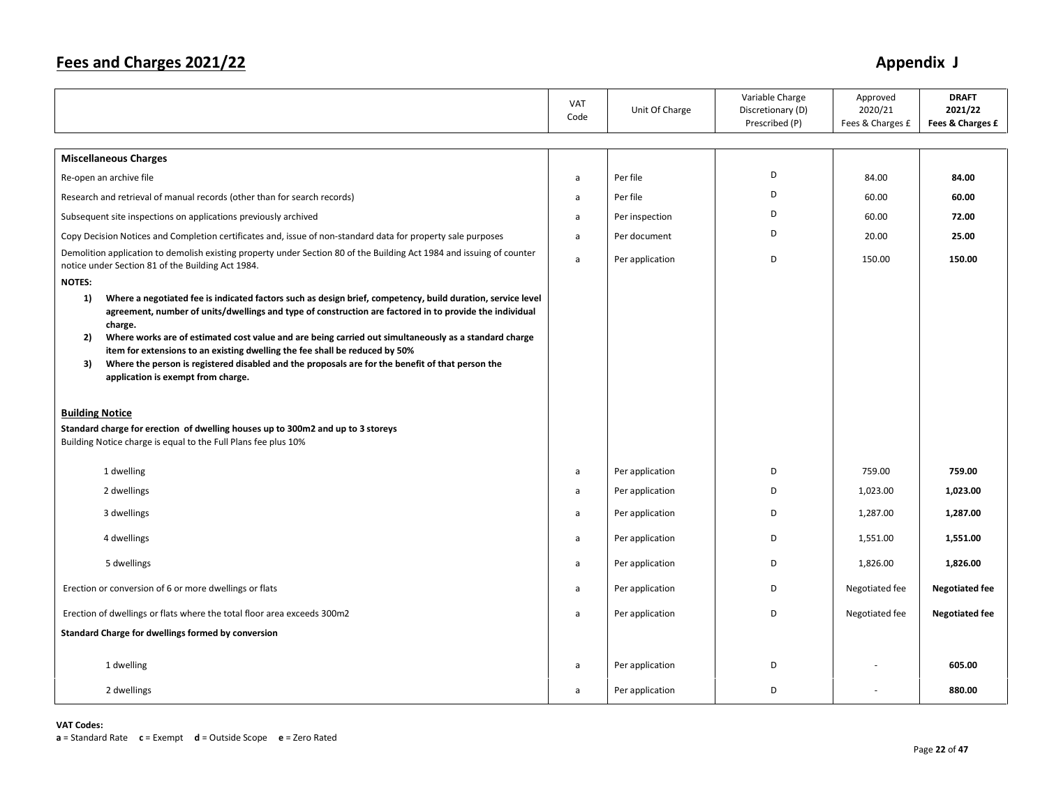# Fees and Charges 2021/22

## Appendix J

| | VAT Code | Unit Of Charge | Variable Charge Discretionary (D) Prescribed (P) | Approved 2020/21 Fees & Charges £ | **DRAFT 2021/22 Fees & Charges £** |
|---|---|---|---|---|---|
| **Miscellaneous Charges** | | | | | |
| Re-open an archive file | a | Per file | D | 84.00 | **84.00** |
| Research and retrieval of manual records (other than for search records) | a | Per file | D | 60.00 | **60.00** |
| Subsequent site inspections on applications previously archived | a | Per inspection | D | 60.00 | **72.00** |
| Copy Decision Notices and Completion certificates and, issue of non-standard data for property sale purposes | a | Per document | D | 20.00 | **25.00** |
| Demolition application to demolish existing property under Section 80 of the Building Act 1984 and issuing of counter notice under Section 81 of the Building Act 1984. | a | Per application | D | 150.00 | **150.00** |
| **NOTES:** | | | | | |
| **1) Where a negotiated fee is indicated factors such as design brief, competency, build duration, service level agreement, number of units/dwellings and type of construction are factored in to provide the individual charge.** | | | | | |
| **2) Where works are of estimated cost value and are being carried out simultaneously as a standard charge item for extensions to an existing dwelling the fee shall be reduced by 50%** | | | | | |
| **3) Where the person is registered disabled and the proposals are for the benefit of that person the application is exempt from charge.** | | | | | |
| **Building Notice** | | | | | |
| **Standard charge for erection of dwelling houses up to 300m2 and up to 3 storeys** | | | | | |
| Building Notice charge is equal to the Full Plans fee plus 10% | | | | | |
| 1 dwelling | a | Per application | D | 759.00 | **759.00** |
| 2 dwellings | a | Per application | D | 1,023.00 | **1,023.00** |
| 3 dwellings | a | Per application | D | 1,287.00 | **1,287.00** |
| 4 dwellings | a | Per application | D | 1,551.00 | **1,551.00** |
| 5 dwellings | a | Per application | D | 1,826.00 | **1,826.00** |
| Erection or conversion of 6 or more dwellings or flats | a | Per application | D | Negotiated fee | **Negotiated fee** |
| Erection of dwellings or flats where the total floor area exceeds 300m2 | a | Per application | D | Negotiated fee | **Negotiated fee** |
| **Standard Charge for dwellings formed by conversion** | | | | | |
| 1 dwelling | a | Per application | D | - | **605.00** |
| 2 dwellings | a | Per application | D | - | **880.00** |

**VAT Codes:**
**a** = Standard Rate **c** = Exempt **d** = Outside Scope **e** = Zero Rated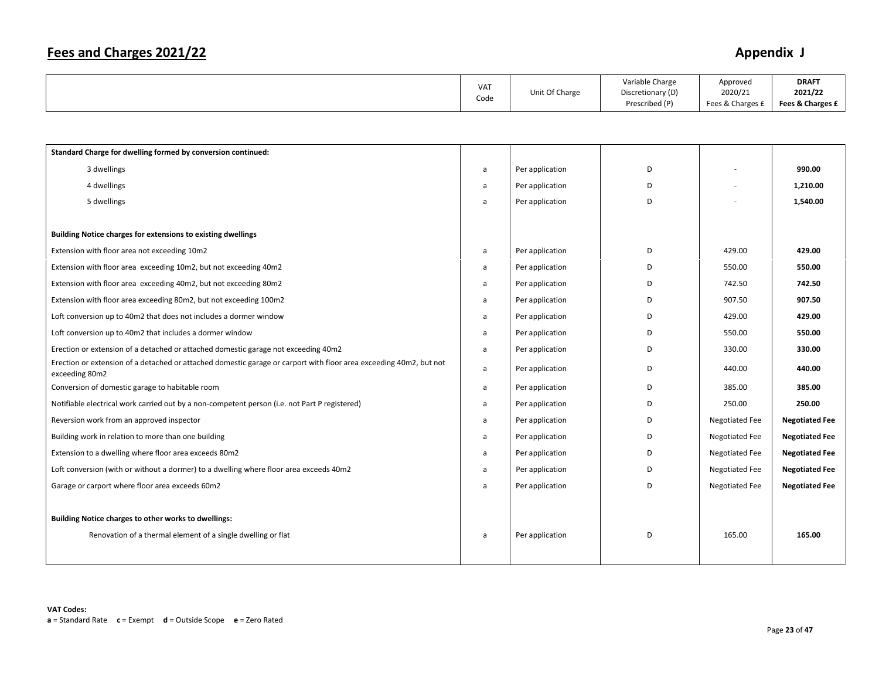# Fees and Charges 2021/22

## Appendix J

| | VAT Code | Unit Of Charge | Variable Charge Discretionary (D) Prescribed (P) | Approved 2020/21 Fees & Charges £ | **DRAFT 2021/22 Fees & Charges £** |
|---|---|---|---|---|---|
| **Standard Charge for dwelling formed by conversion continued:** | | | | | |
| 3 dwellings | a | Per application | D | - | **990.00** |
| 4 dwellings | a | Per application | D | - | **1,210.00** |
| 5 dwellings | a | Per application | D | - | **1,540.00** |
| | | | | | |
| **Building Notice charges for extensions to existing dwellings** | | | | | |
| Extension with floor area not exceeding 10m2 | a | Per application | D | 429.00 | **429.00** |
| Extension with floor area exceeding 10m2, but not exceeding 40m2 | a | Per application | D | 550.00 | **550.00** |
| Extension with floor area exceeding 40m2, but not exceeding 80m2 | a | Per application | D | 742.50 | **742.50** |
| Extension with floor area exceeding 80m2, but not exceeding 100m2 | a | Per application | D | 907.50 | **907.50** |
| Loft conversion up to 40m2 that does not includes a dormer window | a | Per application | D | 429.00 | **429.00** |
| Loft conversion up to 40m2 that includes a dormer window | a | Per application | D | 550.00 | **550.00** |
| Erection or extension of a detached or attached domestic garage not exceeding 40m2 | a | Per application | D | 330.00 | **330.00** |
| Erection or extension of a detached or attached domestic garage or carport with floor area exceeding 40m2, but not exceeding 80m2 | a | Per application | D | 440.00 | **440.00** |
| Conversion of domestic garage to habitable room | a | Per application | D | 385.00 | **385.00** |
| Notifiable electrical work carried out by a non-competent person (i.e. not Part P registered) | a | Per application | D | 250.00 | **250.00** |
| Reversion work from an approved inspector | a | Per application | D | Negotiated Fee | **Negotiated Fee** |
| Building work in relation to more than one building | a | Per application | D | Negotiated Fee | **Negotiated Fee** |
| Extension to a dwelling where floor area exceeds 80m2 | a | Per application | D | Negotiated Fee | **Negotiated Fee** |
| Loft conversion (with or without a dormer) to a dwelling where floor area exceeds 40m2 | a | Per application | D | Negotiated Fee | **Negotiated Fee** |
| Garage or carport where floor area exceeds 60m2 | a | Per application | D | Negotiated Fee | **Negotiated Fee** |
| | | | | | |
| **Building Notice charges to other works to dwellings:** | | | | | |
| Renovation of a thermal element of a single dwelling or flat | a | Per application | D | 165.00 | **165.00** |

**VAT Codes:**
**a** = Standard Rate **c** = Exempt **d** = Outside Scope **e** = Zero Rated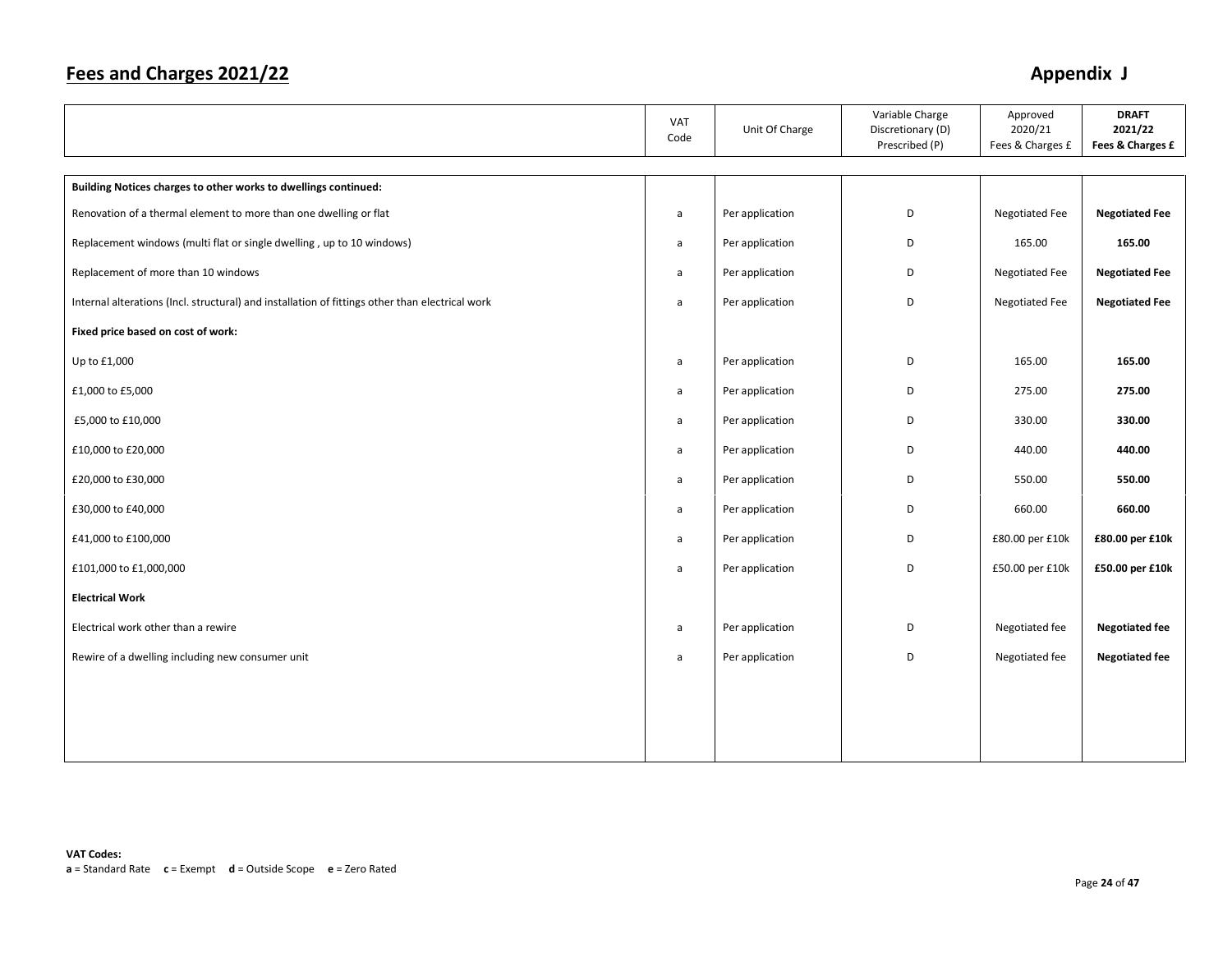## Fees and Charges 2021/22

## Appendix J

| | VAT Code | Unit Of Charge | Variable Charge Discretionary (D) Prescribed (P) | Approved 2020/21 Fees & Charges £ | **DRAFT 2021/22 Fees & Charges £** |
|---|---|---|---|---|---|
| **Building Notices charges to other works to dwellings continued:** | | | | | |
| Renovation of a thermal element to more than one dwelling or flat | a | Per application | D | Negotiated Fee | **Negotiated Fee** |
| Replacement windows (multi flat or single dwelling , up to 10 windows) | a | Per application | D | 165.00 | **165.00** |
| Replacement of more than 10 windows | a | Per application | D | Negotiated Fee | **Negotiated Fee** |
| Internal alterations (Incl. structural) and installation of fittings other than electrical work | a | Per application | D | Negotiated Fee | **Negotiated Fee** |
| **Fixed price based on cost of work:** | | | | | |
| Up to £1,000 | a | Per application | D | 165.00 | **165.00** |
| £1,000 to £5,000 | a | Per application | D | 275.00 | **275.00** |
| £5,000 to £10,000 | a | Per application | D | 330.00 | **330.00** |
| £10,000 to £20,000 | a | Per application | D | 440.00 | **440.00** |
| £20,000 to £30,000 | a | Per application | D | 550.00 | **550.00** |
| £30,000 to £40,000 | a | Per application | D | 660.00 | **660.00** |
| £41,000 to £100,000 | a | Per application | D | £80.00 per £10k | **£80.00 per £10k** |
| £101,000 to £1,000,000 | a | Per application | D | £50.00 per £10k | **£50.00 per £10k** |
| **Electrical Work** | | | | | |
| Electrical work other than a rewire | a | Per application | D | Negotiated fee | **Negotiated fee** |
| Rewire of a dwelling including new consumer unit | a | Per application | D | Negotiated fee | **Negotiated fee** |

**VAT Codes:**
**a** = Standard Rate **c** = Exempt **d** = Outside Scope **e** = Zero Rated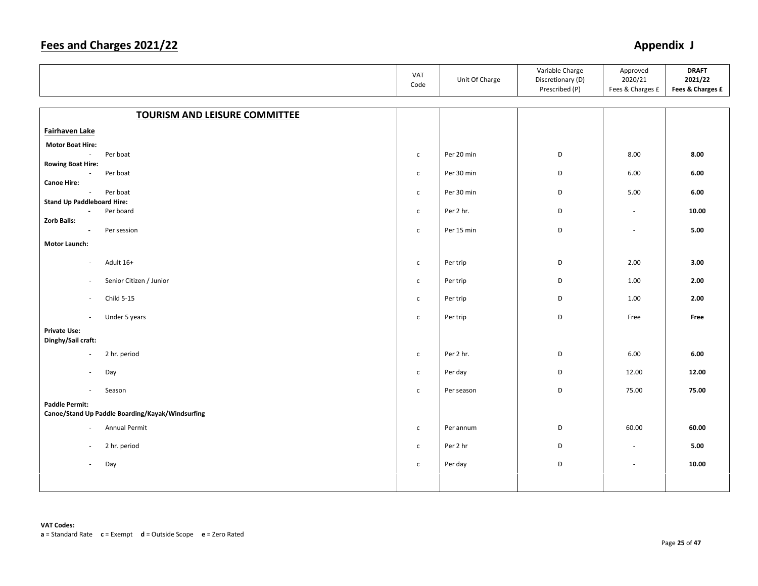# Fees and Charges 2021/22

## Appendix J

| | VAT Code | Unit Of Charge | Variable Charge Discretionary (D) Prescribed (P) | Approved 2020/21 Fees & Charges £ | **DRAFT 2021/22 Fees & Charges £** |
|---|---|---|---|---|---|
| **TOURISM AND LEISURE COMMITTEE** | | | | | |
| **Fairhaven Lake** | | | | | |
| **Motor Boat Hire:** | | | | | |
| - Per boat | c | Per 20 min | D | 8.00 | **8.00** |
| **Rowing Boat Hire:** | | | | | |
| - Per boat | c | Per 30 min | D | 6.00 | **6.00** |
| **Canoe Hire:** | | | | | |
| - Per boat | c | Per 30 min | D | 5.00 | **6.00** |
| **Stand Up Paddleboard Hire:** | | | | | |
| - Per board | c | Per 2 hr. | D | - | **10.00** |
| **Zorb Balls:** | | | | | |
| - Per session | c | Per 15 min | D | - | **5.00** |
| **Motor Launch:** | | | | | |
| - Adult 16+ | c | Per trip | D | 2.00 | **3.00** |
| - Senior Citizen / Junior | c | Per trip | D | 1.00 | **2.00** |
| - Child 5-15 | c | Per trip | D | 1.00 | **2.00** |
| - Under 5 years | c | Per trip | D | Free | **Free** |
| **Private Use:** | | | | | |
| **Dinghy/Sail craft:** | | | | | |
| - 2 hr. period | c | Per 2 hr. | D | 6.00 | **6.00** |
| - Day | c | Per day | D | 12.00 | **12.00** |
| - Season | c | Per season | D | 75.00 | **75.00** |
| **Paddle Permit:** | | | | | |
| **Canoe/Stand Up Paddle Boarding/Kayak/Windsurfing** | | | | | |
| - Annual Permit | c | Per annum | D | 60.00 | **60.00** |
| - 2 hr. period | c | Per 2 hr | D | - | **5.00** |
| - Day | c | Per day | D | - | **10.00** |

**VAT Codes:**
**a** = Standard Rate **c** = Exempt **d** = Outside Scope **e** = Zero Rated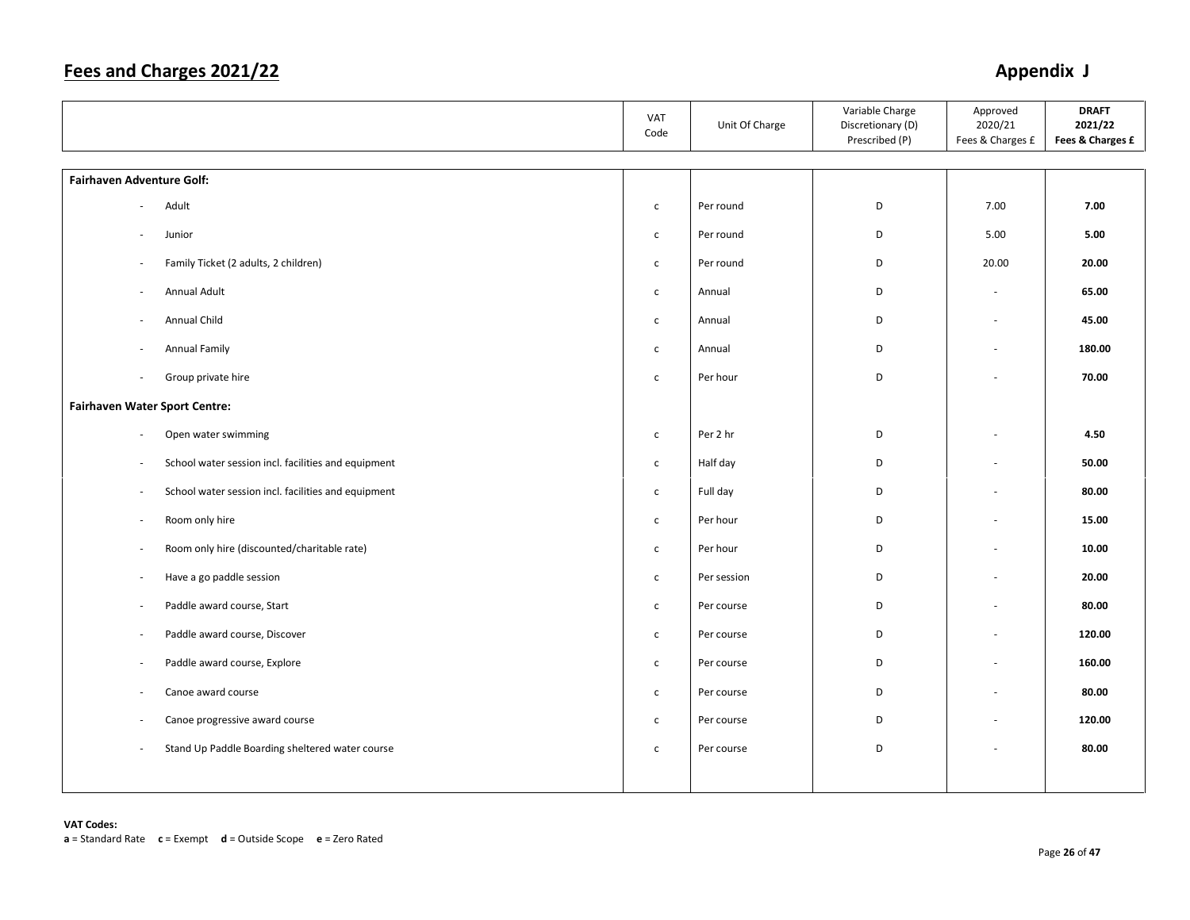# Fees and Charges 2021/22

# Appendix J

| | VAT Code | Unit Of Charge | Variable Charge Discretionary (D) Prescribed (P) | Approved 2020/21 Fees & Charges £ | **DRAFT 2021/22 Fees & Charges £** |
|---|---|---|---|---|---|
| **Fairhaven Adventure Golf:** | | | | | |
| - Adult | c | Per round | D | 7.00 | **7.00** |
| - Junior | c | Per round | D | 5.00 | **5.00** |
| - Family Ticket (2 adults, 2 children) | c | Per round | D | 20.00 | **20.00** |
| - Annual Adult | c | Annual | D | - | **65.00** |
| - Annual Child | c | Annual | D | - | **45.00** |
| - Annual Family | c | Annual | D | - | **180.00** |
| - Group private hire | c | Per hour | D | - | **70.00** |
| **Fairhaven Water Sport Centre:** | | | | | |
| - Open water swimming | c | Per 2 hr | D | - | **4.50** |
| - School water session incl. facilities and equipment | c | Half day | D | - | **50.00** |
| - School water session incl. facilities and equipment | c | Full day | D | - | **80.00** |
| - Room only hire | c | Per hour | D | - | **15.00** |
| - Room only hire (discounted/charitable rate) | c | Per hour | D | - | **10.00** |
| - Have a go paddle session | c | Per session | D | - | **20.00** |
| - Paddle award course, Start | c | Per course | D | - | **80.00** |
| - Paddle award course, Discover | c | Per course | D | - | **120.00** |
| - Paddle award course, Explore | c | Per course | D | - | **160.00** |
| - Canoe award course | c | Per course | D | - | **80.00** |
| - Canoe progressive award course | c | Per course | D | - | **120.00** |
| - Stand Up Paddle Boarding sheltered water course | c | Per course | D | - | **80.00** |

**VAT Codes:**
**a** = Standard Rate **c** = Exempt **d** = Outside Scope **e** = Zero Rated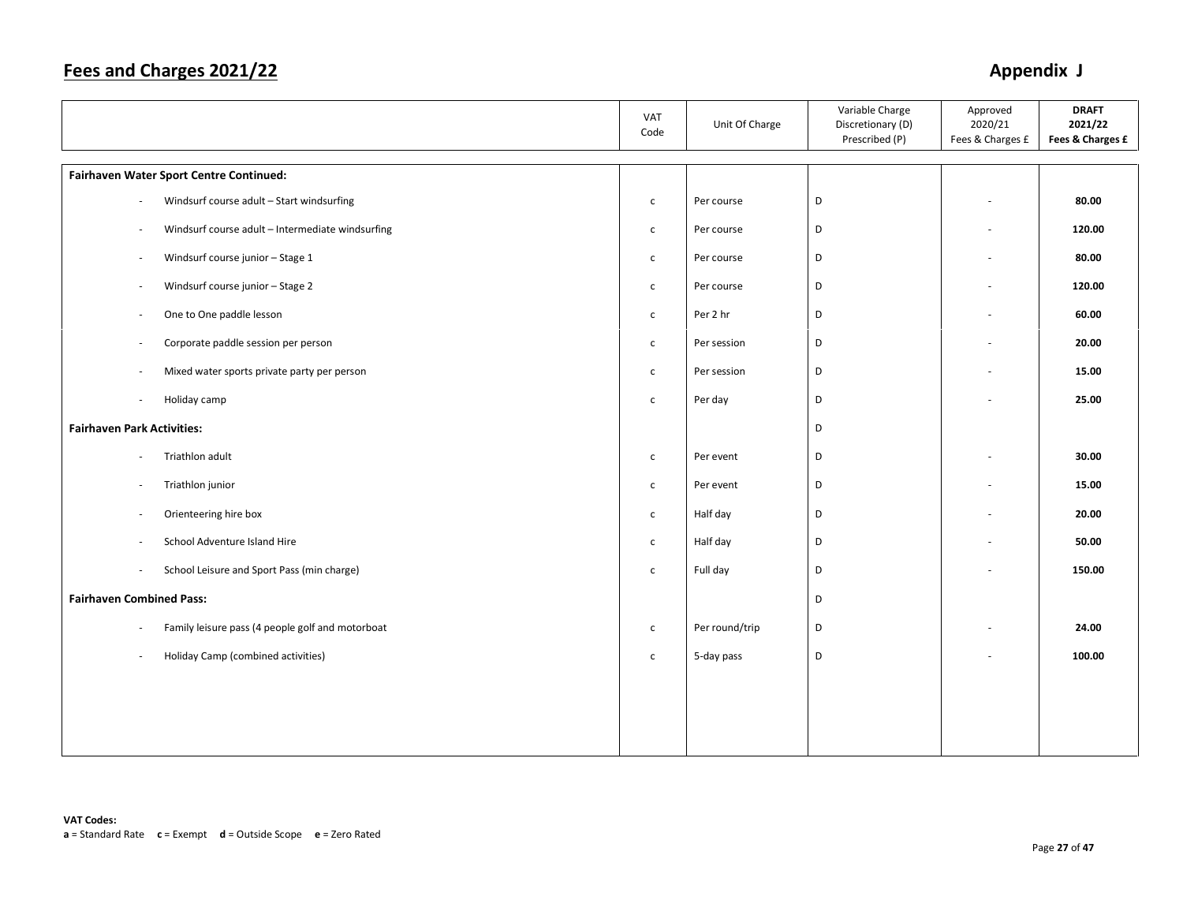## Fees and Charges 2021/22

## Appendix J

| | VAT Code | Unit Of Charge | Variable Charge Discretionary (D) Prescribed (P) | Approved 2020/21 Fees & Charges £ | **DRAFT 2021/22 Fees & Charges £** |
|---|---|---|---|---|---|
| **Fairhaven Water Sport Centre Continued:** | | | | | |
| - Windsurf course adult – Start windsurfing | c | Per course | D | - | **80.00** |
| - Windsurf course adult – Intermediate windsurfing | c | Per course | D | - | **120.00** |
| - Windsurf course junior – Stage 1 | c | Per course | D | - | **80.00** |
| - Windsurf course junior – Stage 2 | c | Per course | D | - | **120.00** |
| - One to One paddle lesson | c | Per 2 hr | D | - | **60.00** |
| - Corporate paddle session per person | c | Per session | D | - | **20.00** |
| - Mixed water sports private party per person | c | Per session | D | - | **15.00** |
| - Holiday camp | c | Per day | D | - | **25.00** |
| **Fairhaven Park Activities:** | | | D | | |
| - Triathlon adult | c | Per event | D | - | **30.00** |
| - Triathlon junior | c | Per event | D | - | **15.00** |
| - Orienteering hire box | c | Half day | D | - | **20.00** |
| - School Adventure Island Hire | c | Half day | D | - | **50.00** |
| - School Leisure and Sport Pass (min charge) | c | Full day | D | - | **150.00** |
| **Fairhaven Combined Pass:** | | | D | | |
| - Family leisure pass (4 people golf and motorboat | c | Per round/trip | D | - | **24.00** |
| - Holiday Camp (combined activities) | c | 5-day pass | D | - | **100.00** |

**VAT Codes:**
**a** = Standard Rate **c** = Exempt **d** = Outside Scope **e** = Zero Rated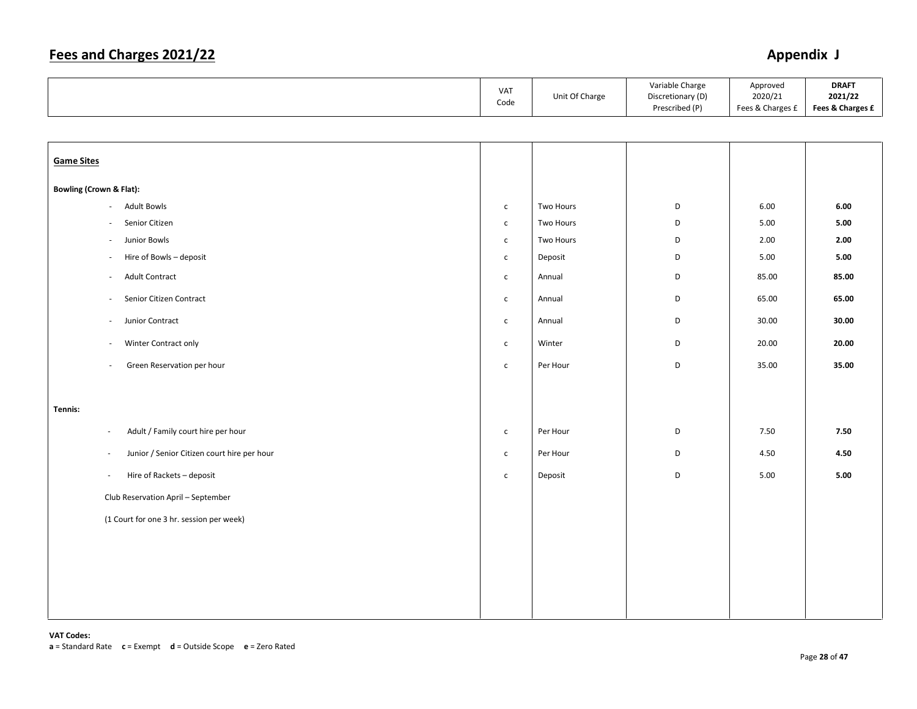# Fees and Charges 2021/22

## Appendix J

| | VAT Code | Unit Of Charge | Variable Charge Discretionary (D) Prescribed (P) | Approved 2020/21 Fees & Charges £ | **DRAFT 2021/22 Fees & Charges £** |
|---|---|---|---|---|---|
| **Game Sites** | | | | | |
| **Bowling (Crown & Flat):** | | | | | |
| - Adult Bowls | c | Two Hours | D | 6.00 | **6.00** |
| - Senior Citizen | c | Two Hours | D | 5.00 | **5.00** |
| - Junior Bowls | c | Two Hours | D | 2.00 | **2.00** |
| - Hire of Bowls – deposit | c | Deposit | D | 5.00 | **5.00** |
| - Adult Contract | c | Annual | D | 85.00 | **85.00** |
| - Senior Citizen Contract | c | Annual | D | 65.00 | **65.00** |
| - Junior Contract | c | Annual | D | 30.00 | **30.00** |
| - Winter Contract only | c | Winter | D | 20.00 | **20.00** |
| - Green Reservation per hour | c | Per Hour | D | 35.00 | **35.00** |
| **Tennis:** | | | | | |
| - Adult / Family court hire per hour | c | Per Hour | D | 7.50 | **7.50** |
| - Junior / Senior Citizen court hire per hour | c | Per Hour | D | 4.50 | **4.50** |
| - Hire of Rackets – deposit | c | Deposit | D | 5.00 | **5.00** |
| Club Reservation April – September | | | | | |
| (1 Court for one 3 hr. session per week) | | | | | |

**VAT Codes:**
**a** = Standard Rate **c** = Exempt **d** = Outside Scope **e** = Zero Rated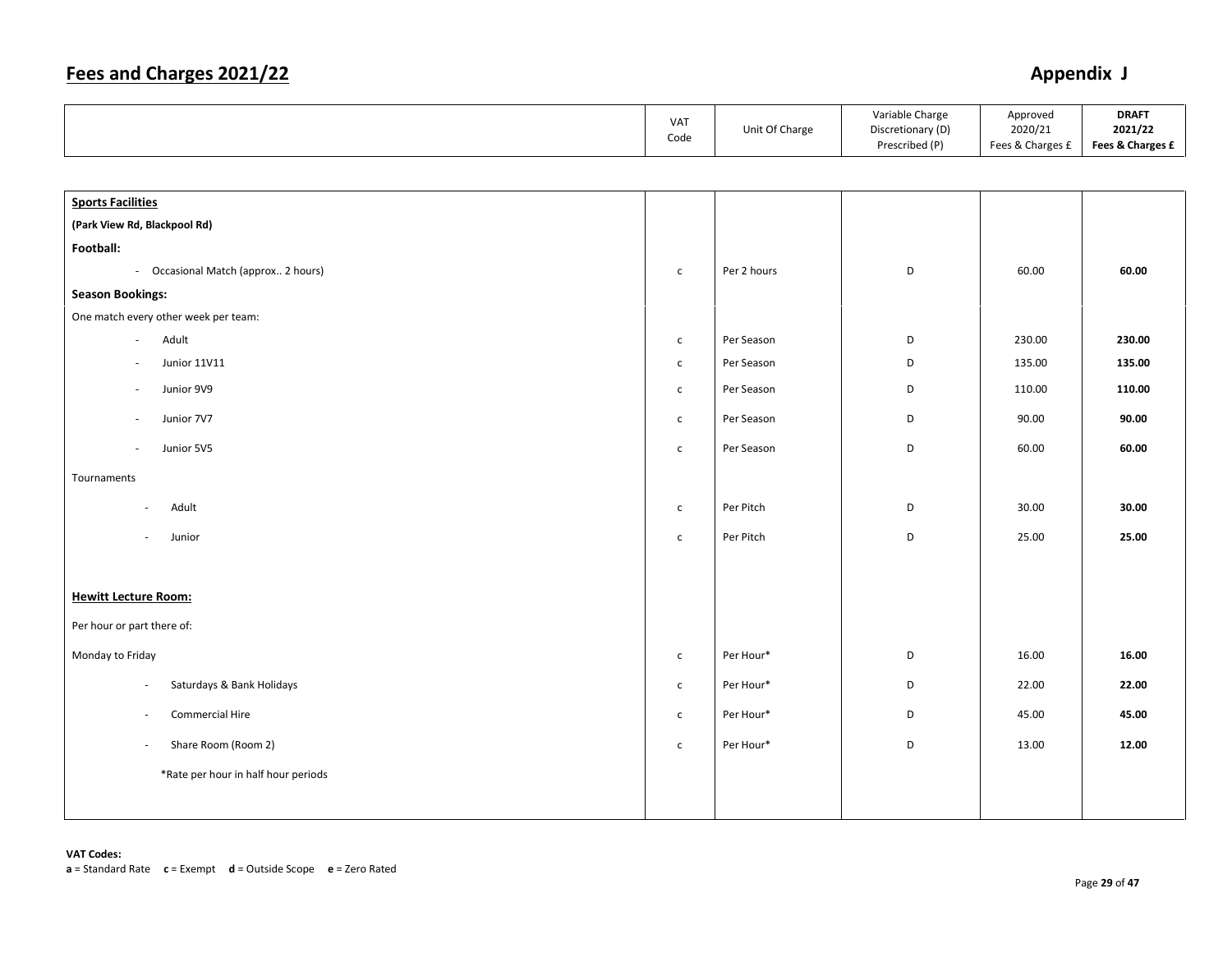# Fees and Charges 2021/22

## Appendix J

| | VAT Code | Unit Of Charge | Variable Charge Discretionary (D) Prescribed (P) | Approved 2020/21 Fees & Charges £ | **DRAFT 2021/22 Fees & Charges £** |
|---|---|---|---|---|---|
| **Sports Facilities** | | | | | |
| **(Park View Rd, Blackpool Rd)** | | | | | |
| **Football:** | | | | | |
| - Occasional Match (approx.. 2 hours) | c | Per 2 hours | D | 60.00 | **60.00** |
| **Season Bookings:** | | | | | |
| One match every other week per team: | | | | | |
| - Adult | c | Per Season | D | 230.00 | **230.00** |
| - Junior 11V11 | c | Per Season | D | 135.00 | **135.00** |
| - Junior 9V9 | c | Per Season | D | 110.00 | **110.00** |
| - Junior 7V7 | c | Per Season | D | 90.00 | **90.00** |
| - Junior 5V5 | c | Per Season | D | 60.00 | **60.00** |
| Tournaments | | | | | |
| - Adult | c | Per Pitch | D | 30.00 | **30.00** |
| - Junior | c | Per Pitch | D | 25.00 | **25.00** |
| **Hewitt Lecture Room:** | | | | | |
| Per hour or part there of: | | | | | |
| Monday to Friday | c | Per Hour* | D | 16.00 | **16.00** |
| - Saturdays & Bank Holidays | c | Per Hour* | D | 22.00 | **22.00** |
| - Commercial Hire | c | Per Hour* | D | 45.00 | **45.00** |
| - Share Room (Room 2) | c | Per Hour* | D | 13.00 | **12.00** |
| *Rate per hour in half hour periods | | | | | |

**VAT Codes:**
**a** = Standard Rate **c** = Exempt **d** = Outside Scope **e** = Zero Rated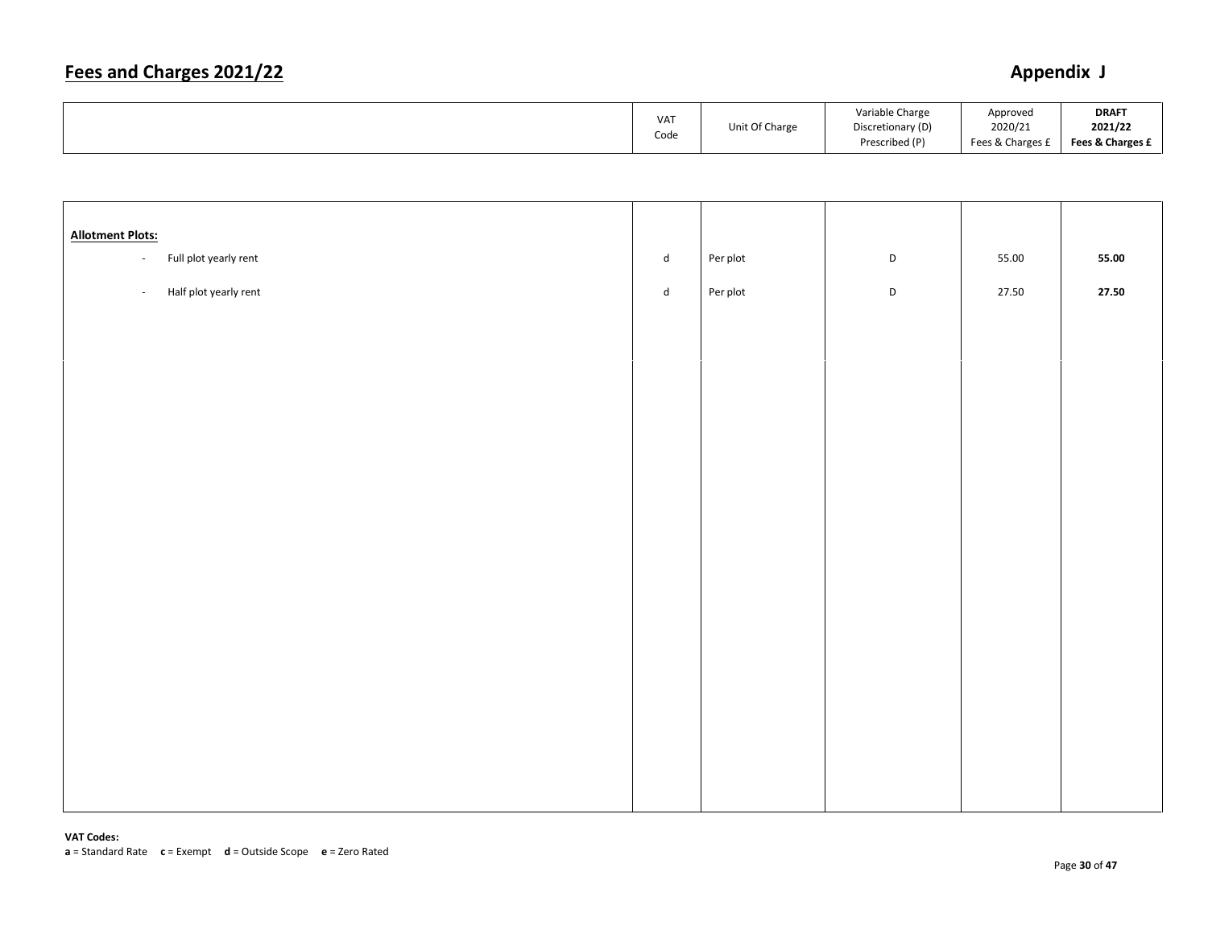# Fees and Charges 2021/22

## Appendix J

| | VAT Code | Unit Of Charge | Variable Charge Discretionary (D) Prescribed (P) | Approved 2020/21 Fees & Charges £ | **DRAFT 2021/22 Fees & Charges £** |
|---|---|---|---|---|---|
| **Allotment Plots:** | | | | | |
| - Full plot yearly rent | d | Per plot | D | 55.00 | **55.00** |
| - Half plot yearly rent | d | Per plot | D | 27.50 | **27.50** |

**VAT Codes:**
**a** = Standard Rate **c** = Exempt **d** = Outside Scope **e** = Zero Rated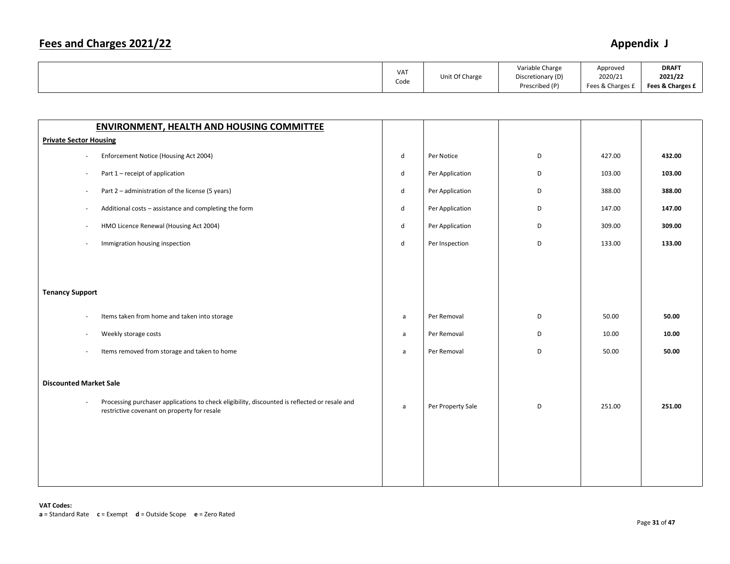# Fees and Charges 2021/22

## Appendix J

| | VAT Code | Unit Of Charge | Variable Charge Discretionary (D) Prescribed (P) | Approved 2020/21 Fees & Charges £ | **DRAFT 2021/22 Fees & Charges £** |
|---|---|---|---|---|---|
| **ENVIRONMENT, HEALTH AND HOUSING COMMITTEE** | | | | | |
| **Private Sector Housing** | | | | | |
| - Enforcement Notice (Housing Act 2004) | d | Per Notice | D | 427.00 | **432.00** |
| - Part 1 – receipt of application | d | Per Application | D | 103.00 | **103.00** |
| - Part 2 – administration of the license (5 years) | d | Per Application | D | 388.00 | **388.00** |
| - Additional costs – assistance and completing the form | d | Per Application | D | 147.00 | **147.00** |
| - HMO Licence Renewal (Housing Act 2004) | d | Per Application | D | 309.00 | **309.00** |
| - Immigration housing inspection | d | Per Inspection | D | 133.00 | **133.00** |
| **Tenancy Support** | | | | | |
| - Items taken from home and taken into storage | a | Per Removal | D | 50.00 | **50.00** |
| - Weekly storage costs | a | Per Removal | D | 10.00 | **10.00** |
| - Items removed from storage and taken to home | a | Per Removal | D | 50.00 | **50.00** |
| **Discounted Market Sale** | | | | | |
| - Processing purchaser applications to check eligibility, discounted is reflected or resale and restrictive covenant on property for resale | a | Per Property Sale | D | 251.00 | **251.00** |

**VAT Codes:**
**a** = Standard Rate **c** = Exempt **d** = Outside Scope **e** = Zero Rated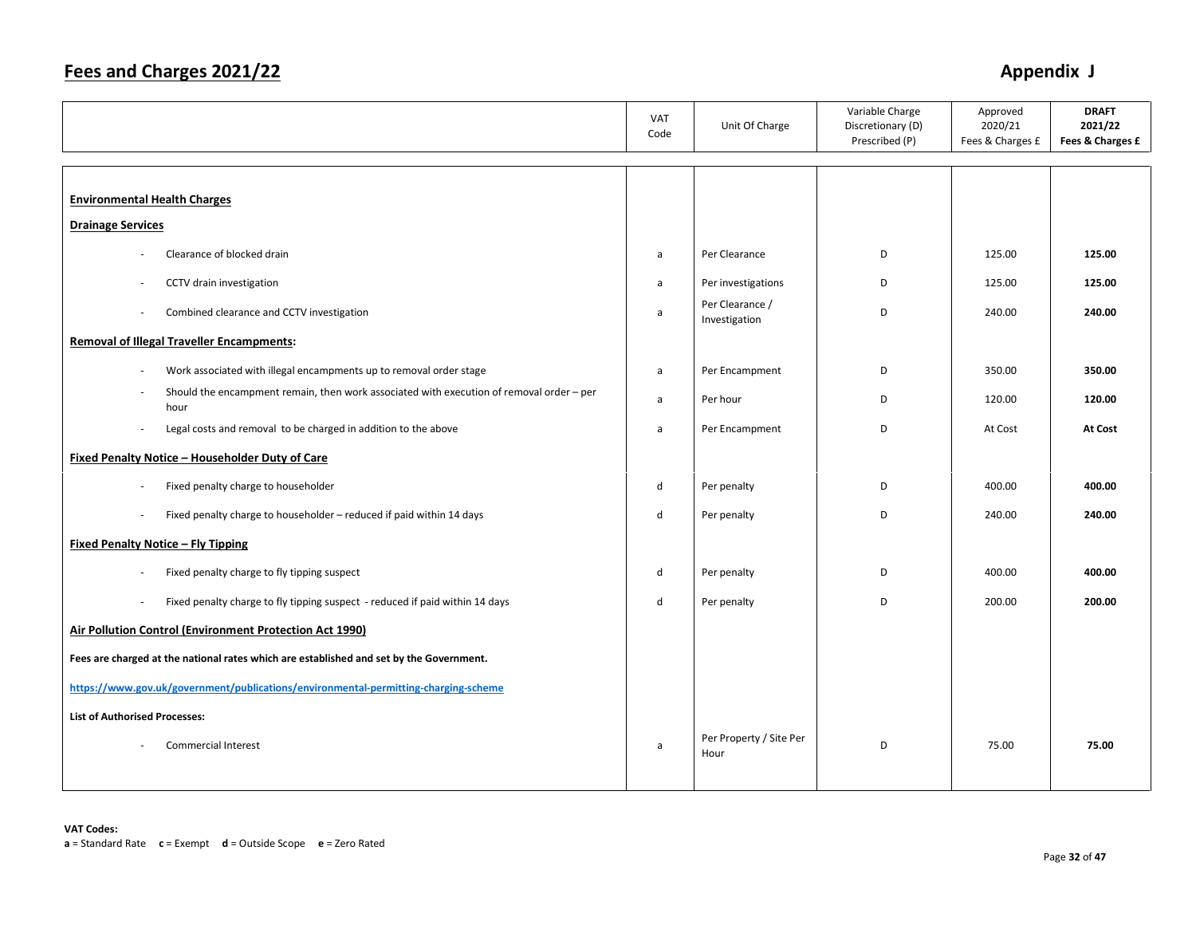# Fees and Charges 2021/22

## Appendix J

| | VAT Code | Unit Of Charge | Variable Charge Discretionary (D) Prescribed (P) | Approved 2020/21 Fees & Charges £ | **DRAFT 2021/22 Fees & Charges £** |
|---|---|---|---|---|---|
| **Environmental Health Charges** | | | | | |
| **Drainage Services** | | | | | |
| - Clearance of blocked drain | a | Per Clearance | D | 125.00 | **125.00** |
| - CCTV drain investigation | a | Per investigations | D | 125.00 | **125.00** |
| - Combined clearance and CCTV investigation | a | Per Clearance / Investigation | D | 240.00 | **240.00** |
| **Removal of Illegal Traveller Encampments:** | | | | | |
| - Work associated with illegal encampments up to removal order stage | a | Per Encampment | D | 350.00 | **350.00** |
| - Should the encampment remain, then work associated with execution of removal order – per hour | a | Per hour | D | 120.00 | **120.00** |
| - Legal costs and removal to be charged in addition to the above | a | Per Encampment | D | At Cost | **At Cost** |
| **Fixed Penalty Notice – Householder Duty of Care** | | | | | |
| - Fixed penalty charge to householder | d | Per penalty | D | 400.00 | **400.00** |
| - Fixed penalty charge to householder – reduced if paid within 14 days | d | Per penalty | D | 240.00 | **240.00** |
| **Fixed Penalty Notice – Fly Tipping** | | | | | |
| - Fixed penalty charge to fly tipping suspect | d | Per penalty | D | 400.00 | **400.00** |
| - Fixed penalty charge to fly tipping suspect - reduced if paid within 14 days | d | Per penalty | D | 200.00 | **200.00** |
| **Air Pollution Control (Environment Protection Act 1990)** | | | | | |
| **Fees are charged at the national rates which are established and set by the Government.** | | | | | |
| **https://www.gov.uk/government/publications/environmental-permitting-charging-scheme** | | | | | |
| **List of Authorised Processes:** | | | | | |
| - Commercial Interest | a | Per Property / Site Per Hour | D | 75.00 | **75.00** |

**VAT Codes:**
**a** = Standard Rate **c** = Exempt **d** = Outside Scope **e** = Zero Rated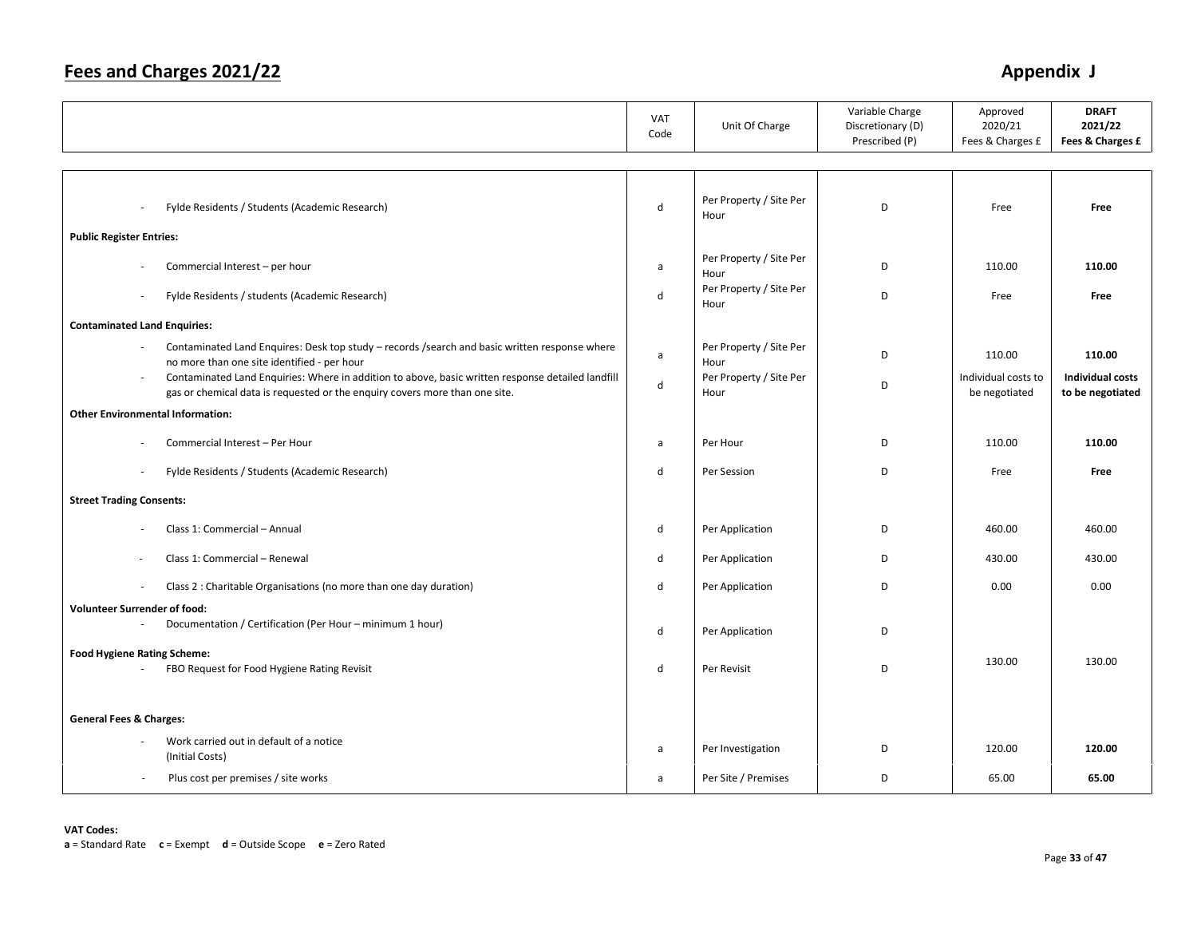## Fees and Charges 2021/22

## Appendix J

| | VAT Code | Unit Of Charge | Variable Charge Discretionary (D) Prescribed (P) | Approved 2020/21 Fees & Charges £ | **DRAFT 2021/22 Fees & Charges £** |
|---|---|---|---|---|---|
| - Fylde Residents / Students (Academic Research) | d | Per Property / Site Per Hour | D | Free | **Free** |
| **Public Register Entries:** | | | | | |
| - Commercial Interest – per hour | a | Per Property / Site Per Hour | D | 110.00 | **110.00** |
| - Fylde Residents / students (Academic Research) | d | Per Property / Site Per Hour | D | Free | **Free** |
| **Contaminated Land Enquiries:** | | | | | |
| - Contaminated Land Enquires: Desk top study – records /search and basic written response where no more than one site identified - per hour | a | Per Property / Site Per Hour | D | 110.00 | **110.00** |
| - Contaminated Land Enquiries: Where in addition to above, basic written response detailed landfill gas or chemical data is requested or the enquiry covers more than one site. | d | Per Property / Site Per Hour | D | Individual costs to be negotiated | **Individual costs to be negotiated** |
| **Other Environmental Information:** | | | | | |
| - Commercial Interest – Per Hour | a | Per Hour | D | 110.00 | **110.00** |
| - Fylde Residents / Students (Academic Research) | d | Per Session | D | Free | **Free** |
| **Street Trading Consents:** | | | | | |
| - Class 1: Commercial – Annual | d | Per Application | D | 460.00 | 460.00 |
| - Class 1: Commercial – Renewal | d | Per Application | D | 430.00 | 430.00 |
| - Class 2 : Charitable Organisations (no more than one day duration) | d | Per Application | D | 0.00 | 0.00 |
| **Volunteer Surrender of food:** | | | | | |
| - Documentation / Certification (Per Hour – minimum 1 hour) | d | Per Application | D | | |
| **Food Hygiene Rating Scheme:** | | | | | |
| - FBO Request for Food Hygiene Rating Revisit | d | Per Revisit | D | 130.00 | 130.00 |
| **General Fees & Charges:** | | | | | |
| - Work carried out in default of a notice (Initial Costs) | a | Per Investigation | D | 120.00 | **120.00** |
| - Plus cost per premises / site works | a | Per Site / Premises | D | 65.00 | **65.00** |

**VAT Codes:**
**a** = Standard Rate **c** = Exempt **d** = Outside Scope **e** = Zero Rated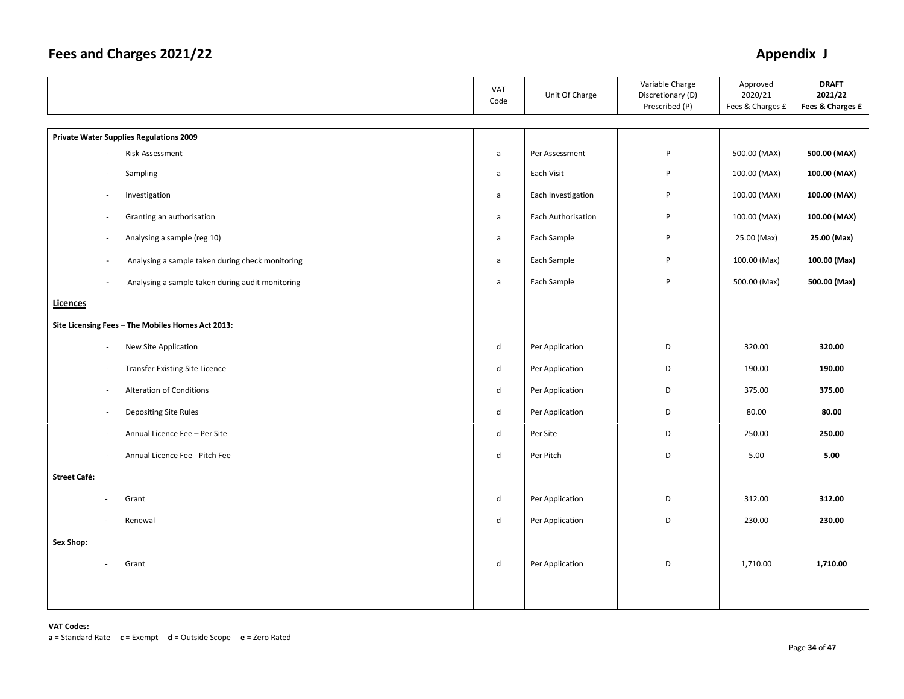# Fees and Charges 2021/22

# Appendix J

| | VAT Code | Unit Of Charge | Variable Charge Discretionary (D) Prescribed (P) | Approved 2020/21 Fees & Charges £ | **DRAFT 2021/22 Fees & Charges £** |
|---|---|---|---|---|---|
| **Private Water Supplies Regulations 2009** | | | | | |
| - Risk Assessment | a | Per Assessment | P | 500.00 (MAX) | **500.00 (MAX)** |
| - Sampling | a | Each Visit | P | 100.00 (MAX) | **100.00 (MAX)** |
| - Investigation | a | Each Investigation | P | 100.00 (MAX) | **100.00 (MAX)** |
| - Granting an authorisation | a | Each Authorisation | P | 100.00 (MAX) | **100.00 (MAX)** |
| - Analysing a sample (reg 10) | a | Each Sample | P | 25.00 (Max) | **25.00 (Max)** |
| - Analysing a sample taken during check monitoring | a | Each Sample | P | 100.00 (Max) | **100.00 (Max)** |
| - Analysing a sample taken during audit monitoring | a | Each Sample | P | 500.00 (Max) | **500.00 (Max)** |
| **Licences** | | | | | |
| **Site Licensing Fees – The Mobiles Homes Act 2013:** | | | | | |
| - New Site Application | d | Per Application | D | 320.00 | **320.00** |
| - Transfer Existing Site Licence | d | Per Application | D | 190.00 | **190.00** |
| - Alteration of Conditions | d | Per Application | D | 375.00 | **375.00** |
| - Depositing Site Rules | d | Per Application | D | 80.00 | **80.00** |
| - Annual Licence Fee – Per Site | d | Per Site | D | 250.00 | **250.00** |
| - Annual Licence Fee - Pitch Fee | d | Per Pitch | D | 5.00 | **5.00** |
| **Street Café:** | | | | | |
| - Grant | d | Per Application | D | 312.00 | **312.00** |
| - Renewal | d | Per Application | D | 230.00 | **230.00** |
| **Sex Shop:** | | | | | |
| - Grant | d | Per Application | D | 1,710.00 | **1,710.00** |

**VAT Codes:**
**a** = Standard Rate **c** = Exempt **d** = Outside Scope **e** = Zero Rated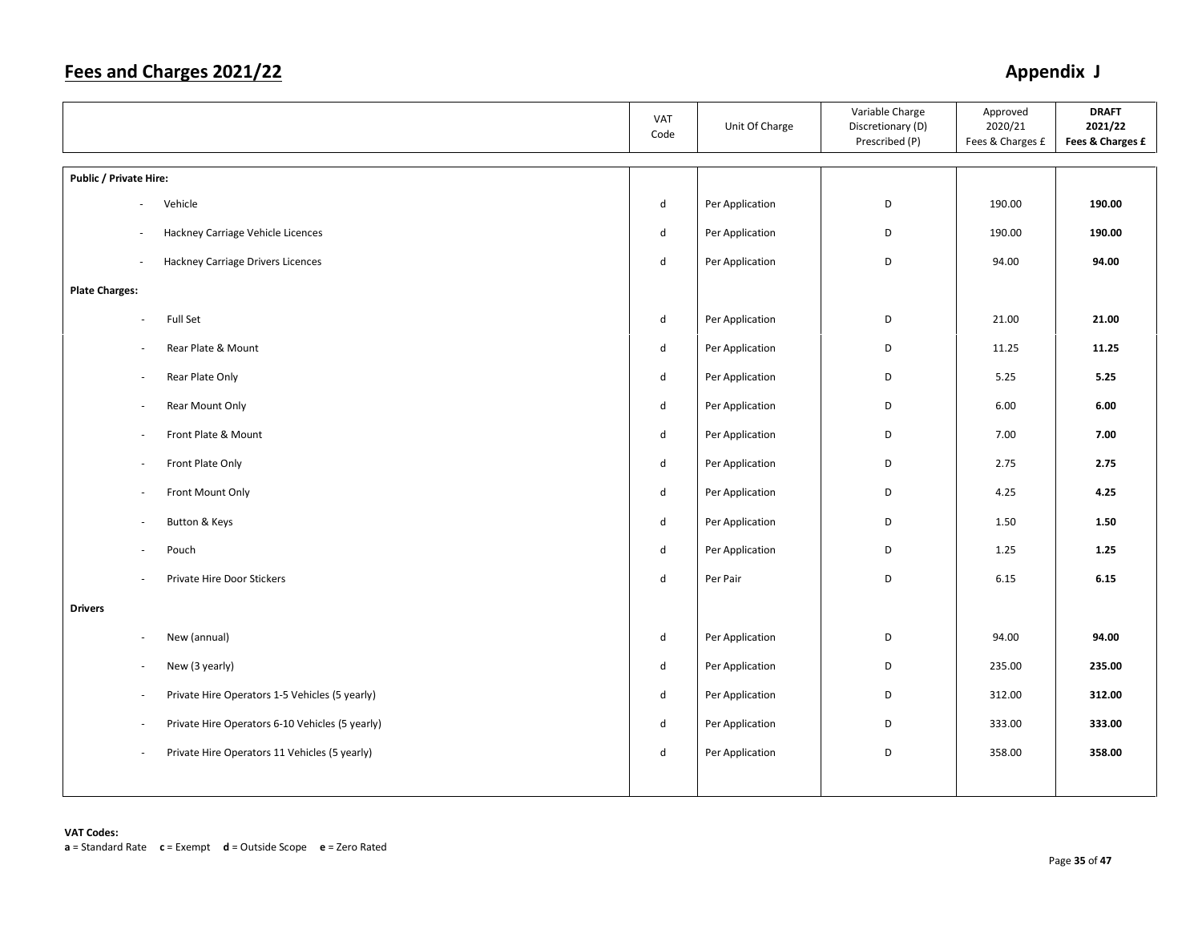# Fees and Charges 2021/22

## Appendix J

| | VAT Code | Unit Of Charge | Variable Charge Discretionary (D) Prescribed (P) | Approved 2020/21 Fees & Charges £ | **DRAFT 2021/22 Fees & Charges £** |
|---|---|---|---|---|---|
| **Public / Private Hire:** | | | | | |
| - Vehicle | d | Per Application | D | 190.00 | **190.00** |
| - Hackney Carriage Vehicle Licences | d | Per Application | D | 190.00 | **190.00** |
| - Hackney Carriage Drivers Licences | d | Per Application | D | 94.00 | **94.00** |
| **Plate Charges:** | | | | | |
| - Full Set | d | Per Application | D | 21.00 | **21.00** |
| - Rear Plate & Mount | d | Per Application | D | 11.25 | **11.25** |
| - Rear Plate Only | d | Per Application | D | 5.25 | **5.25** |
| - Rear Mount Only | d | Per Application | D | 6.00 | **6.00** |
| - Front Plate & Mount | d | Per Application | D | 7.00 | **7.00** |
| - Front Plate Only | d | Per Application | D | 2.75 | **2.75** |
| - Front Mount Only | d | Per Application | D | 4.25 | **4.25** |
| - Button & Keys | d | Per Application | D | 1.50 | **1.50** |
| - Pouch | d | Per Application | D | 1.25 | **1.25** |
| - Private Hire Door Stickers | d | Per Pair | D | 6.15 | **6.15** |
| **Drivers** | | | | | |
| - New (annual) | d | Per Application | D | 94.00 | **94.00** |
| - New (3 yearly) | d | Per Application | D | 235.00 | **235.00** |
| - Private Hire Operators 1-5 Vehicles (5 yearly) | d | Per Application | D | 312.00 | **312.00** |
| - Private Hire Operators 6-10 Vehicles (5 yearly) | d | Per Application | D | 333.00 | **333.00** |
| - Private Hire Operators 11 Vehicles (5 yearly) | d | Per Application | D | 358.00 | **358.00** |

**VAT Codes:**
**a** = Standard Rate **c** = Exempt **d** = Outside Scope **e** = Zero Rated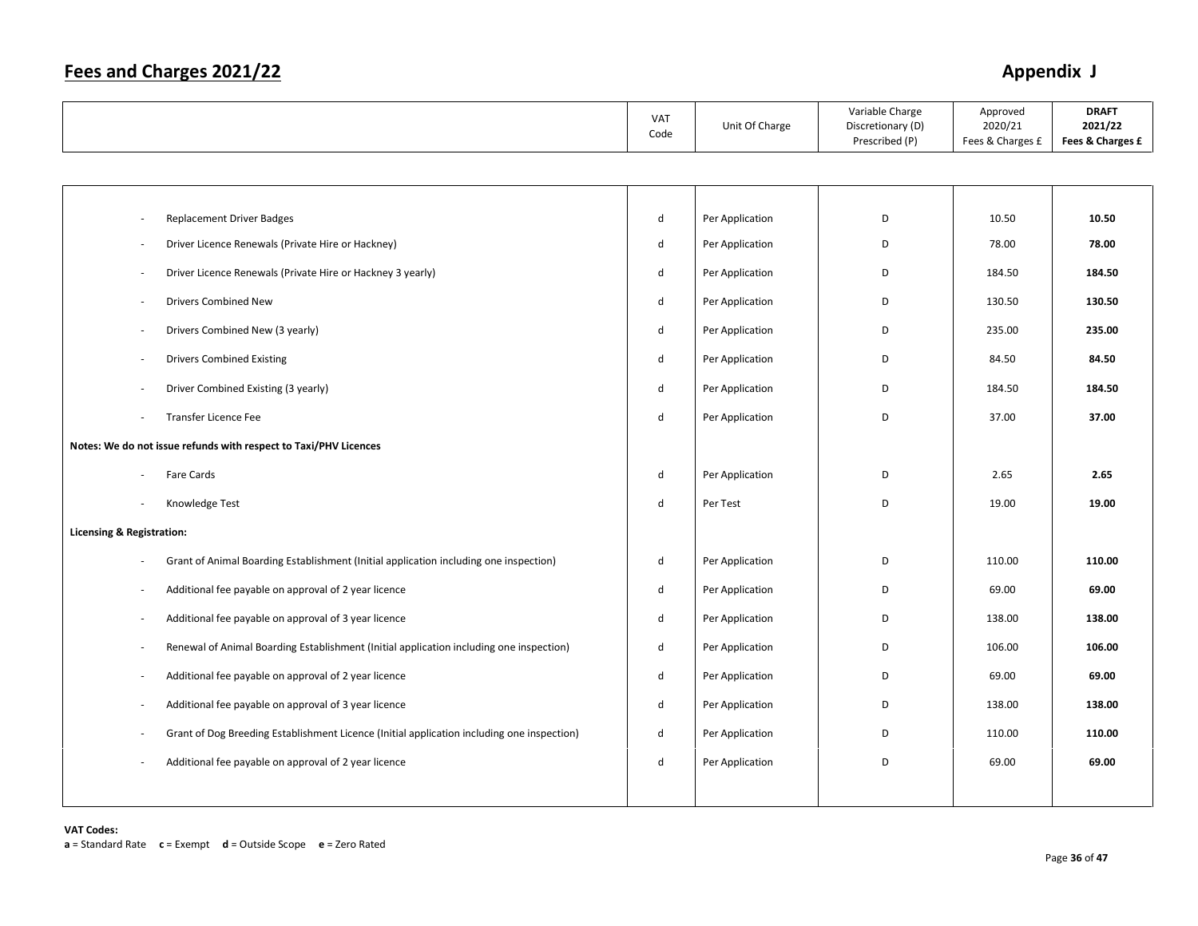# Fees and Charges 2021/22

## Appendix J

| | VAT Code | Unit Of Charge | Variable Charge Discretionary (D) Prescribed (P) | Approved 2020/21 Fees & Charges £ | **DRAFT 2021/22 Fees & Charges £** |
|---|---|---|---|---|---|
| - Replacement Driver Badges | d | Per Application | D | 10.50 | **10.50** |
| - Driver Licence Renewals (Private Hire or Hackney) | d | Per Application | D | 78.00 | **78.00** |
| - Driver Licence Renewals (Private Hire or Hackney 3 yearly) | d | Per Application | D | 184.50 | **184.50** |
| - Drivers Combined New | d | Per Application | D | 130.50 | **130.50** |
| - Drivers Combined New (3 yearly) | d | Per Application | D | 235.00 | **235.00** |
| - Drivers Combined Existing | d | Per Application | D | 84.50 | **84.50** |
| - Driver Combined Existing (3 yearly) | d | Per Application | D | 184.50 | **184.50** |
| - Transfer Licence Fee | d | Per Application | D | 37.00 | **37.00** |
| **Notes: We do not issue refunds with respect to Taxi/PHV Licences** | | | | | |
| - Fare Cards | d | Per Application | D | 2.65 | **2.65** |
| - Knowledge Test | d | Per Test | D | 19.00 | **19.00** |
| **Licensing & Registration:** | | | | | |
| - Grant of Animal Boarding Establishment (Initial application including one inspection) | d | Per Application | D | 110.00 | **110.00** |
| - Additional fee payable on approval of 2 year licence | d | Per Application | D | 69.00 | **69.00** |
| - Additional fee payable on approval of 3 year licence | d | Per Application | D | 138.00 | **138.00** |
| - Renewal of Animal Boarding Establishment (Initial application including one inspection) | d | Per Application | D | 106.00 | **106.00** |
| - Additional fee payable on approval of 2 year licence | d | Per Application | D | 69.00 | **69.00** |
| - Additional fee payable on approval of 3 year licence | d | Per Application | D | 138.00 | **138.00** |
| - Grant of Dog Breeding Establishment Licence (Initial application including one inspection) | d | Per Application | D | 110.00 | **110.00** |
| - Additional fee payable on approval of 2 year licence | d | Per Application | D | 69.00 | **69.00** |

**VAT Codes:**
**a** = Standard Rate **c** = Exempt **d** = Outside Scope **e** = Zero Rated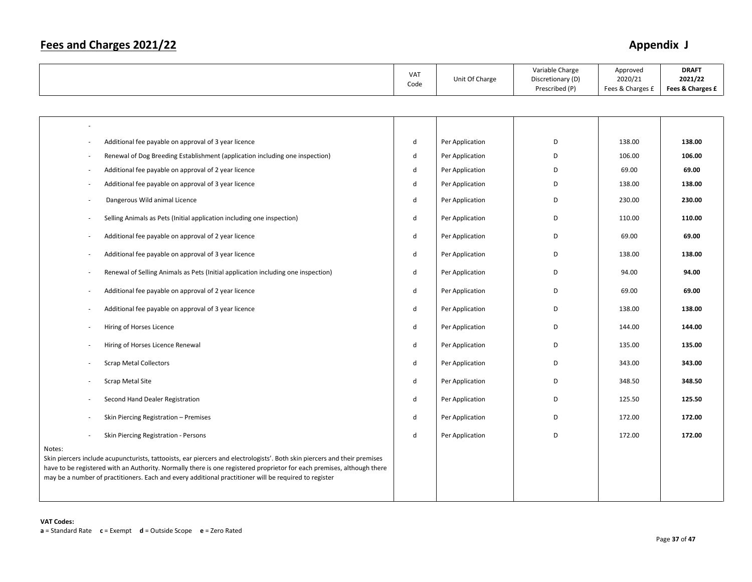## Fees and Charges 2021/22

## Appendix J

| | VAT Code | Unit Of Charge | Variable Charge Discretionary (D) Prescribed (P) | Approved 2020/21 Fees & Charges £ | **DRAFT 2021/22 Fees & Charges £** |
|---|---|---|---|---|---|
| - | | | | | |
| - Additional fee payable on approval of 3 year licence | d | Per Application | D | 138.00 | **138.00** |
| - Renewal of Dog Breeding Establishment (application including one inspection) | d | Per Application | D | 106.00 | **106.00** |
| - Additional fee payable on approval of 2 year licence | d | Per Application | D | 69.00 | **69.00** |
| - Additional fee payable on approval of 3 year licence | d | Per Application | D | 138.00 | **138.00** |
| - Dangerous Wild animal Licence | d | Per Application | D | 230.00 | **230.00** |
| - Selling Animals as Pets (Initial application including one inspection) | d | Per Application | D | 110.00 | **110.00** |
| - Additional fee payable on approval of 2 year licence | d | Per Application | D | 69.00 | **69.00** |
| - Additional fee payable on approval of 3 year licence | d | Per Application | D | 138.00 | **138.00** |
| - Renewal of Selling Animals as Pets (Initial application including one inspection) | d | Per Application | D | 94.00 | **94.00** |
| - Additional fee payable on approval of 2 year licence | d | Per Application | D | 69.00 | **69.00** |
| - Additional fee payable on approval of 3 year licence | d | Per Application | D | 138.00 | **138.00** |
| - Hiring of Horses Licence | d | Per Application | D | 144.00 | **144.00** |
| - Hiring of Horses Licence Renewal | d | Per Application | D | 135.00 | **135.00** |
| - Scrap Metal Collectors | d | Per Application | D | 343.00 | **343.00** |
| - Scrap Metal Site | d | Per Application | D | 348.50 | **348.50** |
| - Second Hand Dealer Registration | d | Per Application | D | 125.50 | **125.50** |
| - Skin Piercing Registration – Premises | d | Per Application | D | 172.00 | **172.00** |
| - Skin Piercing Registration - Persons | d | Per Application | D | 172.00 | **172.00** |
| Notes: Skin piercers include acupuncturists, tattooists, ear piercers and electrologists'. Both skin piercers and their premises have to be registered with an Authority. Normally there is one registered proprietor for each premises, although there may be a number of practitioners. Each and every additional practitioner will be required to register | | | | | |

**VAT Codes:**
**a** = Standard Rate **c** = Exempt **d** = Outside Scope **e** = Zero Rated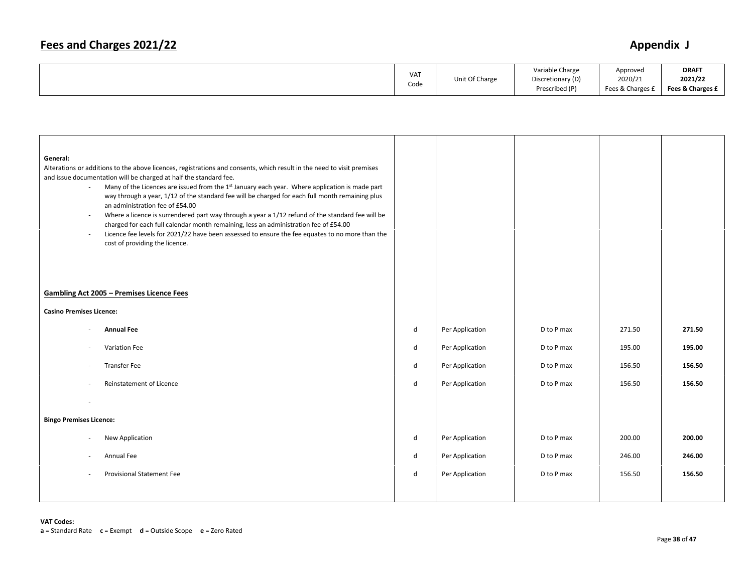# Fees and Charges 2021/22

## Appendix J

| | VAT Code | Unit Of Charge | Variable Charge Discretionary (D) Prescribed (P) | Approved 2020/21 Fees & Charges £ | **DRAFT 2021/22 Fees & Charges £** |
|---|---|---|---|---|---|
| **General:** Alterations or additions to the above licences, registrations and consents, which result in the need to visit premises and issue documentation will be charged at half the standard fee. | | | | | |
| - Many of the Licences are issued from the 1st January each year. Where application is made part way through a year, 1/12 of the standard fee will be charged for each full month remaining plus an administration fee of £54.00 | | | | | |
| - Where a licence is surrendered part way through a year a 1/12 refund of the standard fee will be charged for each full calendar month remaining, less an administration fee of £54.00 | | | | | |
| - Licence fee levels for 2021/22 have been assessed to ensure the fee equates to no more than the cost of providing the licence. | | | | | |
| **Gambling Act 2005 – Premises Licence Fees** | | | | | |
| **Casino Premises Licence:** | | | | | |
| - **Annual Fee** | d | Per Application | D to P max | 271.50 | **271.50** |
| - Variation Fee | d | Per Application | D to P max | 195.00 | **195.00** |
| - Transfer Fee | d | Per Application | D to P max | 156.50 | **156.50** |
| - Reinstatement of Licence | d | Per Application | D to P max | 156.50 | **156.50** |
| - | | | | | |
| **Bingo Premises Licence:** | | | | | |
| - New Application | d | Per Application | D to P max | 200.00 | **200.00** |
| - Annual Fee | d | Per Application | D to P max | 246.00 | **246.00** |
| - Provisional Statement Fee | d | Per Application | D to P max | 156.50 | **156.50** |

**VAT Codes:**
**a** = Standard Rate **c** = Exempt **d** = Outside Scope **e** = Zero Rated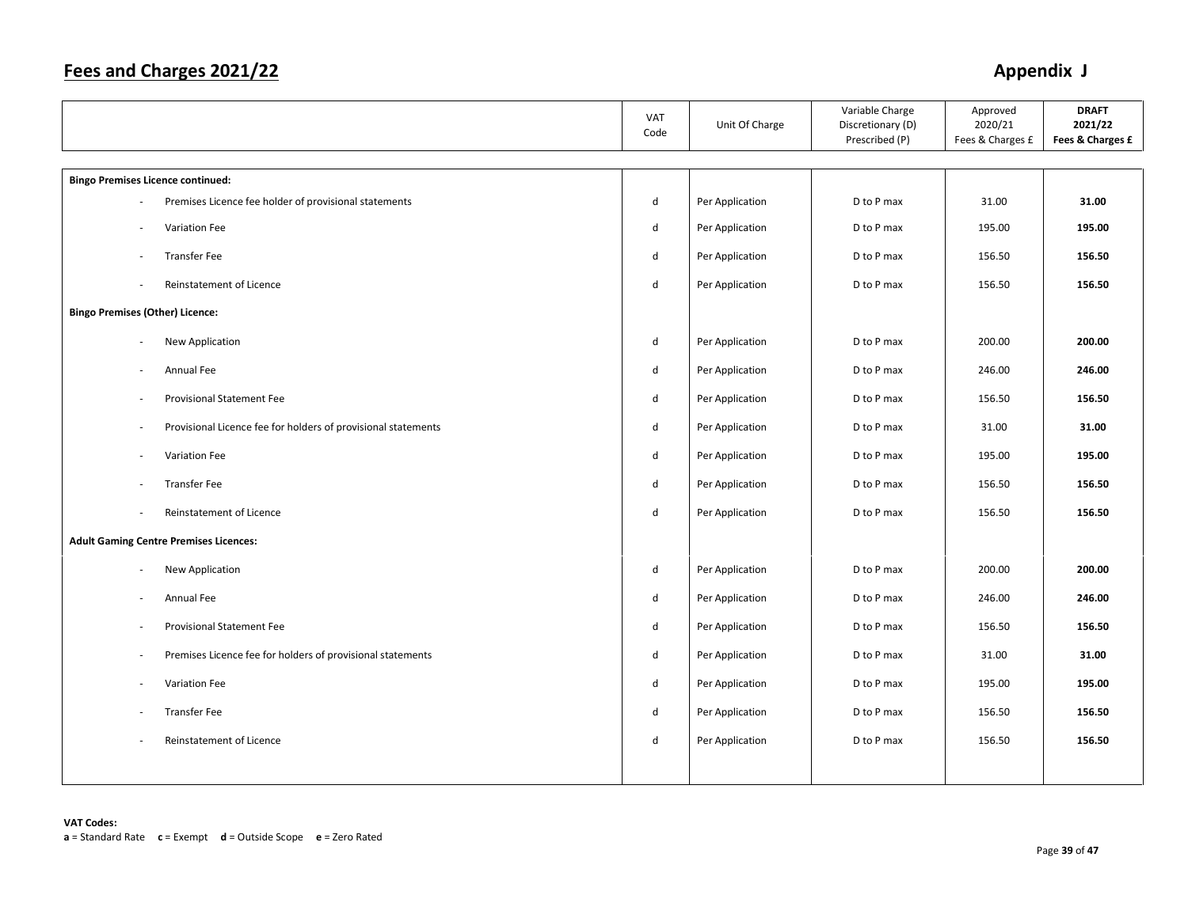## Fees and Charges 2021/22

## Appendix J

| | VAT Code | Unit Of Charge | Variable Charge Discretionary (D) Prescribed (P) | Approved 2020/21 Fees & Charges £ | **DRAFT 2021/22 Fees & Charges £** |
|---|---|---|---|---|---|
| **Bingo Premises Licence continued:** | | | | | |
| - Premises Licence fee holder of provisional statements | d | Per Application | D to P max | 31.00 | **31.00** |
| - Variation Fee | d | Per Application | D to P max | 195.00 | **195.00** |
| - Transfer Fee | d | Per Application | D to P max | 156.50 | **156.50** |
| - Reinstatement of Licence | d | Per Application | D to P max | 156.50 | **156.50** |
| **Bingo Premises (Other) Licence:** | | | | | |
| - New Application | d | Per Application | D to P max | 200.00 | **200.00** |
| - Annual Fee | d | Per Application | D to P max | 246.00 | **246.00** |
| - Provisional Statement Fee | d | Per Application | D to P max | 156.50 | **156.50** |
| - Provisional Licence fee for holders of provisional statements | d | Per Application | D to P max | 31.00 | **31.00** |
| - Variation Fee | d | Per Application | D to P max | 195.00 | **195.00** |
| - Transfer Fee | d | Per Application | D to P max | 156.50 | **156.50** |
| - Reinstatement of Licence | d | Per Application | D to P max | 156.50 | **156.50** |
| **Adult Gaming Centre Premises Licences:** | | | | | |
| - New Application | d | Per Application | D to P max | 200.00 | **200.00** |
| - Annual Fee | d | Per Application | D to P max | 246.00 | **246.00** |
| - Provisional Statement Fee | d | Per Application | D to P max | 156.50 | **156.50** |
| - Premises Licence fee for holders of provisional statements | d | Per Application | D to P max | 31.00 | **31.00** |
| - Variation Fee | d | Per Application | D to P max | 195.00 | **195.00** |
| - Transfer Fee | d | Per Application | D to P max | 156.50 | **156.50** |
| - Reinstatement of Licence | d | Per Application | D to P max | 156.50 | **156.50** |

**VAT Codes:**
**a** = Standard Rate **c** = Exempt **d** = Outside Scope **e** = Zero Rated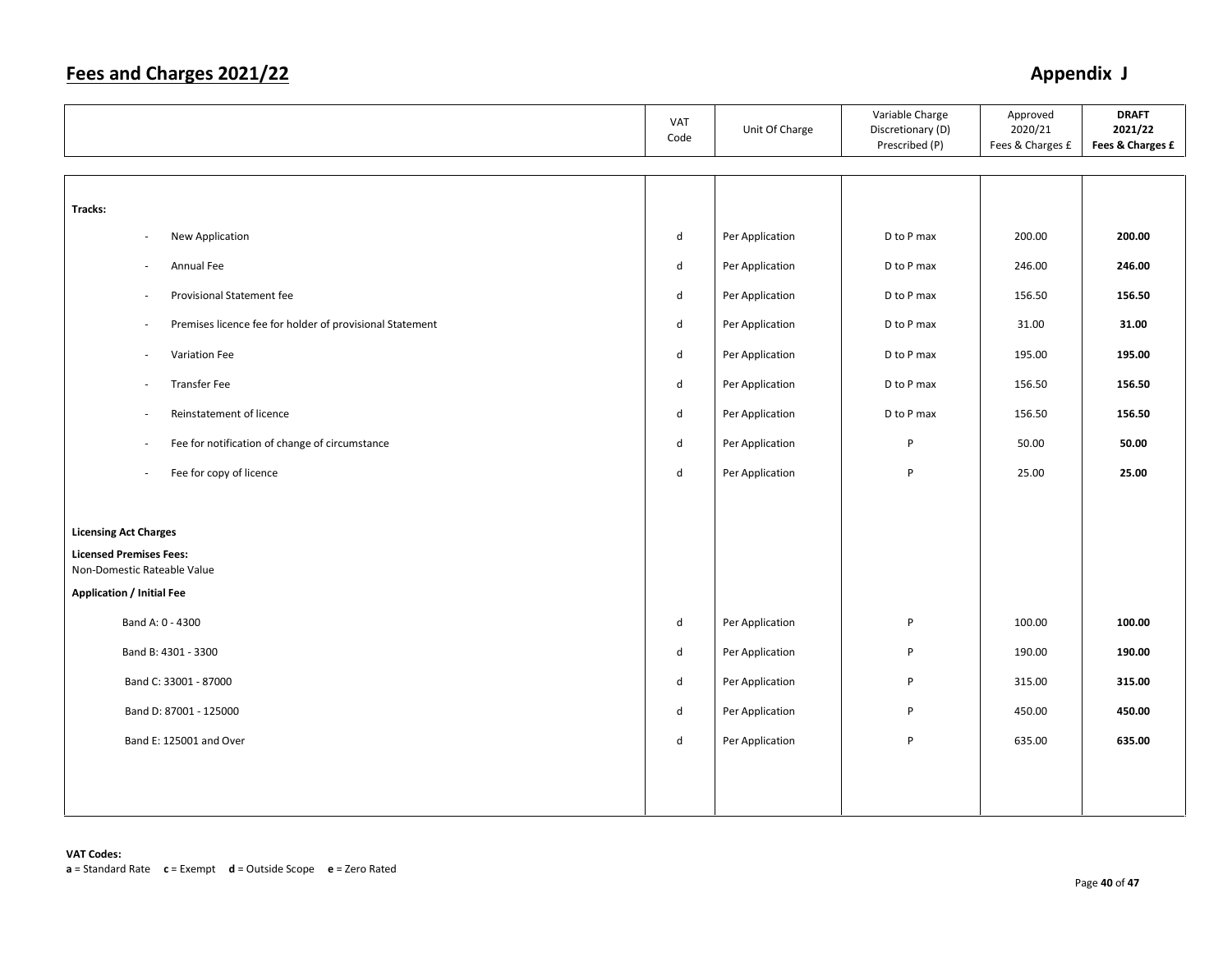## Fees and Charges 2021/22

## Appendix J

| | VAT Code | Unit Of Charge | Variable Charge Discretionary (D) Prescribed (P) | Approved 2020/21 Fees & Charges £ | **DRAFT 2021/22 Fees & Charges £** |
|---|---|---|---|---|---|
| **Tracks:** | | | | | |
| - New Application | d | Per Application | D to P max | 200.00 | **200.00** |
| - Annual Fee | d | Per Application | D to P max | 246.00 | **246.00** |
| - Provisional Statement fee | d | Per Application | D to P max | 156.50 | **156.50** |
| - Premises licence fee for holder of provisional Statement | d | Per Application | D to P max | 31.00 | **31.00** |
| - Variation Fee | d | Per Application | D to P max | 195.00 | **195.00** |
| - Transfer Fee | d | Per Application | D to P max | 156.50 | **156.50** |
| - Reinstatement of licence | d | Per Application | D to P max | 156.50 | **156.50** |
| - Fee for notification of change of circumstance | d | Per Application | P | 50.00 | **50.00** |
| - Fee for copy of licence | d | Per Application | P | 25.00 | **25.00** |
| **Licensing Act Charges** | | | | | |
| **Licensed Premises Fees:** Non-Domestic Rateable Value | | | | | |
| **Application / Initial Fee** | | | | | |
| Band A: 0 - 4300 | d | Per Application | P | 100.00 | **100.00** |
| Band B: 4301 - 3300 | d | Per Application | P | 190.00 | **190.00** |
| Band C: 33001 - 87000 | d | Per Application | P | 315.00 | **315.00** |
| Band D: 87001 - 125000 | d | Per Application | P | 450.00 | **450.00** |
| Band E: 125001 and Over | d | Per Application | P | 635.00 | **635.00** |

**VAT Codes:**
**a** = Standard Rate **c** = Exempt **d** = Outside Scope **e** = Zero Rated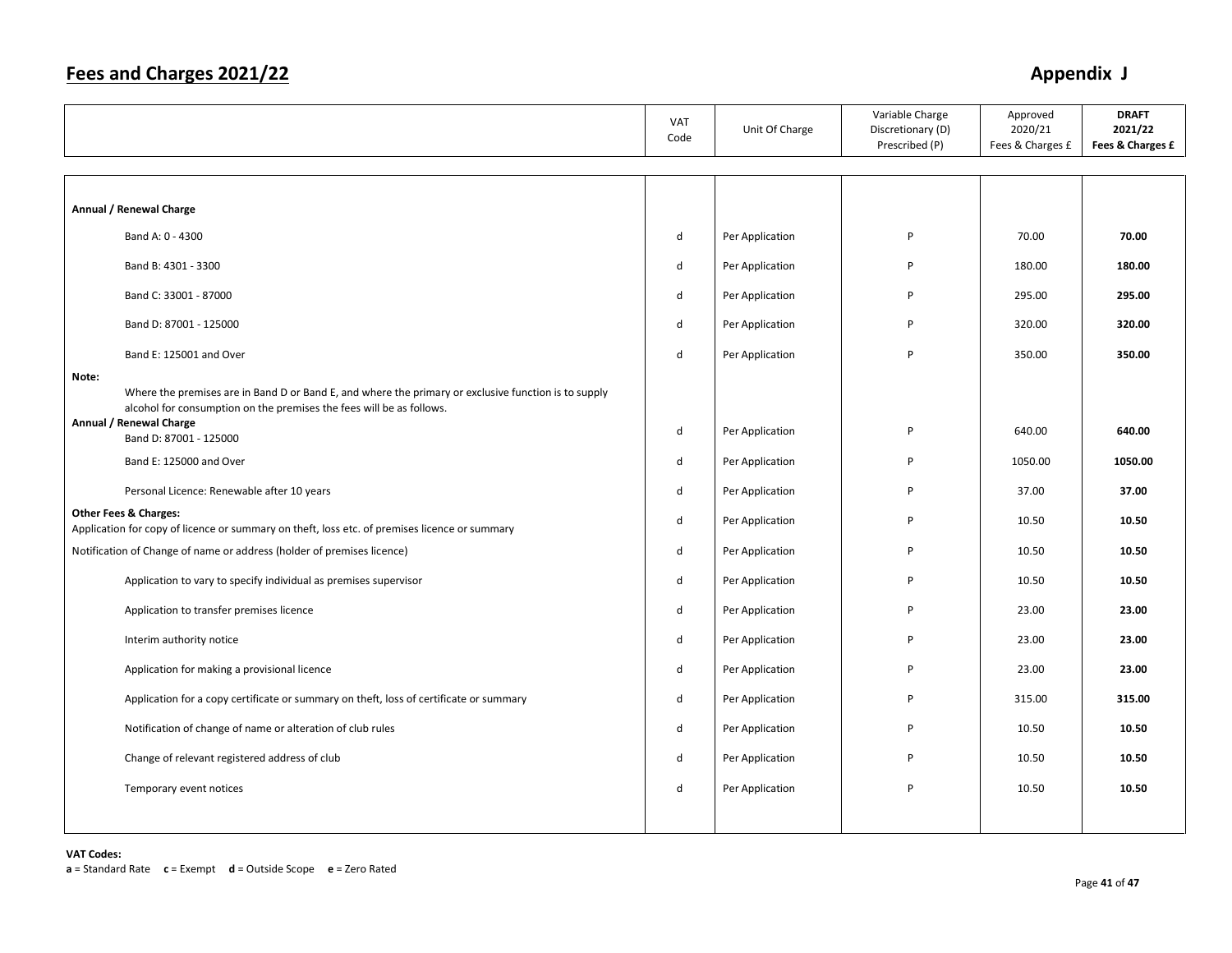## Fees and Charges 2021/22

## Appendix J

| | VAT Code | Unit Of Charge | Variable Charge Discretionary (D) Prescribed (P) | Approved 2020/21 Fees & Charges £ | **DRAFT 2021/22 Fees & Charges £** |
|---|---|---|---|---|---|
| **Annual / Renewal Charge** | | | | | |
| Band A: 0 - 4300 | d | Per Application | P | 70.00 | **70.00** |
| Band B: 4301 - 3300 | d | Per Application | P | 180.00 | **180.00** |
| Band C: 33001 - 87000 | d | Per Application | P | 295.00 | **295.00** |
| Band D: 87001 - 125000 | d | Per Application | P | 320.00 | **320.00** |
| Band E: 125001 and Over | d | Per Application | P | 350.00 | **350.00** |
| **Note:** Where the premises are in Band D or Band E, and where the primary or exclusive function is to supply alcohol for consumption on the premises the fees will be as follows. | | | | | |
| **Annual / Renewal Charge** Band D: 87001 - 125000 | d | Per Application | P | 640.00 | **640.00** |
| Band E: 125000 and Over | d | Per Application | P | 1050.00 | **1050.00** |
| Personal Licence: Renewable after 10 years | d | Per Application | P | 37.00 | **37.00** |
| **Other Fees & Charges:** Application for copy of licence or summary on theft, loss etc. of premises licence or summary | d | Per Application | P | 10.50 | **10.50** |
| Notification of Change of name or address (holder of premises licence) | d | Per Application | P | 10.50 | **10.50** |
| Application to vary to specify individual as premises supervisor | d | Per Application | P | 10.50 | **10.50** |
| Application to transfer premises licence | d | Per Application | P | 23.00 | **23.00** |
| Interim authority notice | d | Per Application | P | 23.00 | **23.00** |
| Application for making a provisional licence | d | Per Application | P | 23.00 | **23.00** |
| Application for a copy certificate or summary on theft, loss of certificate or summary | d | Per Application | P | 315.00 | **315.00** |
| Notification of change of name or alteration of club rules | d | Per Application | P | 10.50 | **10.50** |
| Change of relevant registered address of club | d | Per Application | P | 10.50 | **10.50** |
| Temporary event notices | d | Per Application | P | 10.50 | **10.50** |

**VAT Codes:**
**a** = Standard Rate **c** = Exempt **d** = Outside Scope **e** = Zero Rated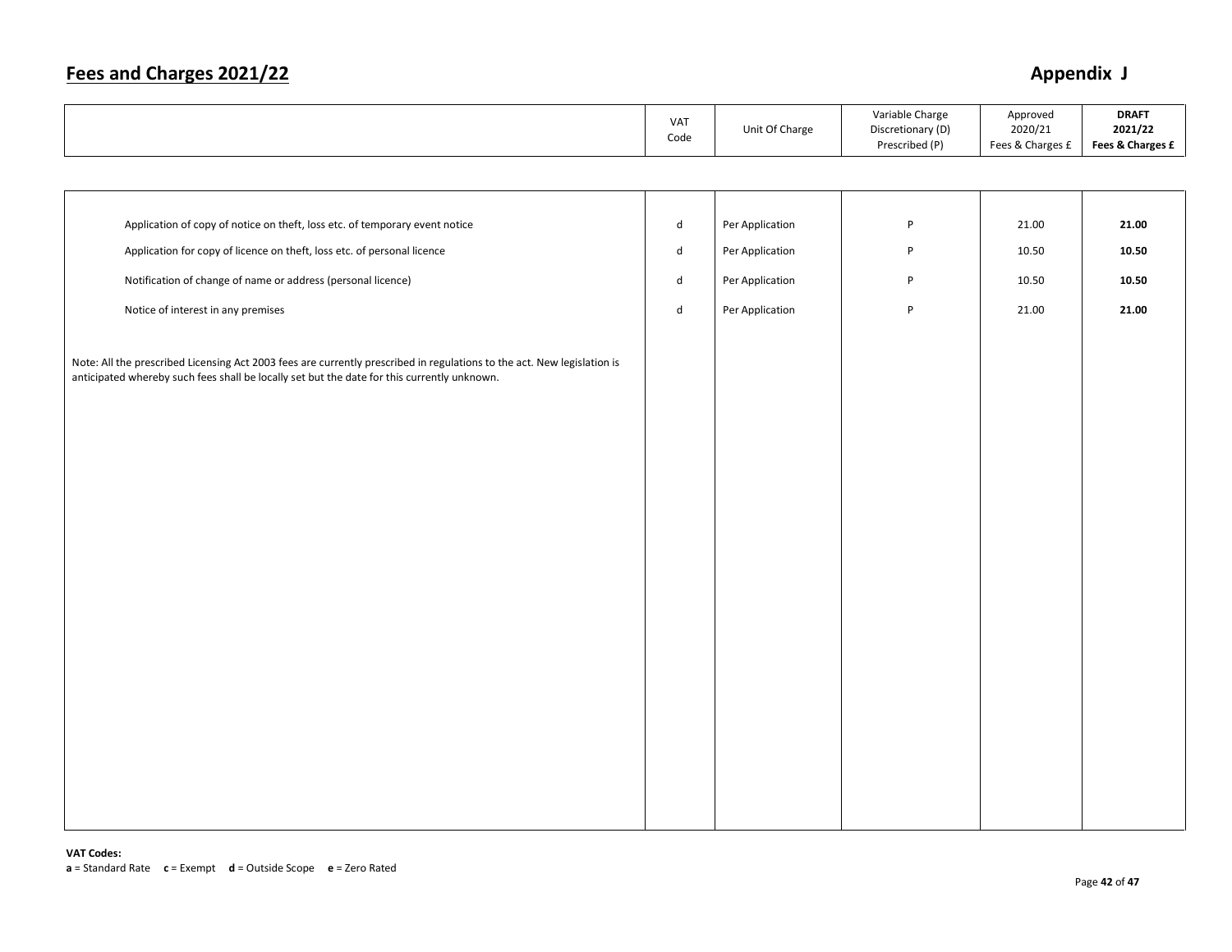# Fees and Charges 2021/22

## Appendix J

| | VAT Code | Unit Of Charge | Variable Charge Discretionary (D) Prescribed (P) | Approved 2020/21 Fees & Charges £ | **DRAFT 2021/22 Fees & Charges £** |
|---|---|---|---|---|---|
| Application of copy of notice on theft, loss etc. of temporary event notice | d | Per Application | P | 21.00 | **21.00** |
| Application for copy of licence on theft, loss etc. of personal licence | d | Per Application | P | 10.50 | **10.50** |
| Notification of change of name or address (personal licence) | d | Per Application | P | 10.50 | **10.50** |
| Notice of interest in any premises | d | Per Application | P | 21.00 | **21.00** |

Note: All the prescribed Licensing Act 2003 fees are currently prescribed in regulations to the act. New legislation is anticipated whereby such fees shall be locally set but the date for this currently unknown.

**VAT Codes:**
**a** = Standard Rate **c** = Exempt **d** = Outside Scope **e** = Zero Rated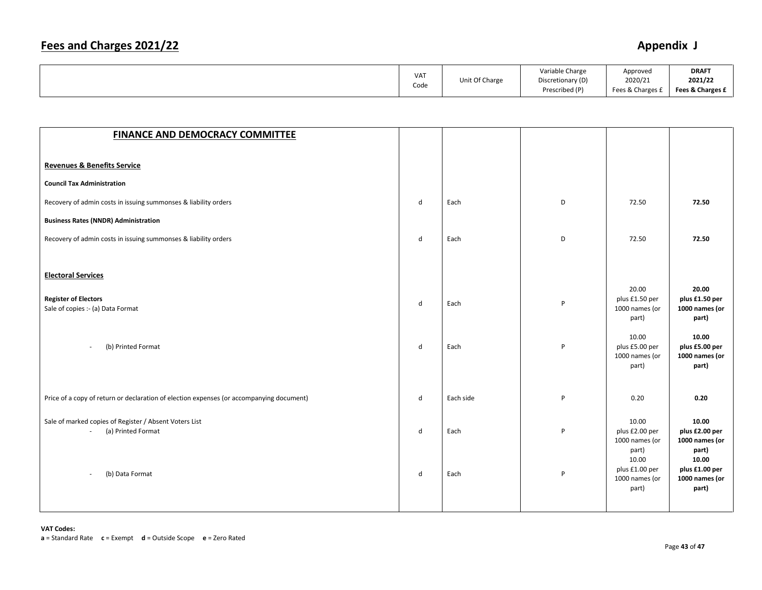# Fees and Charges 2021/22

## Appendix J

| | VAT Code | Unit Of Charge | Variable Charge Discretionary (D) Prescribed (P) | Approved 2020/21 Fees & Charges £ | **DRAFT 2021/22 Fees & Charges £** |
|---|---|---|---|---|---|
| **FINANCE AND DEMOCRACY COMMITTEE** | | | | | |
| **Revenues & Benefits Service** | | | | | |
| **Council Tax Administration** | | | | | |
| Recovery of admin costs in issuing summonses & liability orders | d | Each | D | 72.50 | **72.50** |
| **Business Rates (NNDR) Administration** | | | | | |
| Recovery of admin costs in issuing summonses & liability orders | d | Each | D | 72.50 | **72.50** |
| **Electoral Services** | | | | | |
| **Register of Electors** Sale of copies :- (a) Data Format | d | Each | P | 20.00 plus £1.50 per 1000 names (or part) | **20.00 plus £1.50 per 1000 names (or part)** |
| - (b) Printed Format | d | Each | P | 10.00 plus £5.00 per 1000 names (or part) | **10.00 plus £5.00 per 1000 names (or part)** |
| Price of a copy of return or declaration of election expenses (or accompanying document) | d | Each side | P | 0.20 | **0.20** |
| Sale of marked copies of Register / Absent Voters List - (a) Printed Format | d | Each | P | 10.00 plus £2.00 per 1000 names (or part) | **10.00 plus £2.00 per 1000 names (or part)** |
| - (b) Data Format | d | Each | P | 10.00 plus £1.00 per 1000 names (or part) | **10.00 plus £1.00 per 1000 names (or part)** |

**VAT Codes:**
**a** = Standard Rate **c** = Exempt **d** = Outside Scope **e** = Zero Rated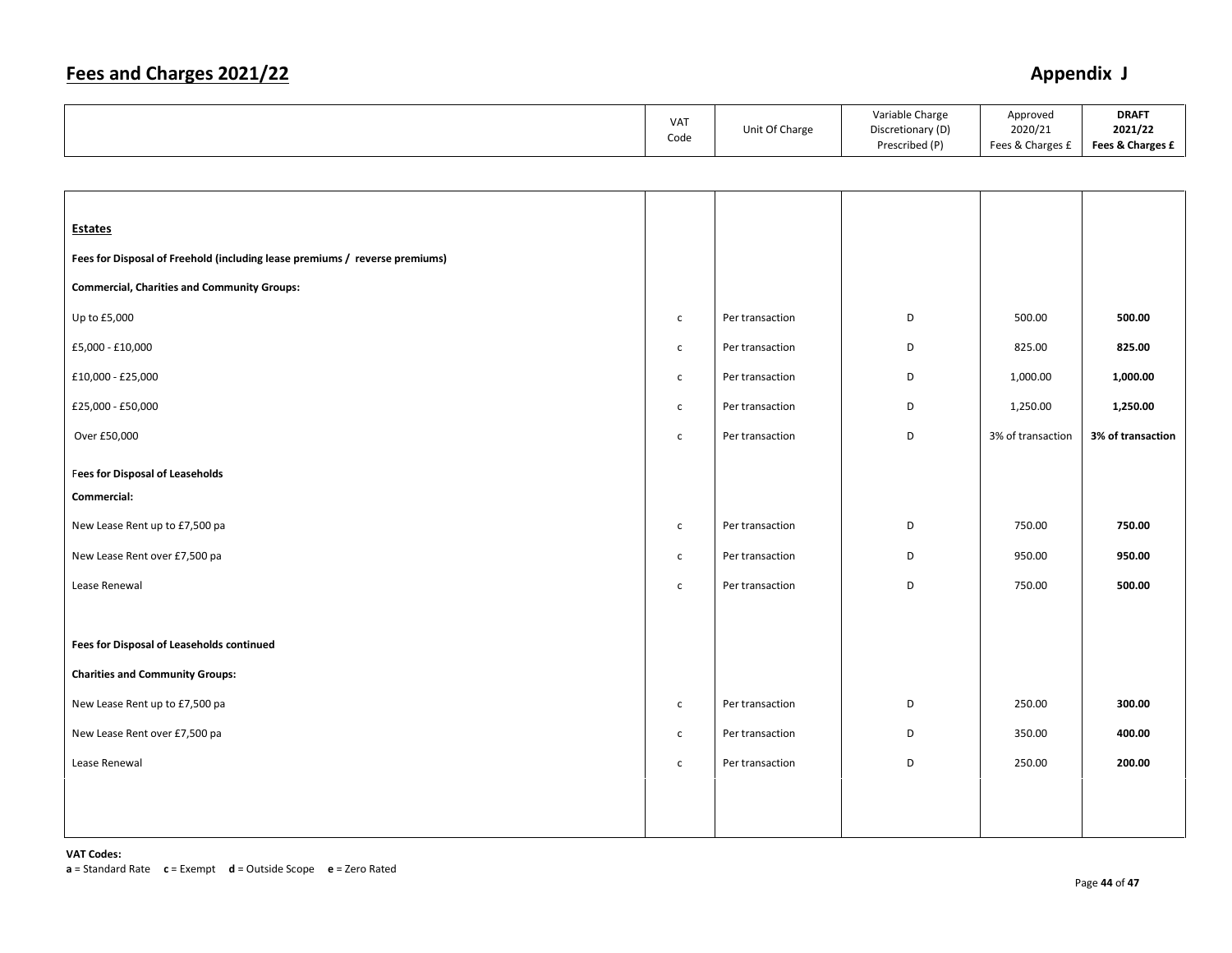## Fees and Charges 2021/22

## Appendix J

| | VAT Code | Unit Of Charge | Variable Charge Discretionary (D) Prescribed (P) | Approved 2020/21 Fees & Charges £ | **DRAFT 2021/22 Fees & Charges £** |
|---|---|---|---|---|---|
| **Estates** | | | | | |
| **Fees for Disposal of Freehold (including lease premiums / reverse premiums)** | | | | | |
| **Commercial, Charities and Community Groups:** | | | | | |
| Up to £5,000 | c | Per transaction | D | 500.00 | **500.00** |
| £5,000 - £10,000 | c | Per transaction | D | 825.00 | **825.00** |
| £10,000 - £25,000 | c | Per transaction | D | 1,000.00 | **1,000.00** |
| £25,000 - £50,000 | c | Per transaction | D | 1,250.00 | **1,250.00** |
| Over £50,000 | c | Per transaction | D | 3% of transaction | **3% of transaction** |
| **Fees for Disposal of Leaseholds** | | | | | |
| **Commercial:** | | | | | |
| New Lease Rent up to £7,500 pa | c | Per transaction | D | 750.00 | **750.00** |
| New Lease Rent over £7,500 pa | c | Per transaction | D | 950.00 | **950.00** |
| Lease Renewal | c | Per transaction | D | 750.00 | **500.00** |
| **Fees for Disposal of Leaseholds continued** | | | | | |
| **Charities and Community Groups:** | | | | | |
| New Lease Rent up to £7,500 pa | c | Per transaction | D | 250.00 | **300.00** |
| New Lease Rent over £7,500 pa | c | Per transaction | D | 350.00 | **400.00** |
| Lease Renewal | c | Per transaction | D | 250.00 | **200.00** |

**VAT Codes:**
**a** = Standard Rate **c** = Exempt **d** = Outside Scope **e** = Zero Rated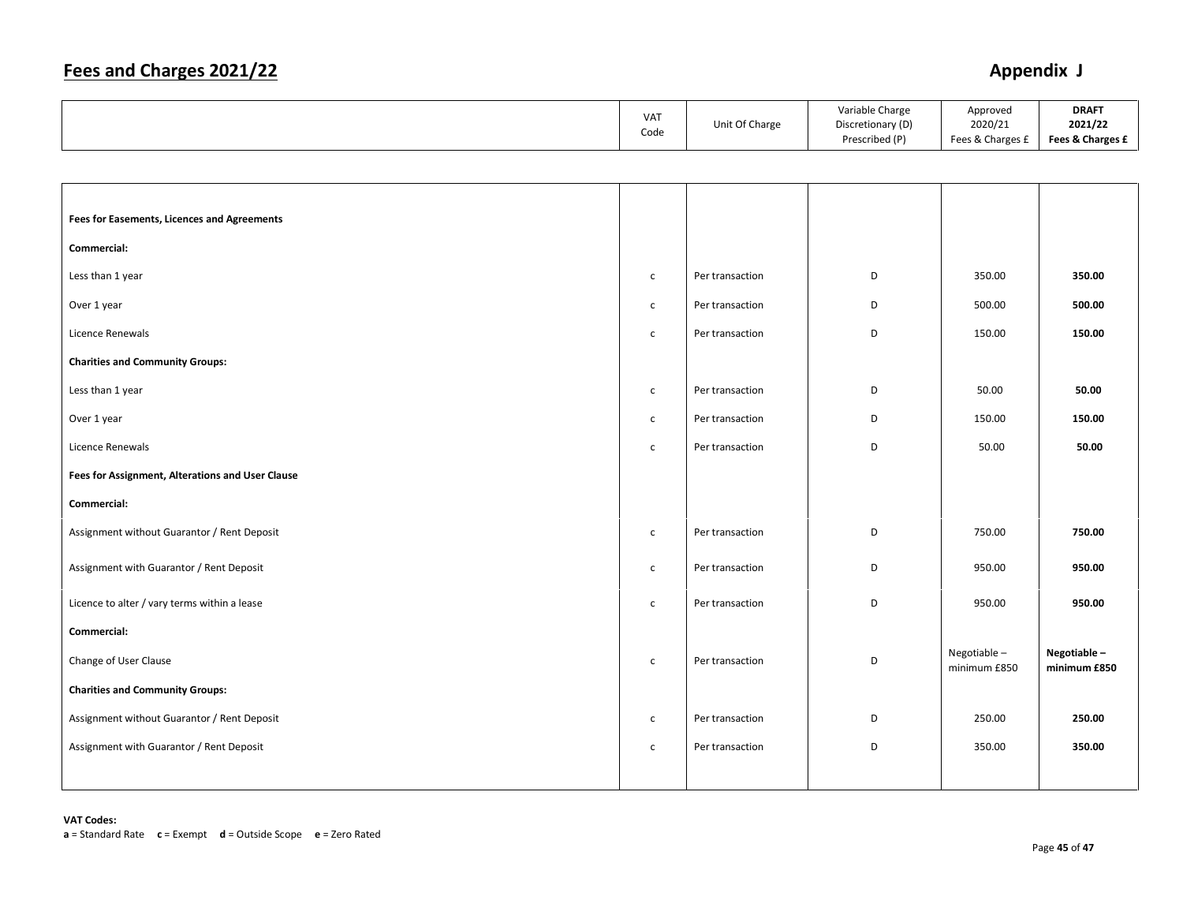# Fees and Charges 2021/22

## Appendix J

| | VAT Code | Unit Of Charge | Variable Charge Discretionary (D) Prescribed (P) | Approved 2020/21 Fees & Charges £ | **DRAFT 2021/22 Fees & Charges £** |
|---|---|---|---|---|---|
| **Fees for Easements, Licences and Agreements** | | | | | |
| **Commercial:** | | | | | |
| Less than 1 year | c | Per transaction | D | 350.00 | **350.00** |
| Over 1 year | c | Per transaction | D | 500.00 | **500.00** |
| Licence Renewals | c | Per transaction | D | 150.00 | **150.00** |
| **Charities and Community Groups:** | | | | | |
| Less than 1 year | c | Per transaction | D | 50.00 | **50.00** |
| Over 1 year | c | Per transaction | D | 150.00 | **150.00** |
| Licence Renewals | c | Per transaction | D | 50.00 | **50.00** |
| **Fees for Assignment, Alterations and User Clause** | | | | | |
| **Commercial:** | | | | | |
| Assignment without Guarantor / Rent Deposit | c | Per transaction | D | 750.00 | **750.00** |
| Assignment with Guarantor / Rent Deposit | c | Per transaction | D | 950.00 | **950.00** |
| Licence to alter / vary terms within a lease | c | Per transaction | D | 950.00 | **950.00** |
| **Commercial:** | | | | | |
| Change of User Clause | c | Per transaction | D | Negotiable – minimum £850 | **Negotiable – minimum £850** |
| **Charities and Community Groups:** | | | | | |
| Assignment without Guarantor / Rent Deposit | c | Per transaction | D | 250.00 | **250.00** |
| Assignment with Guarantor / Rent Deposit | c | Per transaction | D | 350.00 | **350.00** |

**VAT Codes:**
**a** = Standard Rate **c** = Exempt **d** = Outside Scope **e** = Zero Rated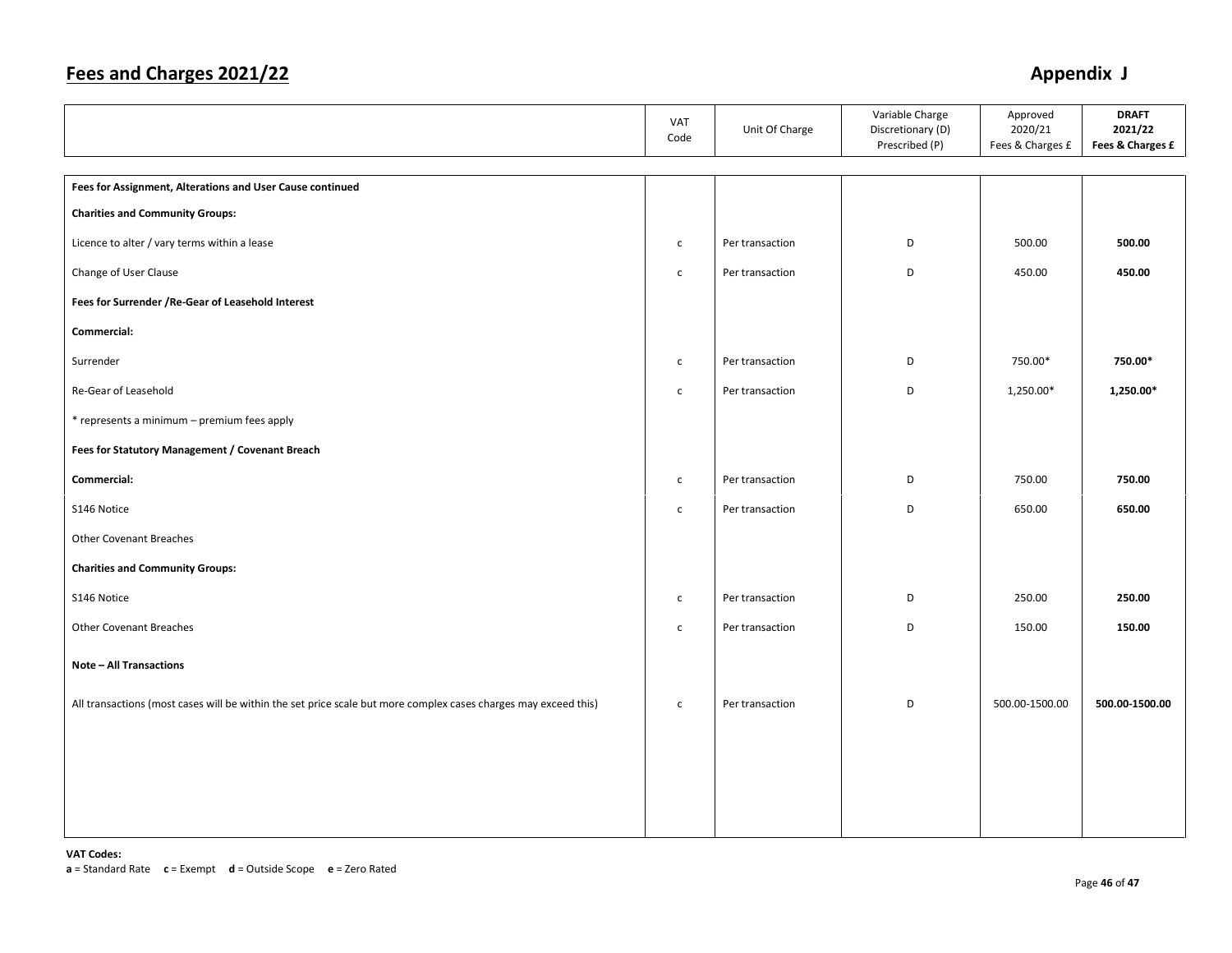## Fees and Charges 2021/22

## Appendix J

| | VAT Code | Unit Of Charge | Variable Charge Discretionary (D) Prescribed (P) | Approved 2020/21 Fees & Charges £ | **DRAFT 2021/22 Fees & Charges £** |
|---|---|---|---|---|---|
| **Fees for Assignment, Alterations and User Cause continued** | | | | | |
| **Charities and Community Groups:** | | | | | |
| Licence to alter / vary terms within a lease | c | Per transaction | D | 500.00 | **500.00** |
| Change of User Clause | c | Per transaction | D | 450.00 | **450.00** |
| **Fees for Surrender /Re-Gear of Leasehold Interest** | | | | | |
| **Commercial:** | | | | | |
| Surrender | c | Per transaction | D | 750.00* | **750.00*** |
| Re-Gear of Leasehold | c | Per transaction | D | 1,250.00* | **1,250.00*** |
| * represents a minimum – premium fees apply | | | | | |
| **Fees for Statutory Management / Covenant Breach** | | | | | |
| **Commercial:** | c | Per transaction | D | 750.00 | **750.00** |
| S146 Notice | c | Per transaction | D | 650.00 | **650.00** |
| Other Covenant Breaches | | | | | |
| **Charities and Community Groups:** | | | | | |
| S146 Notice | c | Per transaction | D | 250.00 | **250.00** |
| Other Covenant Breaches | c | Per transaction | D | 150.00 | **150.00** |
| **Note – All Transactions** | | | | | |
| All transactions (most cases will be within the set price scale but more complex cases charges may exceed this) | c | Per transaction | D | 500.00-1500.00 | **500.00-1500.00** |

**VAT Codes:**
**a** = Standard Rate **c** = Exempt **d** = Outside Scope **e** = Zero Rated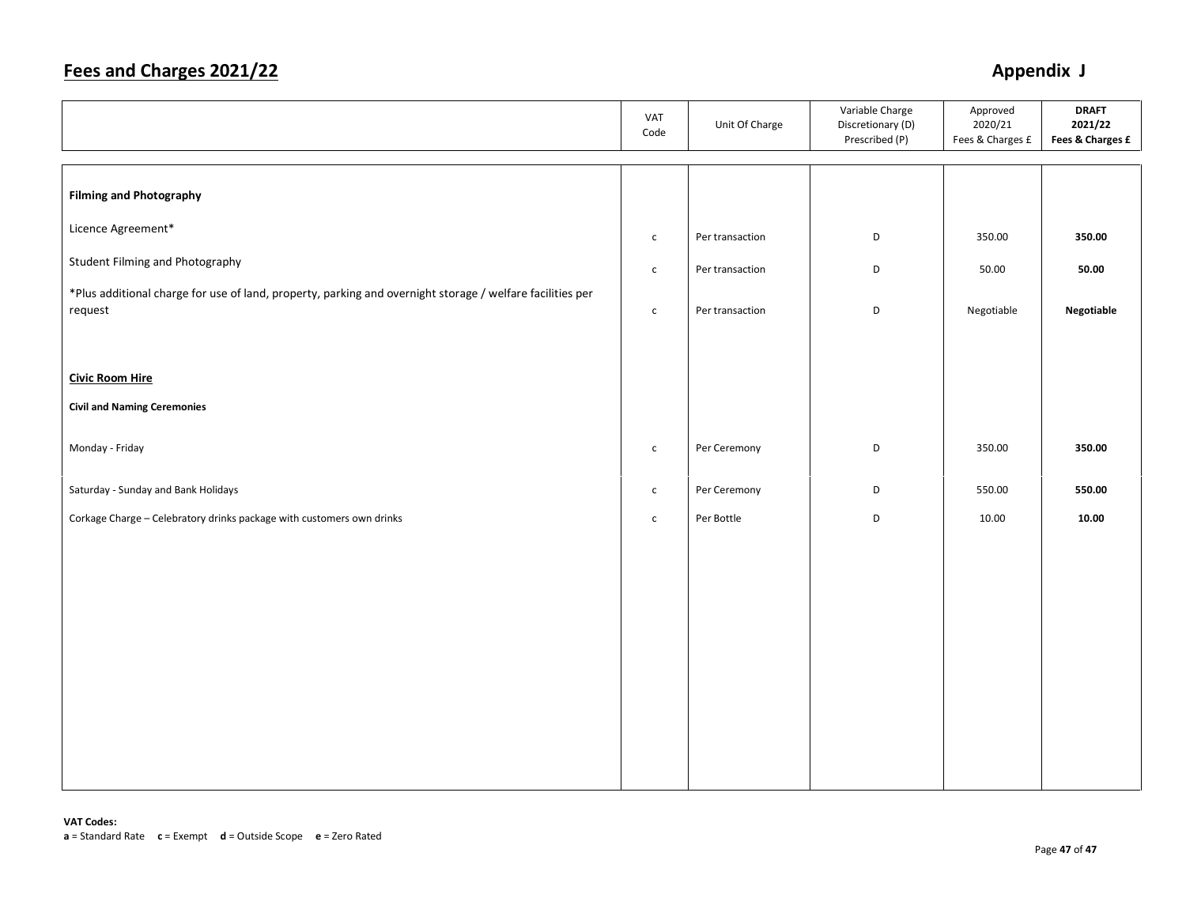# Fees and Charges 2021/22

## Appendix J

| | VAT Code | Unit Of Charge | Variable Charge Discretionary (D) Prescribed (P) | Approved 2020/21 Fees & Charges £ | **DRAFT 2021/22 Fees & Charges £** |
|---|---|---|---|---|---|
| **Filming and Photography** | | | | | |
| Licence Agreement* | c | Per transaction | D | 350.00 | **350.00** |
| Student Filming and Photography | c | Per transaction | D | 50.00 | **50.00** |
| *Plus additional charge for use of land, property, parking and overnight storage / welfare facilities per request | c | Per transaction | D | Negotiable | **Negotiable** |
| **Civic Room Hire** | | | | | |
| **Civil and Naming Ceremonies** | | | | | |
| Monday - Friday | c | Per Ceremony | D | 350.00 | **350.00** |
| Saturday - Sunday and Bank Holidays | c | Per Ceremony | D | 550.00 | **550.00** |
| Corkage Charge – Celebratory drinks package with customers own drinks | c | Per Bottle | D | 10.00 | **10.00** |

**VAT Codes:**
**a** = Standard Rate **c** = Exempt **d** = Outside Scope **e** = Zero Rated